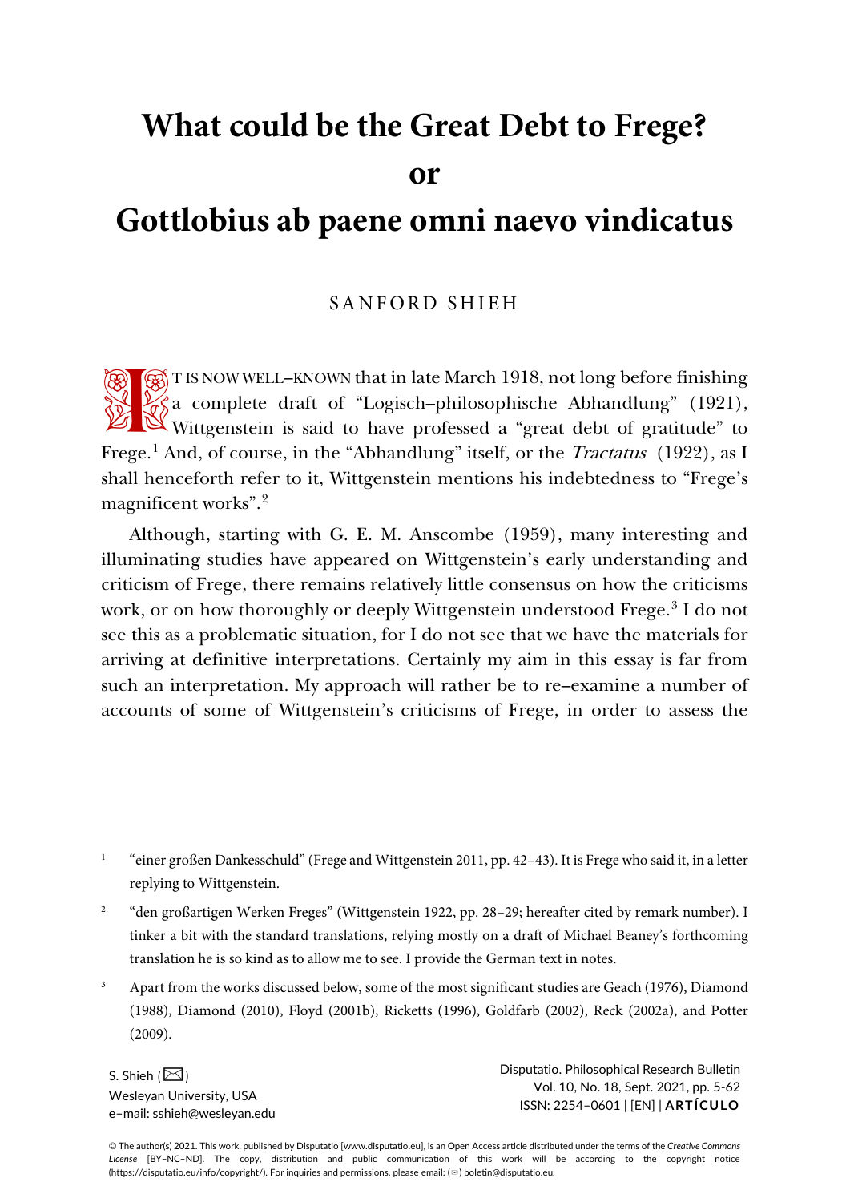# What could be the Great Debt to Frege?

# or

# Gottlobius ab paene omni naevo vindicatus

SANFORD SHIEH

IT IS NOW WELL–KNOWN that in late March 1918, not long before finishing a complete draft of "Logisch–philosophische Abhandlung" (1921), Wittgenstein is said to have professed a "great debt of gratitude" to Frege.[1] And, of course, in the "Abhandlung" itself, or the *Tractatus* (1922), as I shall henceforth refer to it, Wittgenstein mentions his indebtedness to "Frege's magnificent works".[2]

Although, starting with G. E. M. Anscombe (1959), many interesting and illuminating studies have appeared on Wittgenstein's early understanding and criticism of Frege, there remains relatively little consensus on how the criticisms work, or on how thoroughly or deeply Wittgenstein understood Frege.[3] I do not see this as a problematic situation, for I do not see that we have the materials for arriving at definitive interpretations. Certainly my aim in this essay is far from such an interpretation. My approach will rather be to re–examine a number of accounts of some of Wittgenstein's criticisms of Frege, in order to assess the

[1] "einer großen Dankesschuld" (Frege and Wittgenstein 2011, pp. 42–43). It is Frege who said it, in a letter replying to Wittgenstein.

[2] "den großartigen Werken Freges" (Wittgenstein 1922, pp. 28–29; hereafter cited by remark number). I tinker a bit with the standard translations, relying mostly on a draft of Michael Beaney's forthcoming translation he is so kind as to allow me to see. I provide the German text in notes.

[3] Apart from the works discussed below, some of the most significant studies are Geach (1976), Diamond (1988), Diamond (2010), Floyd (2001b), Ricketts (1996), Goldfarb (2002), Reck (2002a), and Potter (2009).

S. Shieh (✉)
Wesleyan University, USA
e–mail: sshieh@wesleyan.edu

© The author(s) 2021. This work, published by Disputatio [www.disputatio.eu], is an Open Access article distributed under the terms of the *Creative Commons License* [BY–NC–ND]. The copy, distribution and public communication of this work will be according to the copyright notice (https://disputatio.eu/info/copyright/). For inquiries and permissions, please email: (✉) boletin@disputatio.eu.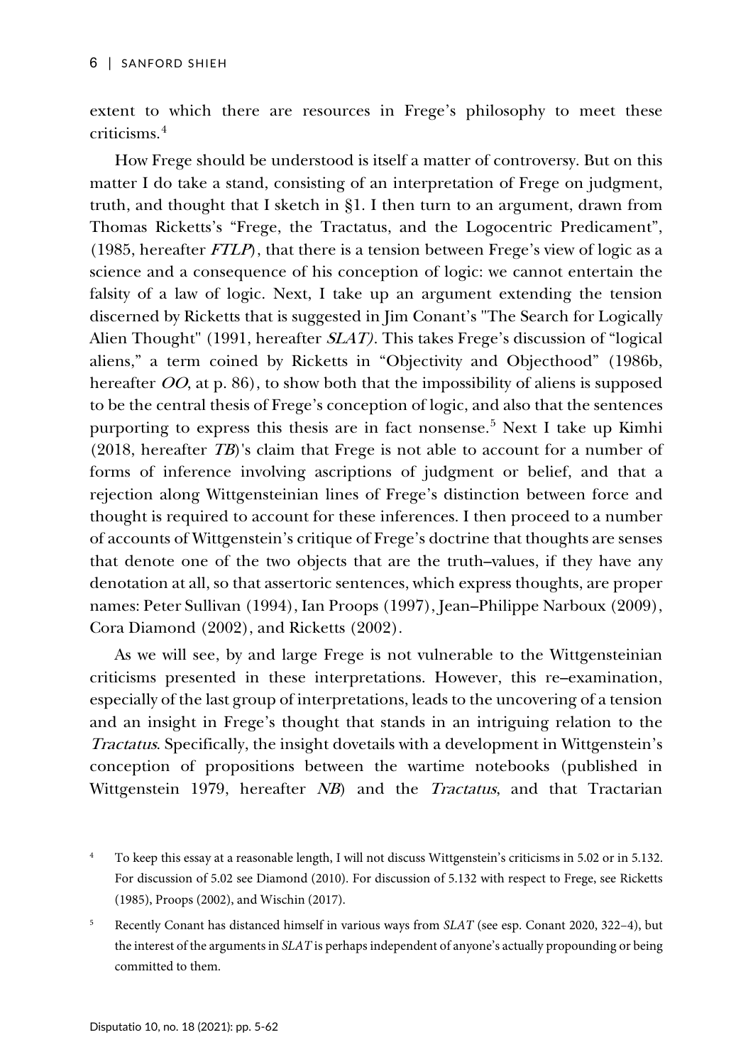extent to which there are resources in Frege's philosophy to meet these criticisms.[4]

How Frege should be understood is itself a matter of controversy. But on this matter I do take a stand, consisting of an interpretation of Frege on judgment, truth, and thought that I sketch in §1. I then turn to an argument, drawn from Thomas Ricketts's "Frege, the Tractatus, and the Logocentric Predicament", (1985, hereafter *FTLP*), that there is a tension between Frege's view of logic as a science and a consequence of his conception of logic: we cannot entertain the falsity of a law of logic. Next, I take up an argument extending the tension discerned by Ricketts that is suggested in Jim Conant's "The Search for Logically Alien Thought" (1991, hereafter *SLAT)*. This takes Frege's discussion of "logical aliens," a term coined by Ricketts in "Objectivity and Objecthood" (1986b, hereafter *OO*, at p. 86), to show both that the impossibility of aliens is supposed to be the central thesis of Frege's conception of logic, and also that the sentences purporting to express this thesis are in fact nonsense.[5] Next I take up Kimhi (2018, hereafter *TB*)'s claim that Frege is not able to account for a number of forms of inference involving ascriptions of judgment or belief, and that a rejection along Wittgensteinian lines of Frege's distinction between force and thought is required to account for these inferences. I then proceed to a number of accounts of Wittgenstein's critique of Frege's doctrine that thoughts are senses that denote one of the two objects that are the truth–values, if they have any denotation at all, so that assertoric sentences, which express thoughts, are proper names: Peter Sullivan (1994), Ian Proops (1997), Jean–Philippe Narboux (2009), Cora Diamond (2002), and Ricketts (2002).

As we will see, by and large Frege is not vulnerable to the Wittgensteinian criticisms presented in these interpretations. However, this re–examination, especially of the last group of interpretations, leads to the uncovering of a tension and an insight in Frege's thought that stands in an intriguing relation to the *Tractatus*. Specifically, the insight dovetails with a development in Wittgenstein's conception of propositions between the wartime notebooks (published in Wittgenstein 1979, hereafter *NB*) and the *Tractatus*, and that Tractarian

[4] To keep this essay at a reasonable length, I will not discuss Wittgenstein's criticisms in 5.02 or in 5.132. For discussion of 5.02 see Diamond (2010). For discussion of 5.132 with respect to Frege, see Ricketts (1985), Proops (2002), and Wischin (2017).

[5] Recently Conant has distanced himself in various ways from *SLAT* (see esp. Conant 2020, 322–4), but the interest of the arguments in *SLAT* is perhaps independent of anyone's actually propounding or being committed to them.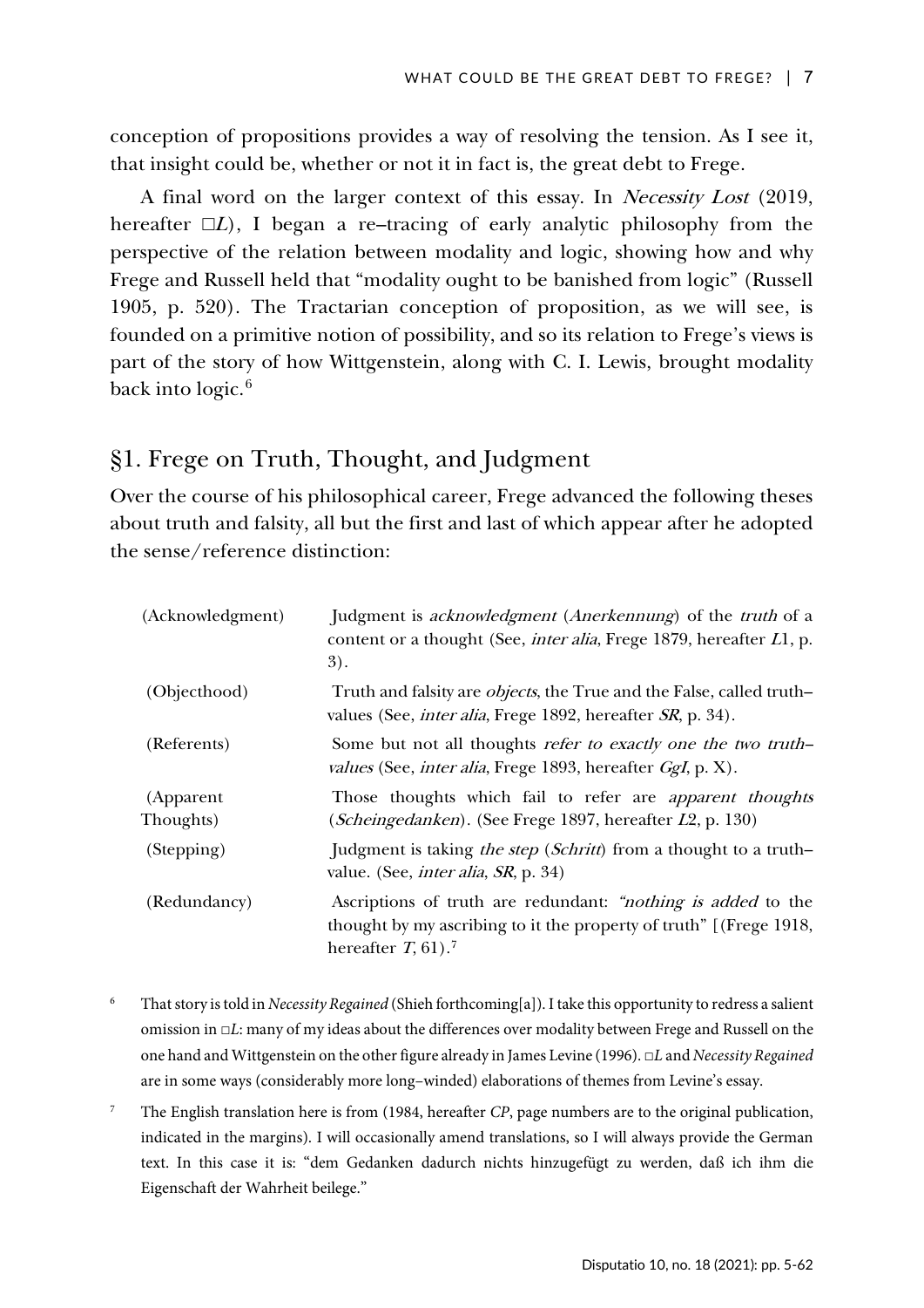conception of propositions provides a way of resolving the tension. As I see it, that insight could be, whether or not it in fact is, the great debt to Frege.

A final word on the larger context of this essay. In *Necessity Lost* (2019, hereafter □*L*), I began a re–tracing of early analytic philosophy from the perspective of the relation between modality and logic, showing how and why Frege and Russell held that "modality ought to be banished from logic" (Russell 1905, p. 520). The Tractarian conception of proposition, as we will see, is founded on a primitive notion of possibility, and so its relation to Frege's views is part of the story of how Wittgenstein, along with C. I. Lewis, brought modality back into logic.[6]

## §1. Frege on Truth, Thought, and Judgment

Over the course of his philosophical career, Frege advanced the following theses about truth and falsity, all but the first and last of which appear after he adopted the sense/reference distinction:

| | |
|---|---|
| (Acknowledgment) | Judgment is *acknowledgment* (*Anerkennung*) of the *truth* of a content or a thought (See, *inter alia*, Frege 1879, hereafter *L*1, p. 3). |
| (Objecthood) | Truth and falsity are *objects*, the True and the False, called truth–values (See, *inter alia*, Frege 1892, hereafter *SR*, p. 34). |
| (Referents) | Some but not all thoughts *refer to exactly one the two truth–values* (See, *inter alia*, Frege 1893, hereafter *GgI*, p. X). |
| (Apparent Thoughts) | Those thoughts which fail to refer are *apparent thoughts* (*Scheingedanken*). (See Frege 1897, hereafter *L*2, p. 130) |
| (Stepping) | Judgment is taking *the step* (*Schritt*) from a thought to a truth–value. (See, *inter alia*, *SR*, p. 34) |
| (Redundancy) | Ascriptions of truth are redundant: *"nothing is added* to the thought by my ascribing to it the property of truth" [(Frege 1918, hereafter *T*, 61).[7] |

[6] That story is told in *Necessity Regained* (Shieh forthcoming[a]). I take this opportunity to redress a salient omission in □*L*: many of my ideas about the differences over modality between Frege and Russell on the one hand and Wittgenstein on the other figure already in James Levine (1996). □*L* and *Necessity Regained* are in some ways (considerably more long–winded) elaborations of themes from Levine's essay.

[7] The English translation here is from (1984, hereafter *CP*, page numbers are to the original publication, indicated in the margins). I will occasionally amend translations, so I will always provide the German text. In this case it is: "dem Gedanken dadurch nichts hinzugefügt zu werden, daß ich ihm die Eigenschaft der Wahrheit beilege."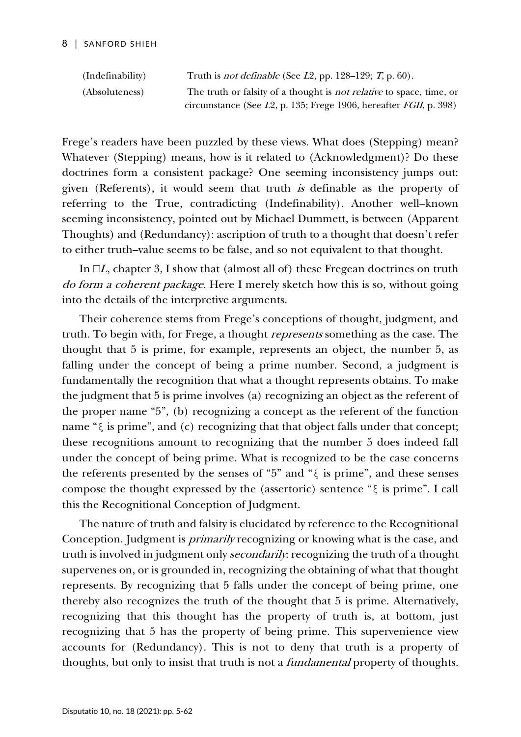| | |
|---|---|
| (Indefinability) | Truth is *not definable* (See *L*2, pp. 128–129; *T*, p. 60). |
| (Absoluteness) | The truth or falsity of a thought is *not relative* to space, time, or circumstance (See *L*2, p. 135; Frege 1906, hereafter *FGII*, p. 398) |

Frege's readers have been puzzled by these views. What does (Stepping) mean? Whatever (Stepping) means, how is it related to (Acknowledgment)? Do these doctrines form a consistent package? One seeming inconsistency jumps out: given (Referents), it would seem that truth *is* definable as the property of referring to the True, contradicting (Indefinability). Another well–known seeming inconsistency, pointed out by Michael Dummett, is between (Apparent Thoughts) and (Redundancy): ascription of truth to a thought that doesn't refer to either truth–value seems to be false, and so not equivalent to that thought.

In □*L*, chapter 3, I show that (almost all of) these Fregean doctrines on truth *do form a coherent package*. Here I merely sketch how this is so, without going into the details of the interpretive arguments.

Their coherence stems from Frege's conceptions of thought, judgment, and truth. To begin with, for Frege, a thought *represents* something as the case. The thought that 5 is prime, for example, represents an object, the number 5, as falling under the concept of being a prime number. Second, a judgment is fundamentally the recognition that what a thought represents obtains. To make the judgment that 5 is prime involves (a) recognizing an object as the referent of the proper name "5", (b) recognizing a concept as the referent of the function name "ξ is prime", and (c) recognizing that that object falls under that concept; these recognitions amount to recognizing that the number 5 does indeed fall under the concept of being prime. What is recognized to be the case concerns the referents presented by the senses of "5" and "ξ is prime", and these senses compose the thought expressed by the (assertoric) sentence "ξ is prime". I call this the Recognitional Conception of Judgment.

The nature of truth and falsity is elucidated by reference to the Recognitional Conception. Judgment is *primarily* recognizing or knowing what is the case, and truth is involved in judgment only *secondarily*: recognizing the truth of a thought supervenes on, or is grounded in, recognizing the obtaining of what that thought represents. By recognizing that 5 falls under the concept of being prime, one thereby also recognizes the truth of the thought that 5 is prime. Alternatively, recognizing that this thought has the property of truth is, at bottom, just recognizing that 5 has the property of being prime. This supervenience view accounts for (Redundancy). This is not to deny that truth is a property of thoughts, but only to insist that truth is not a *fundamental* property of thoughts.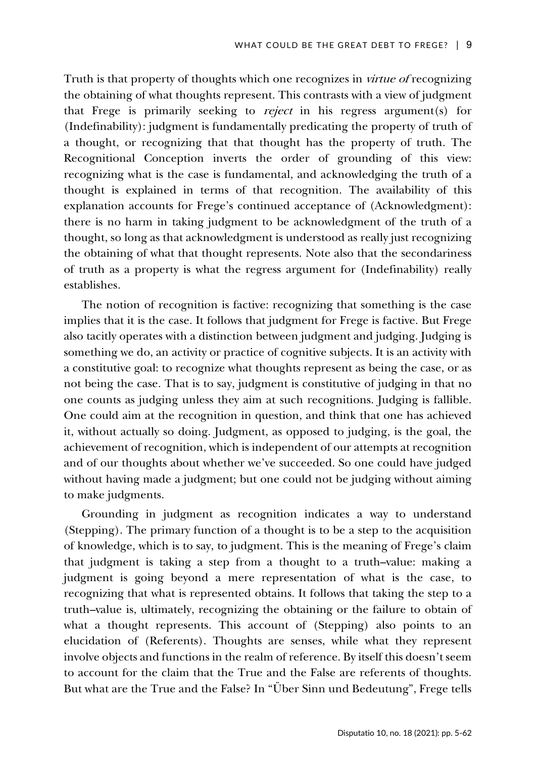Truth is that property of thoughts which one recognizes in *virtue of* recognizing the obtaining of what thoughts represent. This contrasts with a view of judgment that Frege is primarily seeking to *reject* in his regress argument(s) for (Indefinability): judgment is fundamentally predicating the property of truth of a thought, or recognizing that that thought has the property of truth. The Recognitional Conception inverts the order of grounding of this view: recognizing what is the case is fundamental, and acknowledging the truth of a thought is explained in terms of that recognition. The availability of this explanation accounts for Frege's continued acceptance of (Acknowledgment): there is no harm in taking judgment to be acknowledgment of the truth of a thought, so long as that acknowledgment is understood as really just recognizing the obtaining of what that thought represents. Note also that the secondariness of truth as a property is what the regress argument for (Indefinability) really establishes.

The notion of recognition is factive: recognizing that something is the case implies that it is the case. It follows that judgment for Frege is factive. But Frege also tacitly operates with a distinction between judgment and judging. Judging is something we do, an activity or practice of cognitive subjects. It is an activity with a constitutive goal: to recognize what thoughts represent as being the case, or as not being the case. That is to say, judgment is constitutive of judging in that no one counts as judging unless they aim at such recognitions. Judging is fallible. One could aim at the recognition in question, and think that one has achieved it, without actually so doing. Judgment, as opposed to judging, is the goal, the achievement of recognition, which is independent of our attempts at recognition and of our thoughts about whether we've succeeded. So one could have judged without having made a judgment; but one could not be judging without aiming to make judgments.

Grounding in judgment as recognition indicates a way to understand (Stepping). The primary function of a thought is to be a step to the acquisition of knowledge, which is to say, to judgment. This is the meaning of Frege's claim that judgment is taking a step from a thought to a truth–value: making a judgment is going beyond a mere representation of what is the case, to recognizing that what is represented obtains. It follows that taking the step to a truth–value is, ultimately, recognizing the obtaining or the failure to obtain of what a thought represents. This account of (Stepping) also points to an elucidation of (Referents). Thoughts are senses, while what they represent involve objects and functions in the realm of reference. By itself this doesn't seem to account for the claim that the True and the False are referents of thoughts. But what are the True and the False? In "Über Sinn und Bedeutung", Frege tells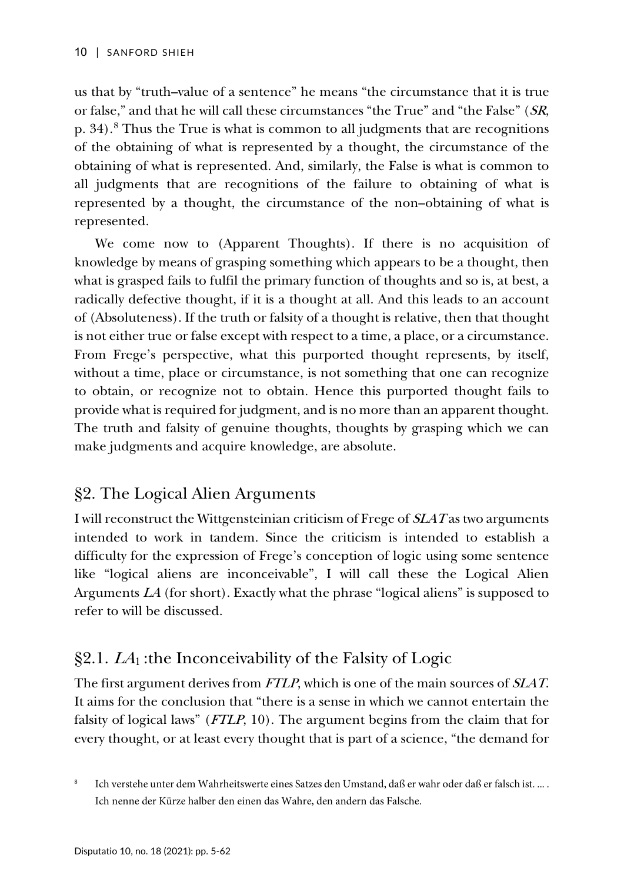us that by "truth–value of a sentence" he means "the circumstance that it is true or false," and that he will call these circumstances "the True" and "the False" (*SR*, p. 34).[8] Thus the True is what is common to all judgments that are recognitions of the obtaining of what is represented by a thought, the circumstance of the obtaining of what is represented. And, similarly, the False is what is common to all judgments that are recognitions of the failure to obtaining of what is represented by a thought, the circumstance of the non–obtaining of what is represented.

We come now to (Apparent Thoughts). If there is no acquisition of knowledge by means of grasping something which appears to be a thought, then what is grasped fails to fulfil the primary function of thoughts and so is, at best, a radically defective thought, if it is a thought at all. And this leads to an account of (Absoluteness). If the truth or falsity of a thought is relative, then that thought is not either true or false except with respect to a time, a place, or a circumstance. From Frege's perspective, what this purported thought represents, by itself, without a time, place or circumstance, is not something that one can recognize to obtain, or recognize not to obtain. Hence this purported thought fails to provide what is required for judgment, and is no more than an apparent thought. The truth and falsity of genuine thoughts, thoughts by grasping which we can make judgments and acquire knowledge, are absolute.

## §2. The Logical Alien Arguments

I will reconstruct the Wittgensteinian criticism of Frege of *SLAT* as two arguments intended to work in tandem. Since the criticism is intended to establish a difficulty for the expression of Frege's conception of logic using some sentence like "logical aliens are inconceivable", I will call these the Logical Alien Arguments *LA* (for short). Exactly what the phrase "logical aliens" is supposed to refer to will be discussed.

### §2.1. $LA_1$ :the Inconceivability of the Falsity of Logic

The first argument derives from *FTLP*, which is one of the main sources of *SLAT*. It aims for the conclusion that "there is a sense in which we cannot entertain the falsity of logical laws" (*FTLP*, 10). The argument begins from the claim that for every thought, or at least every thought that is part of a science, "the demand for

[8] Ich verstehe unter dem Wahrheitswerte eines Satzes den Umstand, daß er wahr oder daß er falsch ist. … . Ich nenne der Kürze halber den einen das Wahre, den andern das Falsche.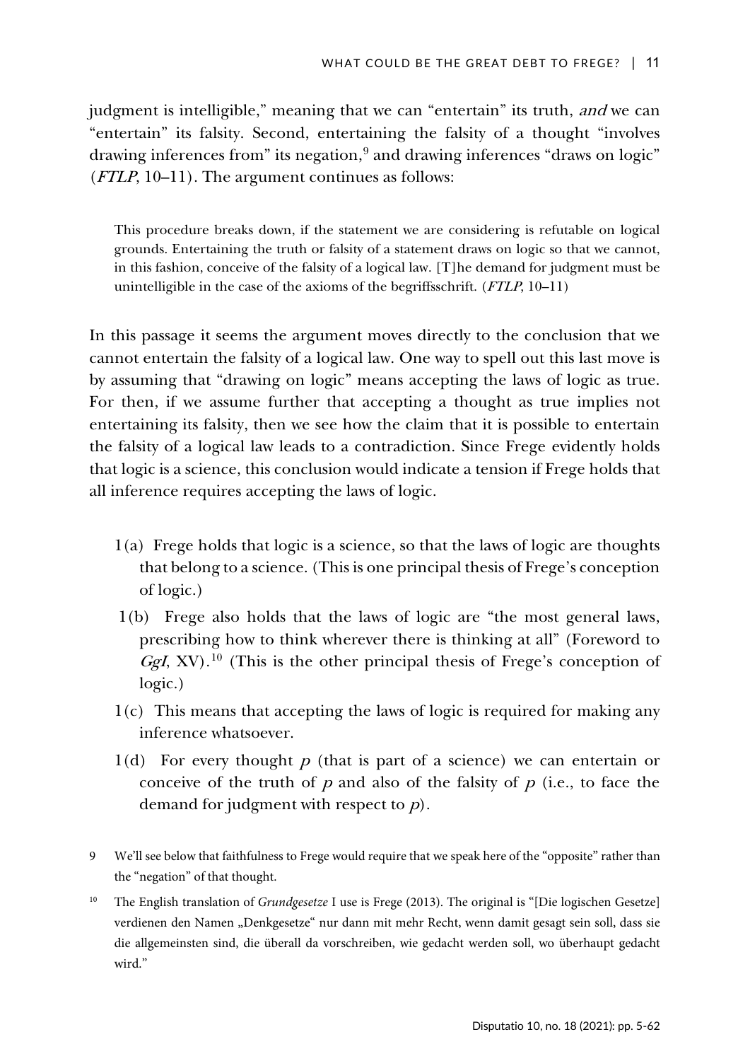judgment is intelligible," meaning that we can "entertain" its truth, *and* we can "entertain" its falsity. Second, entertaining the falsity of a thought "involves drawing inferences from" its negation,[9] and drawing inferences "draws on logic" (*FTLP*, 10–11). The argument continues as follows:

> This procedure breaks down, if the statement we are considering is refutable on logical grounds. Entertaining the truth or falsity of a statement draws on logic so that we cannot, in this fashion, conceive of the falsity of a logical law. [T]he demand for judgment must be unintelligible in the case of the axioms of the begriffsschrift. (*FTLP*, 10–11)

In this passage it seems the argument moves directly to the conclusion that we cannot entertain the falsity of a logical law. One way to spell out this last move is by assuming that "drawing on logic" means accepting the laws of logic as true. For then, if we assume further that accepting a thought as true implies not entertaining its falsity, then we see how the claim that it is possible to entertain the falsity of a logical law leads to a contradiction. Since Frege evidently holds that logic is a science, this conclusion would indicate a tension if Frege holds that all inference requires accepting the laws of logic.

- 1(a) Frege holds that logic is a science, so that the laws of logic are thoughts that belong to a science. (This is one principal thesis of Frege's conception of logic.)
- 1(b) Frege also holds that the laws of logic are "the most general laws, prescribing how to think wherever there is thinking at all" (Foreword to *GgI*, XV).[10] (This is the other principal thesis of Frege's conception of logic.)
- 1(c) This means that accepting the laws of logic is required for making any inference whatsoever.
- 1(d) For every thought $p$ (that is part of a science) we can entertain or conceive of the truth of $p$ and also of the falsity of $p$ (i.e., to face the demand for judgment with respect to $p$).

9 We'll see below that faithfulness to Frege would require that we speak here of the "opposite" rather than the "negation" of that thought.

10 The English translation of *Grundgesetze* I use is Frege (2013). The original is "[Die logischen Gesetze] verdienen den Namen „Denkgesetze" nur dann mit mehr Recht, wenn damit gesagt sein soll, dass sie die allgemeinsten sind, die überall da vorschreiben, wie gedacht werden soll, wo überhaupt gedacht wird."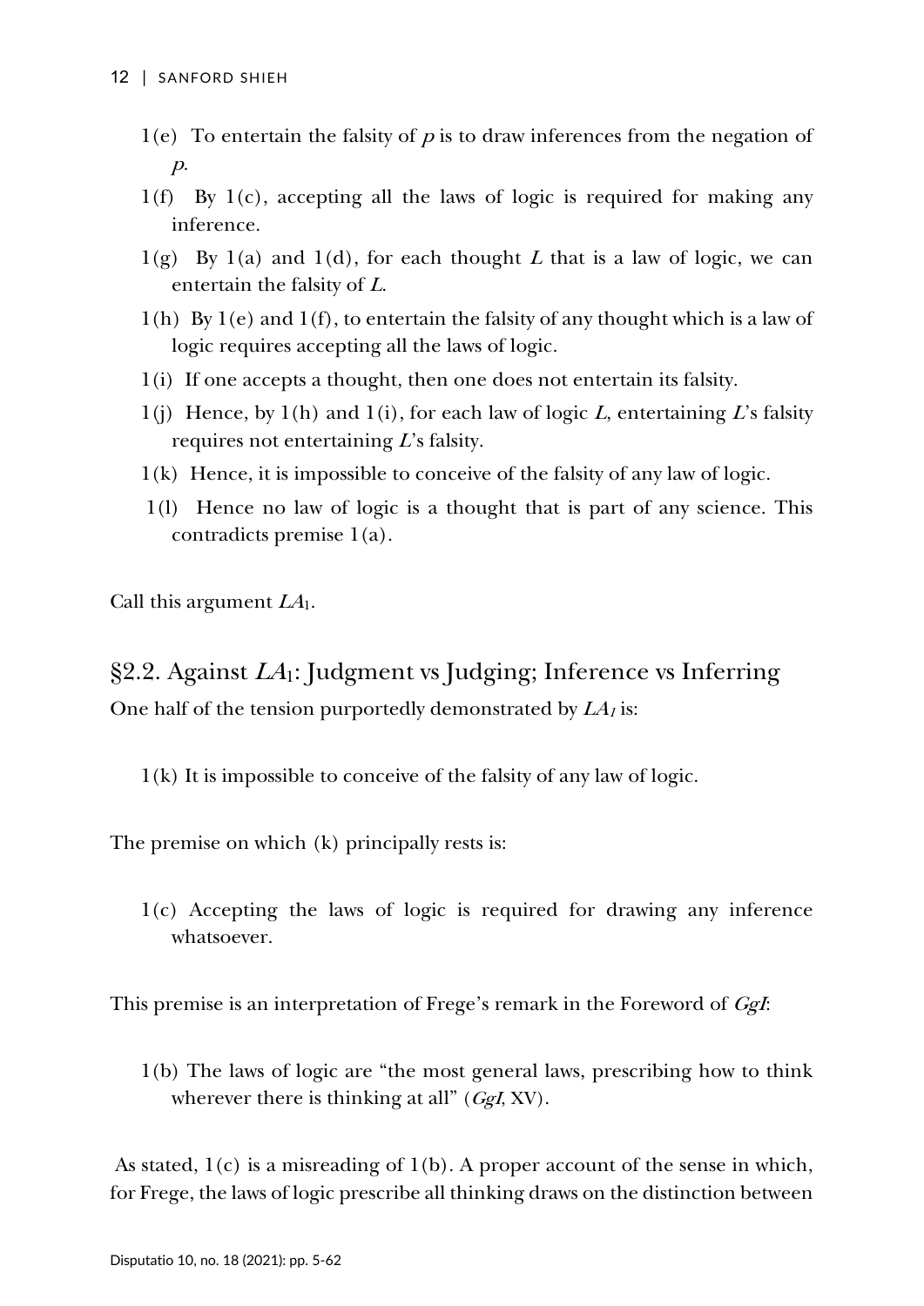1(e) To entertain the falsity of $p$ is to draw inferences from the negation of $p$.

1(f) By 1(c), accepting all the laws of logic is required for making any inference.

1(g) By 1(a) and 1(d), for each thought $L$ that is a law of logic, we can entertain the falsity of $L$.

1(h) By 1(e) and 1(f), to entertain the falsity of any thought which is a law of logic requires accepting all the laws of logic.

1(i) If one accepts a thought, then one does not entertain its falsity.

1(j) Hence, by 1(h) and 1(i), for each law of logic $L$, entertaining $L$'s falsity requires not entertaining $L$'s falsity.

1(k) Hence, it is impossible to conceive of the falsity of any law of logic.

1(l) Hence no law of logic is a thought that is part of any science. This contradicts premise 1(a).

Call this argument $LA_1$.

## §2.2. Against $LA_1$: Judgment vs Judging; Inference vs Inferring

One half of the tension purportedly demonstrated by $LA_1$ is:

1(k) It is impossible to conceive of the falsity of any law of logic.

The premise on which (k) principally rests is:

1(c) Accepting the laws of logic is required for drawing any inference whatsoever.

This premise is an interpretation of Frege's remark in the Foreword of *GgI*:

1(b) The laws of logic are "the most general laws, prescribing how to think wherever there is thinking at all" (*GgI*, XV).

As stated, 1(c) is a misreading of 1(b). A proper account of the sense in which, for Frege, the laws of logic prescribe all thinking draws on the distinction between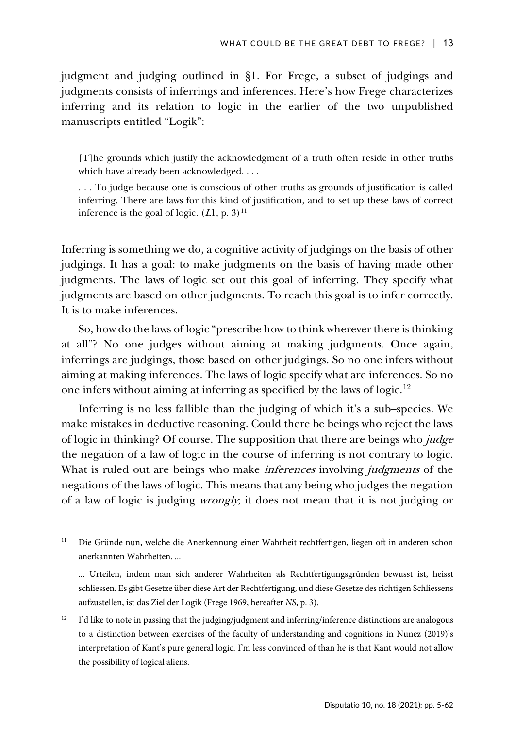judgment and judging outlined in §1. For Frege, a subset of judgings and judgments consists of inferrings and inferences. Here's how Frege characterizes inferring and its relation to logic in the earlier of the two unpublished manuscripts entitled "Logik":

> [T]he grounds which justify the acknowledgment of a truth often reside in other truths which have already been acknowledged. . . .
>
> . . . To judge because one is conscious of other truths as grounds of justification is called inferring. There are laws for this kind of justification, and to set up these laws of correct inference is the goal of logic. (*L*1, p. 3)[11]

Inferring is something we do, a cognitive activity of judgings on the basis of other judgings. It has a goal: to make judgments on the basis of having made other judgments. The laws of logic set out this goal of inferring. They specify what judgments are based on other judgments. To reach this goal is to infer correctly. It is to make inferences.

So, how do the laws of logic "prescribe how to think wherever there is thinking at all"? No one judges without aiming at making judgments. Once again, inferrings are judgings, those based on other judgings. So no one infers without aiming at making inferences. The laws of logic specify what are inferences. So no one infers without aiming at inferring as specified by the laws of logic.[12]

Inferring is no less fallible than the judging of which it's a sub–species. We make mistakes in deductive reasoning. Could there be beings who reject the laws of logic in thinking? Of course. The supposition that there are beings who *judge* the negation of a law of logic in the course of inferring is not contrary to logic. What is ruled out are beings who make *inferences* involving *judgments* of the negations of the laws of logic. This means that any being who judges the negation of a law of logic is judging *wrongly*; it does not mean that it is not judging or

[11] Die Gründe nun, welche die Anerkennung einer Wahrheit rechtfertigen, liegen oft in anderen schon anerkannten Wahrheiten. ...

... Urteilen, indem man sich anderer Wahrheiten als Rechtfertigungsgründen bewusst ist, heisst schliessen. Es gibt Gesetze über diese Art der Rechtfertigung, und diese Gesetze des richtigen Schliessens aufzustellen, ist das Ziel der Logik (Frege 1969, hereafter *NS*, p. 3).

[12] I'd like to note in passing that the judging/judgment and inferring/inference distinctions are analogous to a distinction between exercises of the faculty of understanding and cognitions in Nunez (2019)'s interpretation of Kant's pure general logic. I'm less convinced of than he is that Kant would not allow the possibility of logical aliens.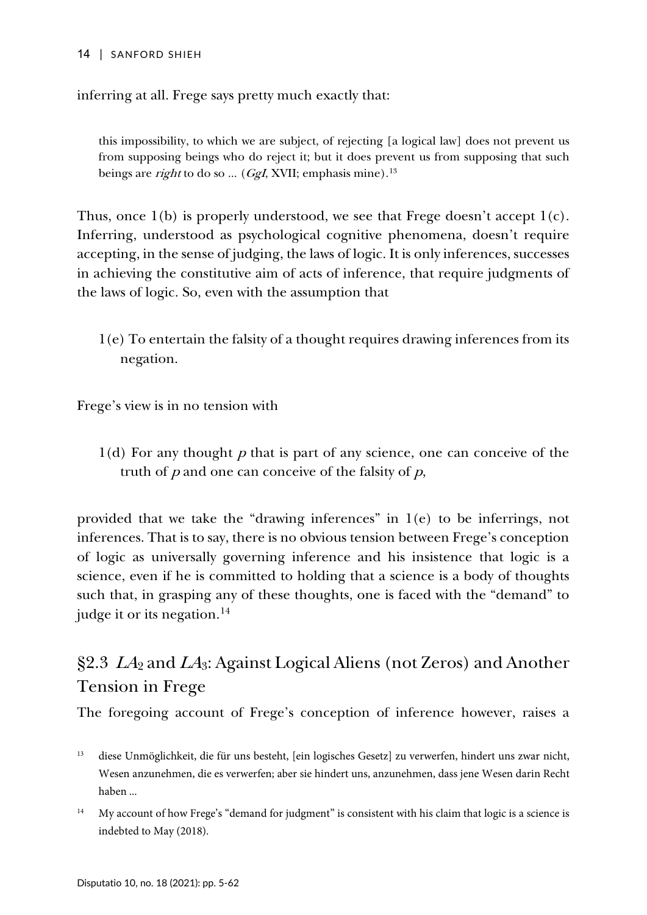inferring at all. Frege says pretty much exactly that:

> this impossibility, to which we are subject, of rejecting [a logical law] does not prevent us from supposing beings who do reject it; but it does prevent us from supposing that such beings are *right* to do so ... (*GgI*, XVII; emphasis mine).[13]

Thus, once 1(b) is properly understood, we see that Frege doesn't accept 1(c). Inferring, understood as psychological cognitive phenomena, doesn't require accepting, in the sense of judging, the laws of logic. It is only inferences, successes in achieving the constitutive aim of acts of inference, that require judgments of the laws of logic. So, even with the assumption that

> 1(e) To entertain the falsity of a thought requires drawing inferences from its negation.

Frege's view is in no tension with

> 1(d) For any thought $p$ that is part of any science, one can conceive of the truth of $p$ and one can conceive of the falsity of $p$,

provided that we take the "drawing inferences" in 1(e) to be inferrings, not inferences. That is to say, there is no obvious tension between Frege's conception of logic as universally governing inference and his insistence that logic is a science, even if he is committed to holding that a science is a body of thoughts such that, in grasping any of these thoughts, one is faced with the "demand" to judge it or its negation.[14]

## §2.3 $LA_2$ and $LA_3$: Against Logical Aliens (not Zeros) and Another Tension in Frege

The foregoing account of Frege's conception of inference however, raises a

[13] diese Unmöglichkeit, die für uns besteht, [ein logisches Gesetz] zu verwerfen, hindert uns zwar nicht, Wesen anzunehmen, die es verwerfen; aber sie hindert uns, anzunehmen, dass jene Wesen darin Recht haben ...

[14] My account of how Frege's "demand for judgment" is consistent with his claim that logic is a science is indebted to May (2018).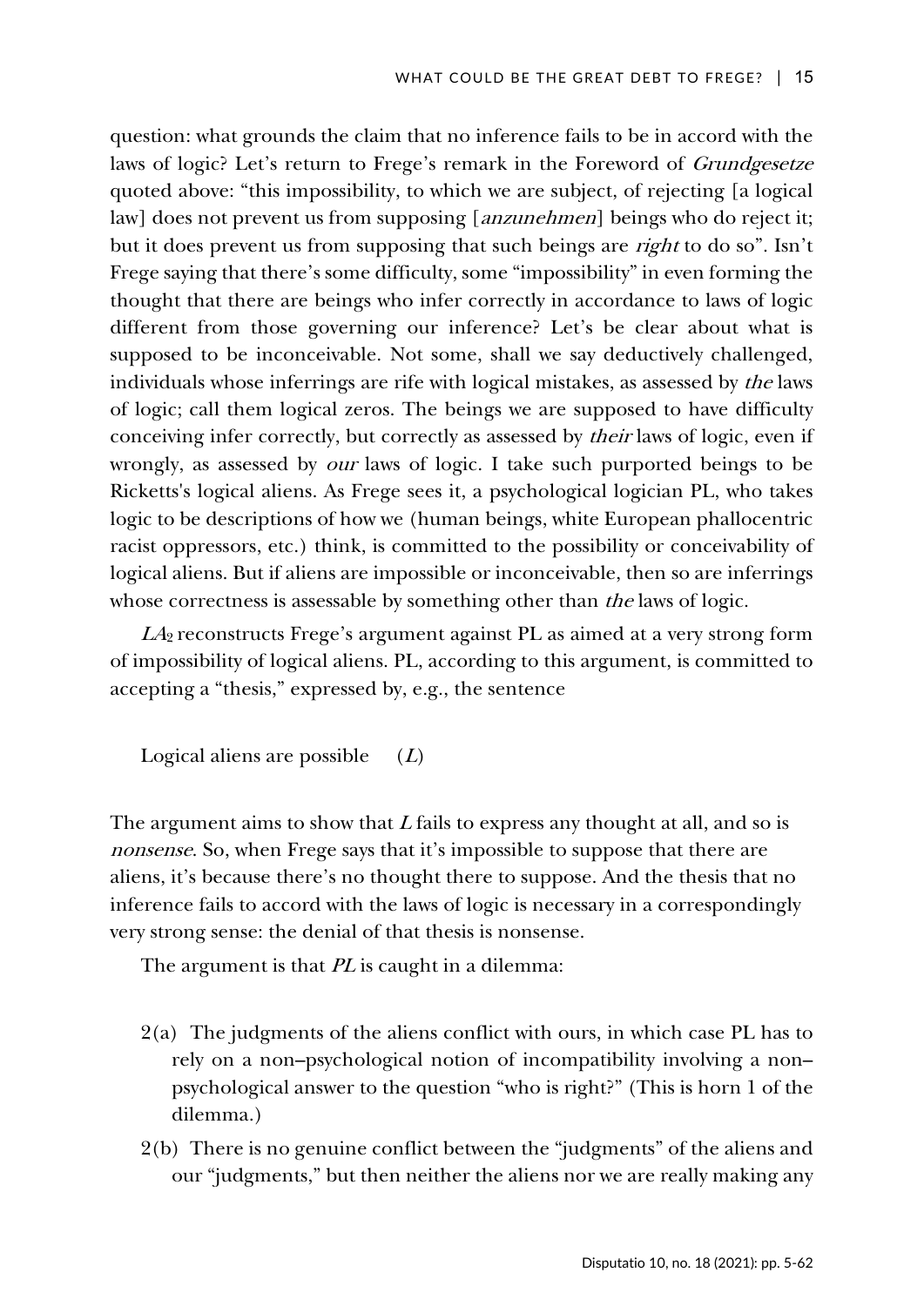question: what grounds the claim that no inference fails to be in accord with the laws of logic? Let's return to Frege's remark in the Foreword of *Grundgesetze* quoted above: "this impossibility, to which we are subject, of rejecting [a logical law] does not prevent us from supposing [*anzunehmen*] beings who do reject it; but it does prevent us from supposing that such beings are *right* to do so". Isn't Frege saying that there's some difficulty, some "impossibility" in even forming the thought that there are beings who infer correctly in accordance to laws of logic different from those governing our inference? Let's be clear about what is supposed to be inconceivable. Not some, shall we say deductively challenged, individuals whose inferrings are rife with logical mistakes, as assessed by *the* laws of logic; call them logical zeros. The beings we are supposed to have difficulty conceiving infer correctly, but correctly as assessed by *their* laws of logic, even if wrongly, as assessed by *our* laws of logic. I take such purported beings to be Ricketts's logical aliens. As Frege sees it, a psychological logician PL, who takes logic to be descriptions of how we (human beings, white European phallocentric racist oppressors, etc.) think, is committed to the possibility or conceivability of logical aliens. But if aliens are impossible or inconceivable, then so are inferrings whose correctness is assessable by something other than *the* laws of logic.

$LA_2$ reconstructs Frege's argument against PL as aimed at a very strong form of impossibility of logical aliens. PL, according to this argument, is committed to accepting a "thesis," expressed by, e.g., the sentence

Logical aliens are possible ($L$)

The argument aims to show that $L$ fails to express any thought at all, and so is *nonsense*. So, when Frege says that it's impossible to suppose that there are aliens, it's because there's no thought there to suppose. And the thesis that no inference fails to accord with the laws of logic is necessary in a correspondingly very strong sense: the denial of that thesis is nonsense.

The argument is that *PL* is caught in a dilemma:

2(a) The judgments of the aliens conflict with ours, in which case PL has to rely on a non–psychological notion of incompatibility involving a non–psychological answer to the question "who is right?" (This is horn 1 of the dilemma.)

2(b) There is no genuine conflict between the "judgments" of the aliens and our "judgments," but then neither the aliens nor we are really making any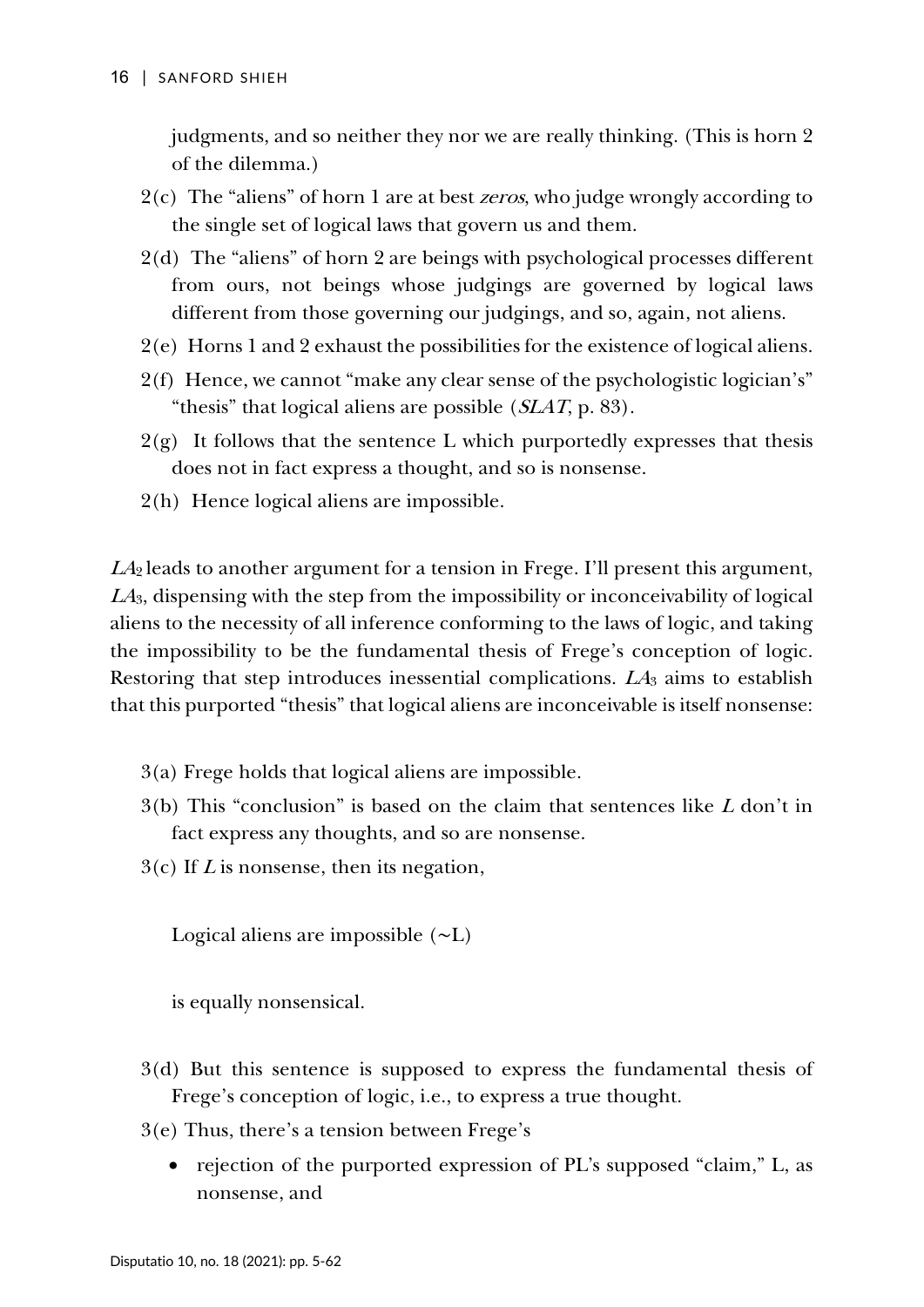judgments, and so neither they nor we are really thinking. (This is horn 2 of the dilemma.)

2(c) The "aliens" of horn 1 are at best *zeros*, who judge wrongly according to the single set of logical laws that govern us and them.

2(d) The "aliens" of horn 2 are beings with psychological processes different from ours, not beings whose judgings are governed by logical laws different from those governing our judgings, and so, again, not aliens.

2(e) Horns 1 and 2 exhaust the possibilities for the existence of logical aliens.

2(f) Hence, we cannot "make any clear sense of the psychologistic logician's" "thesis" that logical aliens are possible (*SLAT*, p. 83).

2(g) It follows that the sentence L which purportedly expresses that thesis does not in fact express a thought, and so is nonsense.

2(h) Hence logical aliens are impossible.

*LA*$_2$ leads to another argument for a tension in Frege. I'll present this argument, *LA*$_3$, dispensing with the step from the impossibility or inconceivability of logical aliens to the necessity of all inference conforming to the laws of logic, and taking the impossibility to be the fundamental thesis of Frege's conception of logic. Restoring that step introduces inessential complications. *LA*$_3$ aims to establish that this purported "thesis" that logical aliens are inconceivable is itself nonsense:

3(a) Frege holds that logical aliens are impossible.

3(b) This "conclusion" is based on the claim that sentences like *L* don't in fact express any thoughts, and so are nonsense.

3(c) If *L* is nonsense, then its negation,

Logical aliens are impossible (~L)

is equally nonsensical.

3(d) But this sentence is supposed to express the fundamental thesis of Frege's conception of logic, i.e., to express a true thought.

3(e) Thus, there's a tension between Frege's

- rejection of the purported expression of PL's supposed "claim," L, as nonsense, and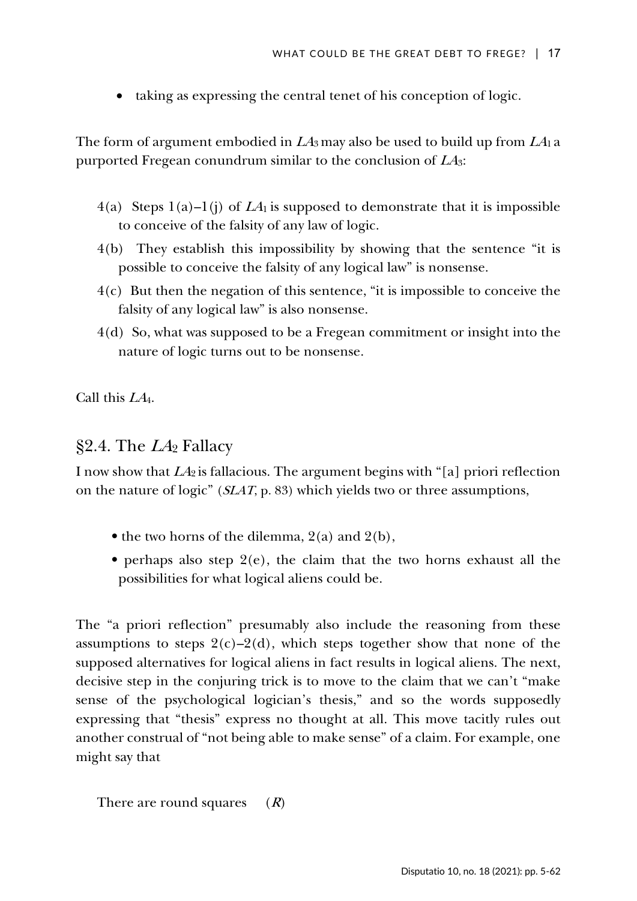- taking as expressing the central tenet of his conception of logic.

The form of argument embodied in *LA*$_3$ may also be used to build up from *LA*$_1$ a purported Fregean conundrum similar to the conclusion of *LA*$_3$:

4(a) Steps 1(a)–1(j) of *LA*$_1$ is supposed to demonstrate that it is impossible to conceive of the falsity of any law of logic.

4(b) They establish this impossibility by showing that the sentence "it is possible to conceive the falsity of any logical law" is nonsense.

4(c) But then the negation of this sentence, "it is impossible to conceive the falsity of any logical law" is also nonsense.

4(d) So, what was supposed to be a Fregean commitment or insight into the nature of logic turns out to be nonsense.

Call this *LA*$_4$.

## §2.4. The *LA*$_2$ Fallacy

I now show that *LA*$_2$ is fallacious. The argument begins with "[a] priori reflection on the nature of logic" (*SLAT*, p. 83) which yields two or three assumptions,

- the two horns of the dilemma, 2(a) and 2(b),
- perhaps also step 2(e), the claim that the two horns exhaust all the possibilities for what logical aliens could be.

The "a priori reflection" presumably also include the reasoning from these assumptions to steps 2(c)–2(d), which steps together show that none of the supposed alternatives for logical aliens in fact results in logical aliens. The next, decisive step in the conjuring trick is to move to the claim that we can't "make sense of the psychological logician's thesis," and so the words supposedly expressing that "thesis" express no thought at all. This move tacitly rules out another construal of "not being able to make sense" of a claim. For example, one might say that

There are round squares (***R***)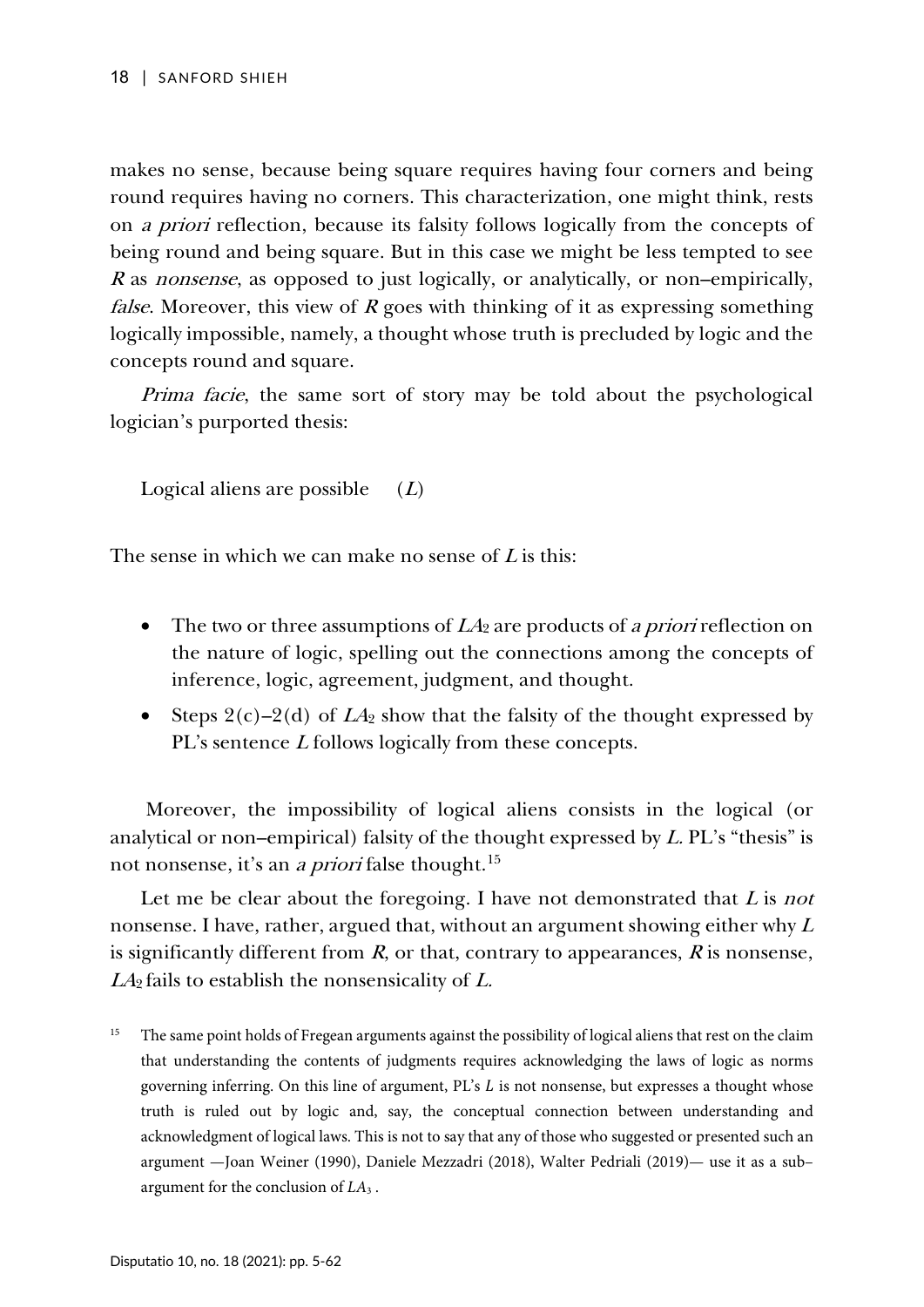makes no sense, because being square requires having four corners and being round requires having no corners. This characterization, one might think, rests on *a priori* reflection, because its falsity follows logically from the concepts of being round and being square. But in this case we might be less tempted to see *R* as *nonsense*, as opposed to just logically, or analytically, or non–empirically, *false*. Moreover, this view of *R* goes with thinking of it as expressing something logically impossible, namely, a thought whose truth is precluded by logic and the concepts round and square.

*Prima facie*, the same sort of story may be told about the psychological logician's purported thesis:

Logical aliens are possible $(L)$

The sense in which we can make no sense of *L* is this:

- The two or three assumptions of $LA_2$ are products of *a priori* reflection on the nature of logic, spelling out the connections among the concepts of inference, logic, agreement, judgment, and thought.
- Steps 2(c)–2(d) of $LA_2$ show that the falsity of the thought expressed by PL's sentence *L* follows logically from these concepts.

Moreover, the impossibility of logical aliens consists in the logical (or analytical or non–empirical) falsity of the thought expressed by *L*. PL's "thesis" is not nonsense, it's an *a priori* false thought.[15]

Let me be clear about the foregoing. I have not demonstrated that *L* is *not* nonsense. I have, rather, argued that, without an argument showing either why *L* is significantly different from *R*, or that, contrary to appearances, *R* is nonsense, $LA_2$ fails to establish the nonsensicality of *L*.

[15] The same point holds of Fregean arguments against the possibility of logical aliens that rest on the claim that understanding the contents of judgments requires acknowledging the laws of logic as norms governing inferring. On this line of argument, PL's *L* is not nonsense, but expresses a thought whose truth is ruled out by logic and, say, the conceptual connection between understanding and acknowledgment of logical laws. This is not to say that any of those who suggested or presented such an argument —Joan Weiner (1990), Daniele Mezzadri (2018), Walter Pedriali (2019)— use it as a sub–argument for the conclusion of $LA_3$ .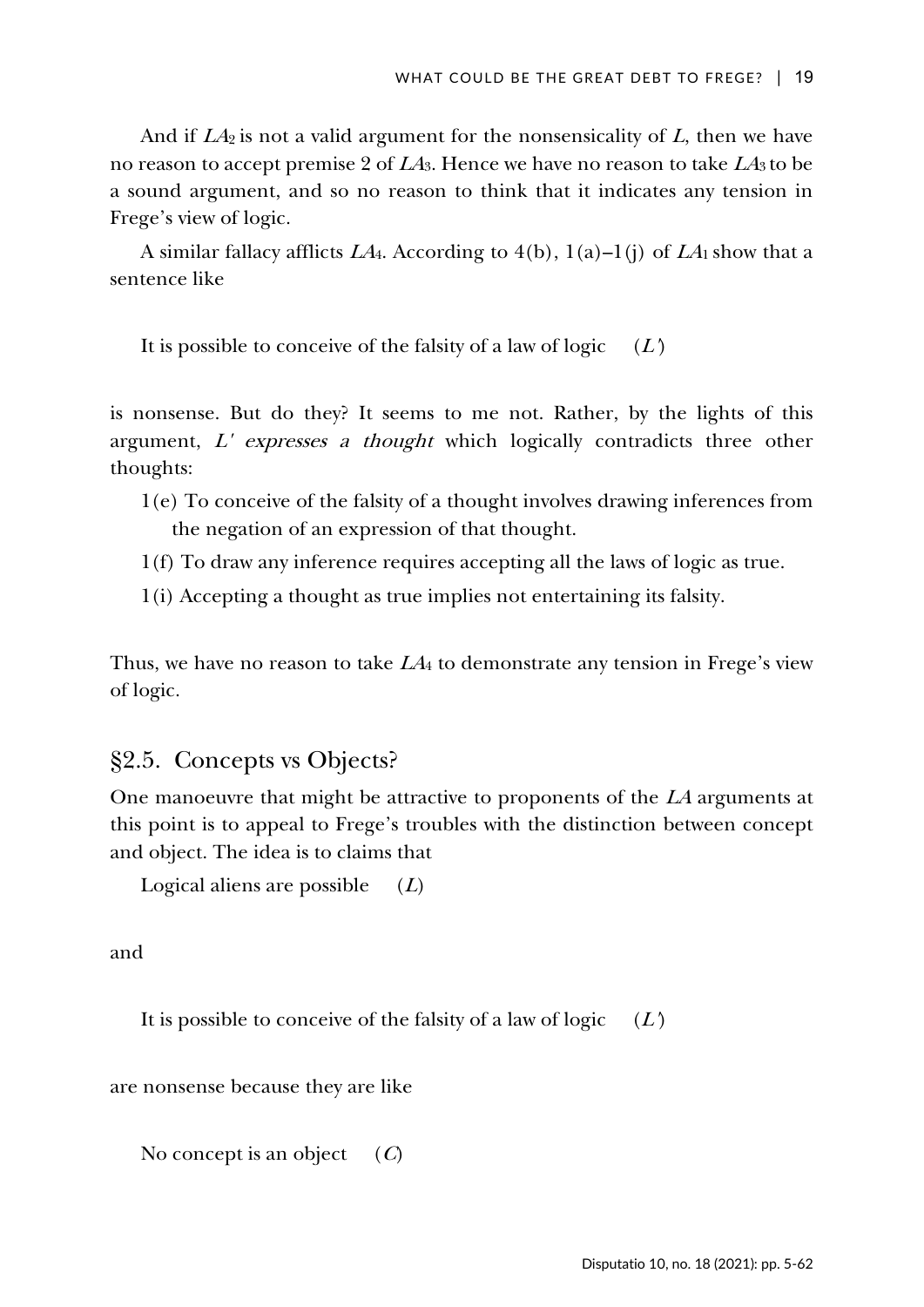And if $LA_2$ is not a valid argument for the nonsensicality of *L*, then we have no reason to accept premise 2 of $LA_3$. Hence we have no reason to take $LA_3$ to be a sound argument, and so no reason to think that it indicates any tension in Frege's view of logic.

A similar fallacy afflicts $LA_4$. According to 4(b), 1(a)–1(j) of $LA_1$ show that a sentence like

It is possible to conceive of the falsity of a law of logic     (*L'*)

is nonsense. But do they? It seems to me not. Rather, by the lights of this argument, *L' expresses a thought* which logically contradicts three other thoughts:

1(e) To conceive of the falsity of a thought involves drawing inferences from the negation of an expression of that thought.

1(f) To draw any inference requires accepting all the laws of logic as true.

1(i) Accepting a thought as true implies not entertaining its falsity.

Thus, we have no reason to take $LA_4$ to demonstrate any tension in Frege's view of logic.

## §2.5. Concepts vs Objects?

One manoeuvre that might be attractive to proponents of the *LA* arguments at this point is to appeal to Frege's troubles with the distinction between concept and object. The idea is to claims that

Logical aliens are possible     (*L*)

and

It is possible to conceive of the falsity of a law of logic     (*L'*)

are nonsense because they are like

No concept is an object     (*C*)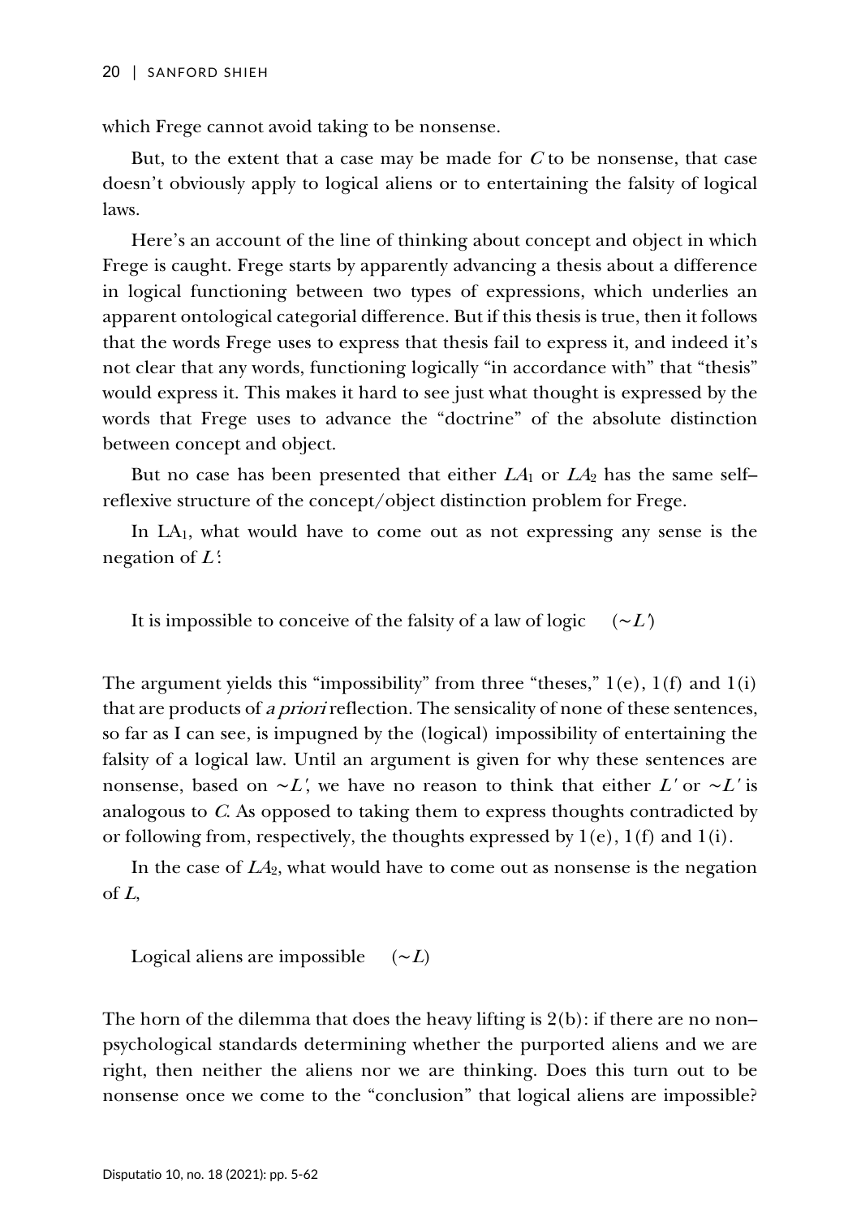which Frege cannot avoid taking to be nonsense.

But, to the extent that a case may be made for *C* to be nonsense, that case doesn't obviously apply to logical aliens or to entertaining the falsity of logical laws.

Here's an account of the line of thinking about concept and object in which Frege is caught. Frege starts by apparently advancing a thesis about a difference in logical functioning between two types of expressions, which underlies an apparent ontological categorial difference. But if this thesis is true, then it follows that the words Frege uses to express that thesis fail to express it, and indeed it's not clear that any words, functioning logically "in accordance with" that "thesis" would express it. This makes it hard to see just what thought is expressed by the words that Frege uses to advance the "doctrine" of the absolute distinction between concept and object.

But no case has been presented that either $LA_1$ or $LA_2$ has the same self–reflexive structure of the concept/object distinction problem for Frege.

In $LA_1$, what would have to come out as not expressing any sense is the negation of $L'$:

It is impossible to conceive of the falsity of a law of logic $(\sim L')$

The argument yields this "impossibility" from three "theses," 1(e), 1(f) and 1(i) that are products of *a priori* reflection. The sensicality of none of these sentences, so far as I can see, is impugned by the (logical) impossibility of entertaining the falsity of a logical law. Until an argument is given for why these sentences are nonsense, based on $\sim L'$, we have no reason to think that either $L'$ or $\sim L'$ is analogous to *C*. As opposed to taking them to express thoughts contradicted by or following from, respectively, the thoughts expressed by 1(e), 1(f) and 1(i).

In the case of $LA_2$, what would have to come out as nonsense is the negation of *L*,

Logical aliens are impossible $(\sim L)$

The horn of the dilemma that does the heavy lifting is 2(b): if there are no non–psychological standards determining whether the purported aliens and we are right, then neither the aliens nor we are thinking. Does this turn out to be nonsense once we come to the "conclusion" that logical aliens are impossible?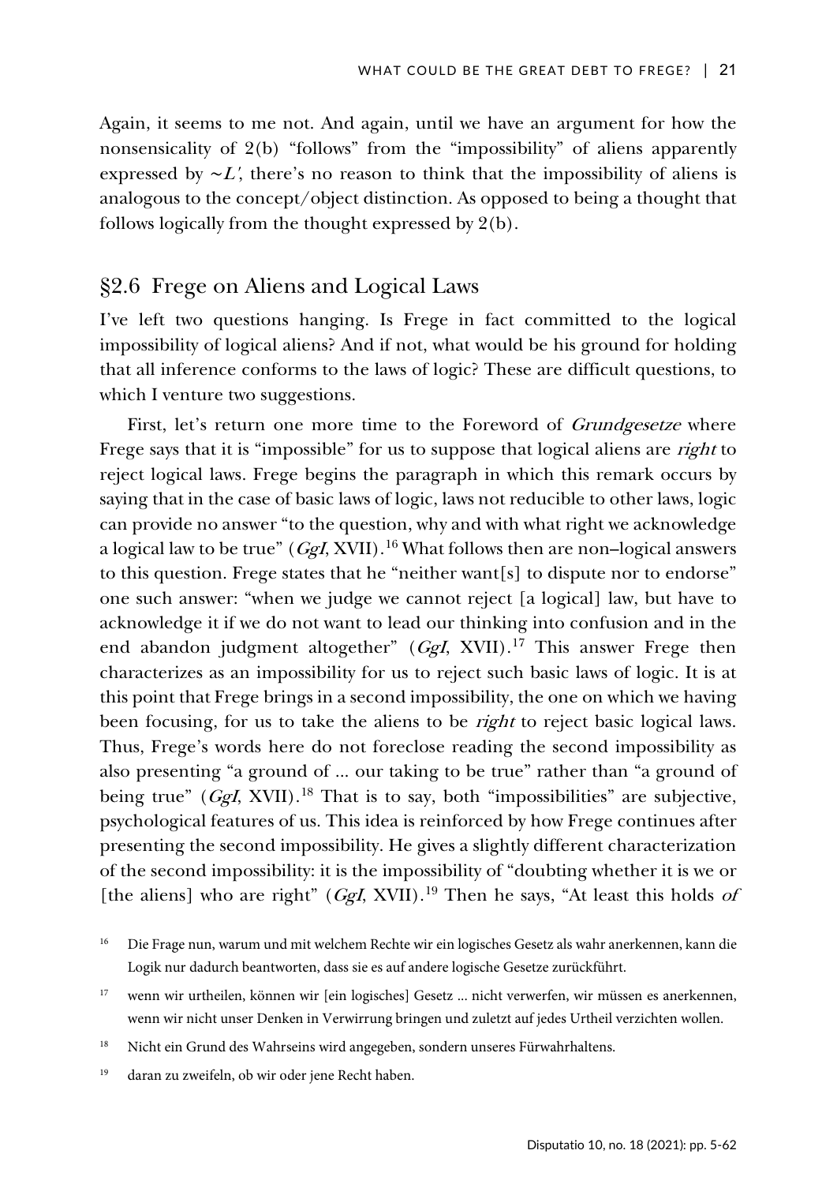Again, it seems to me not. And again, until we have an argument for how the nonsensicality of 2(b) "follows" from the "impossibility" of aliens apparently expressed by $\sim L'$, there's no reason to think that the impossibility of aliens is analogous to the concept/object distinction. As opposed to being a thought that follows logically from the thought expressed by 2(b).

## §2.6 Frege on Aliens and Logical Laws

I've left two questions hanging. Is Frege in fact committed to the logical impossibility of logical aliens? And if not, what would be his ground for holding that all inference conforms to the laws of logic? These are difficult questions, to which I venture two suggestions.

First, let's return one more time to the Foreword of *Grundgesetze* where Frege says that it is "impossible" for us to suppose that logical aliens are *right* to reject logical laws. Frege begins the paragraph in which this remark occurs by saying that in the case of basic laws of logic, laws not reducible to other laws, logic can provide no answer "to the question, why and with what right we acknowledge a logical law to be true" (*GgI*, XVII).[16] What follows then are non–logical answers to this question. Frege states that he "neither want[s] to dispute nor to endorse" one such answer: "when we judge we cannot reject [a logical] law, but have to acknowledge it if we do not want to lead our thinking into confusion and in the end abandon judgment altogether" (*GgI*, XVII).[17] This answer Frege then characterizes as an impossibility for us to reject such basic laws of logic. It is at this point that Frege brings in a second impossibility, the one on which we having been focusing, for us to take the aliens to be *right* to reject basic logical laws. Thus, Frege's words here do not foreclose reading the second impossibility as also presenting "a ground of ... our taking to be true" rather than "a ground of being true" (*GgI*, XVII).[18] That is to say, both "impossibilities" are subjective, psychological features of us. This idea is reinforced by how Frege continues after presenting the second impossibility. He gives a slightly different characterization of the second impossibility: it is the impossibility of "doubting whether it is we or [the aliens] who are right" (*GgI*, XVII).[19] Then he says, "At least this holds *of*

[16] Die Frage nun, warum und mit welchem Rechte wir ein logisches Gesetz als wahr anerkennen, kann die Logik nur dadurch beantworten, dass sie es auf andere logische Gesetze zurückführt.

[17] wenn wir urtheilen, können wir [ein logisches] Gesetz ... nicht verwerfen, wir müssen es anerkennen, wenn wir nicht unser Denken in Verwirrung bringen und zuletzt auf jedes Urtheil verzichten wollen.

[18] Nicht ein Grund des Wahrseins wird angegeben, sondern unseres Fürwahrhaltens.

[19] daran zu zweifeln, ob wir oder jene Recht haben.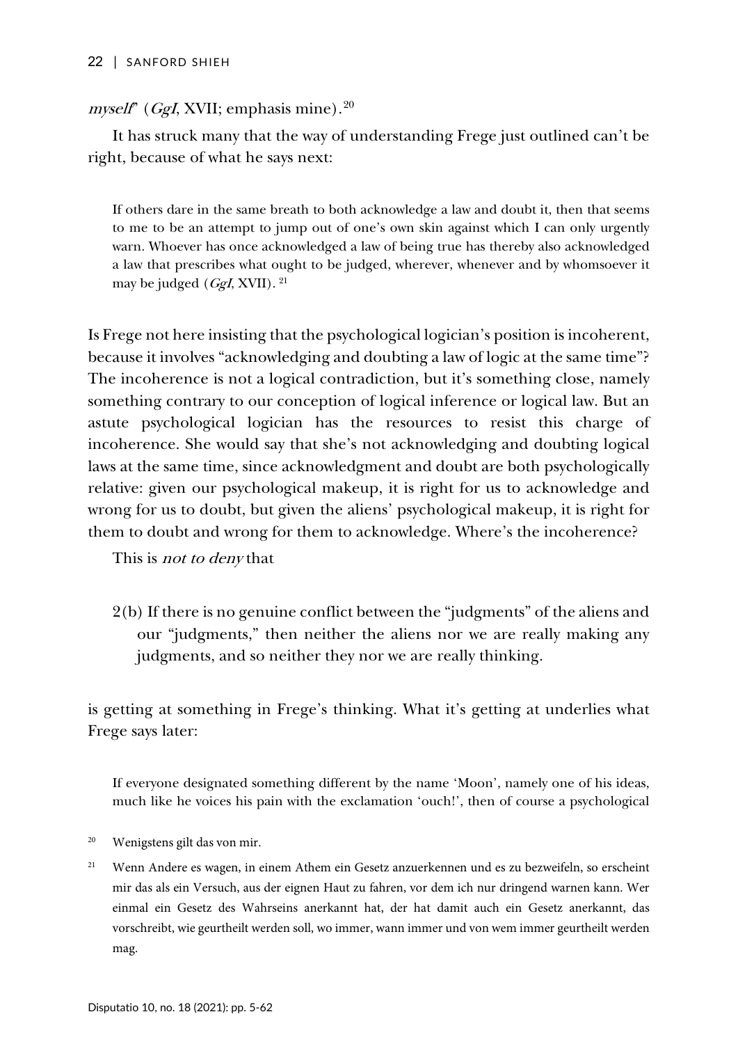*myself*" (*GgI*, XVII; emphasis mine).[20]

It has struck many that the way of understanding Frege just outlined can't be right, because of what he says next:

> If others dare in the same breath to both acknowledge a law and doubt it, then that seems to me to be an attempt to jump out of one's own skin against which I can only urgently warn. Whoever has once acknowledged a law of being true has thereby also acknowledged a law that prescribes what ought to be judged, wherever, whenever and by whomsoever it may be judged (*GgI*, XVII).[21]

Is Frege not here insisting that the psychological logician's position is incoherent, because it involves "acknowledging and doubting a law of logic at the same time"? The incoherence is not a logical contradiction, but it's something close, namely something contrary to our conception of logical inference or logical law. But an astute psychological logician has the resources to resist this charge of incoherence. She would say that she's not acknowledging and doubting logical laws at the same time, since acknowledgment and doubt are both psychologically relative: given our psychological makeup, it is right for us to acknowledge and wrong for us to doubt, but given the aliens' psychological makeup, it is right for them to doubt and wrong for them to acknowledge. Where's the incoherence?

This is *not to deny* that

> 2(b) If there is no genuine conflict between the "judgments" of the aliens and our "judgments," then neither the aliens nor we are really making any judgments, and so neither they nor we are really thinking.

is getting at something in Frege's thinking. What it's getting at underlies what Frege says later:

> If everyone designated something different by the name 'Moon', namely one of his ideas, much like he voices his pain with the exclamation 'ouch!', then of course a psychological

[20] Wenigstens gilt das von mir.

[21] Wenn Andere es wagen, in einem Athem ein Gesetz anzuerkennen und es zu bezweifeln, so erscheint mir das als ein Versuch, aus der eignen Haut zu fahren, vor dem ich nur dringend warnen kann. Wer einmal ein Gesetz des Wahrseins anerkannt hat, der hat damit auch ein Gesetz anerkannt, das vorschreibt, wie geurtheilt werden soll, wo immer, wann immer und von wem immer geurtheilt werden mag.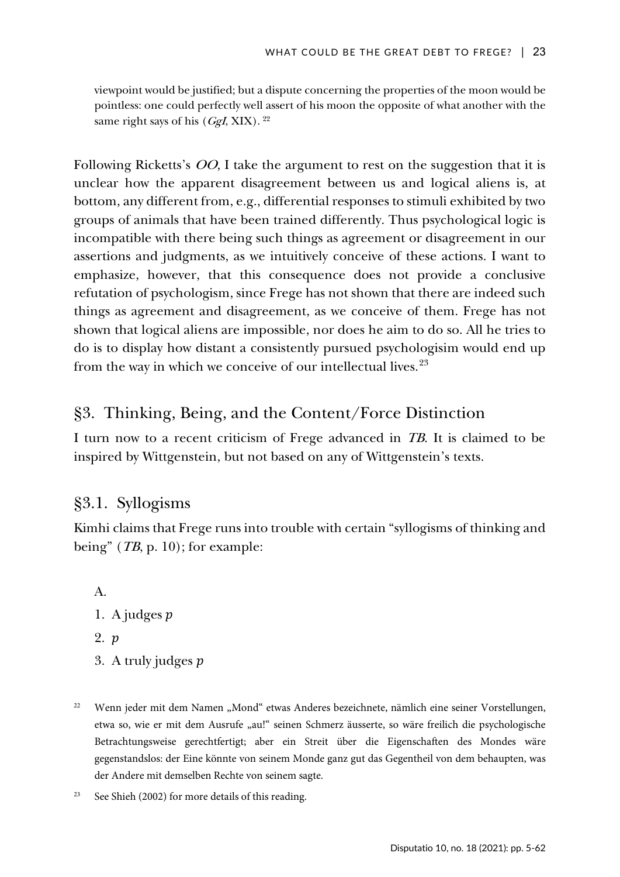viewpoint would be justified; but a dispute concerning the properties of the moon would be pointless: one could perfectly well assert of his moon the opposite of what another with the same right says of his (*GgI*, XIX).[22]

Following Ricketts's *OO*, I take the argument to rest on the suggestion that it is unclear how the apparent disagreement between us and logical aliens is, at bottom, any different from, e.g., differential responses to stimuli exhibited by two groups of animals that have been trained differently. Thus psychological logic is incompatible with there being such things as agreement or disagreement in our assertions and judgments, as we intuitively conceive of these actions. I want to emphasize, however, that this consequence does not provide a conclusive refutation of psychologism, since Frege has not shown that there are indeed such things as agreement and disagreement, as we conceive of them. Frege has not shown that logical aliens are impossible, nor does he aim to do so. All he tries to do is to display how distant a consistently pursued psychologisim would end up from the way in which we conceive of our intellectual lives.[23]

## §3. Thinking, Being, and the Content/Force Distinction

I turn now to a recent criticism of Frege advanced in *TB*. It is claimed to be inspired by Wittgenstein, but not based on any of Wittgenstein's texts.

### §3.1. Syllogisms

Kimhi claims that Frege runs into trouble with certain "syllogisms of thinking and being" (*TB*, p. 10); for example:

A.

1. A judges $p$
2. $p$
3. A truly judges $p$

[22] Wenn jeder mit dem Namen „Mond" etwas Anderes bezeichnete, nämlich eine seiner Vorstellungen, etwa so, wie er mit dem Ausrufe „au!" seinen Schmerz äusserte, so wäre freilich die psychologische Betrachtungsweise gerechtfertigt; aber ein Streit über die Eigenschaften des Mondes wäre gegenstandslos: der Eine könnte von seinem Monde ganz gut das Gegentheil von dem behaupten, was der Andere mit demselben Rechte von seinem sagte.

[23] See Shieh (2002) for more details of this reading.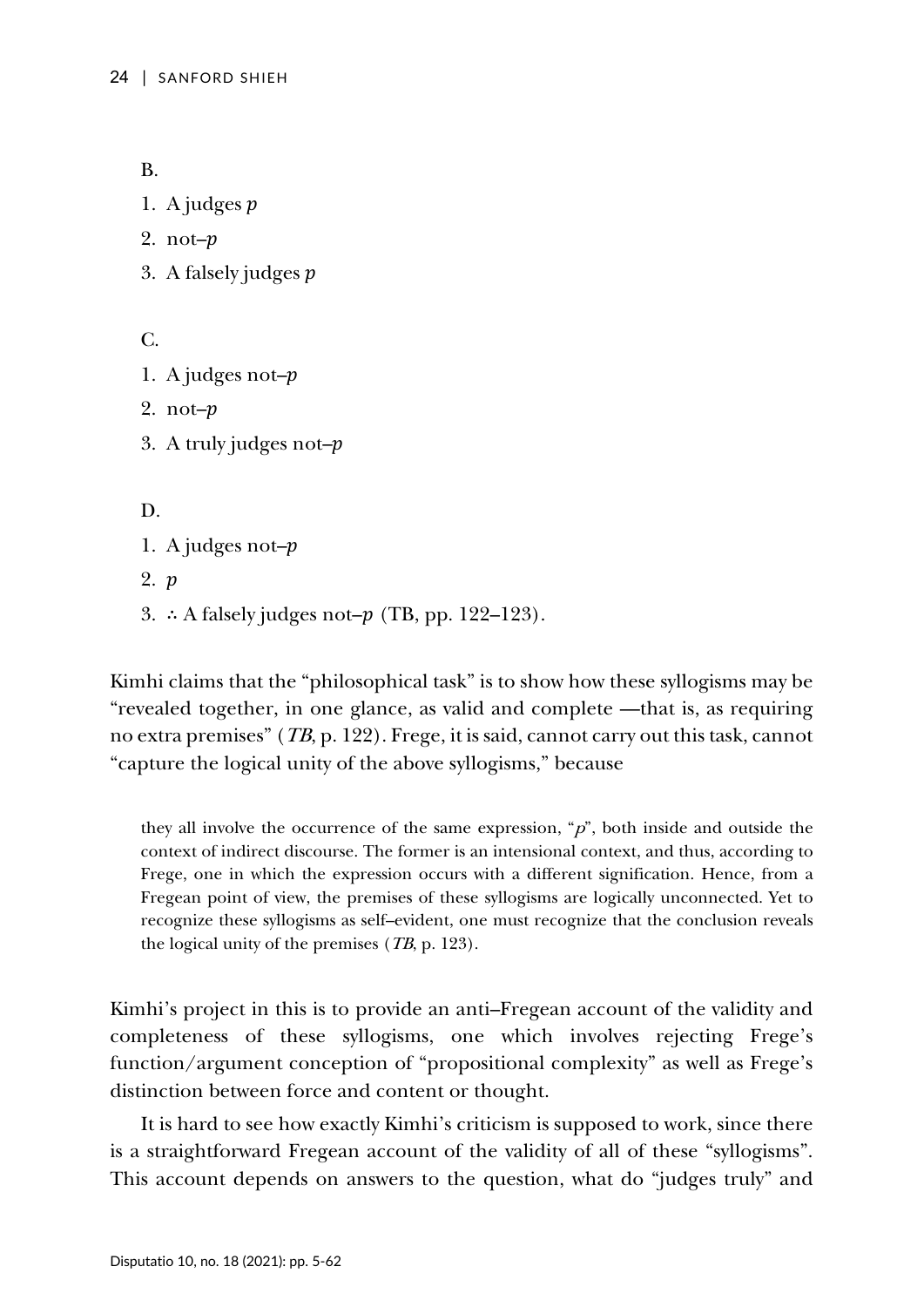B.

1. A judges *p*
2. not–*p*
3. A falsely judges *p*

C.

1. A judges not–*p*
2. not–*p*
3. A truly judges not–*p*

D.

1. A judges not–*p*
2. *p*
3. ∴ A falsely judges not–*p* (TB, pp. 122–123).

Kimhi claims that the "philosophical task" is to show how these syllogisms may be "revealed together, in one glance, as valid and complete —that is, as requiring no extra premises" (*TB*, p. 122). Frege, it is said, cannot carry out this task, cannot "capture the logical unity of the above syllogisms," because

> they all involve the occurrence of the same expression, "*p*", both inside and outside the context of indirect discourse. The former is an intensional context, and thus, according to Frege, one in which the expression occurs with a different signification. Hence, from a Fregean point of view, the premises of these syllogisms are logically unconnected. Yet to recognize these syllogisms as self–evident, one must recognize that the conclusion reveals the logical unity of the premises (*TB*, p. 123).

Kimhi's project in this is to provide an anti–Fregean account of the validity and completeness of these syllogisms, one which involves rejecting Frege's function/argument conception of "propositional complexity" as well as Frege's distinction between force and content or thought.

It is hard to see how exactly Kimhi's criticism is supposed to work, since there is a straightforward Fregean account of the validity of all of these "syllogisms". This account depends on answers to the question, what do "judges truly" and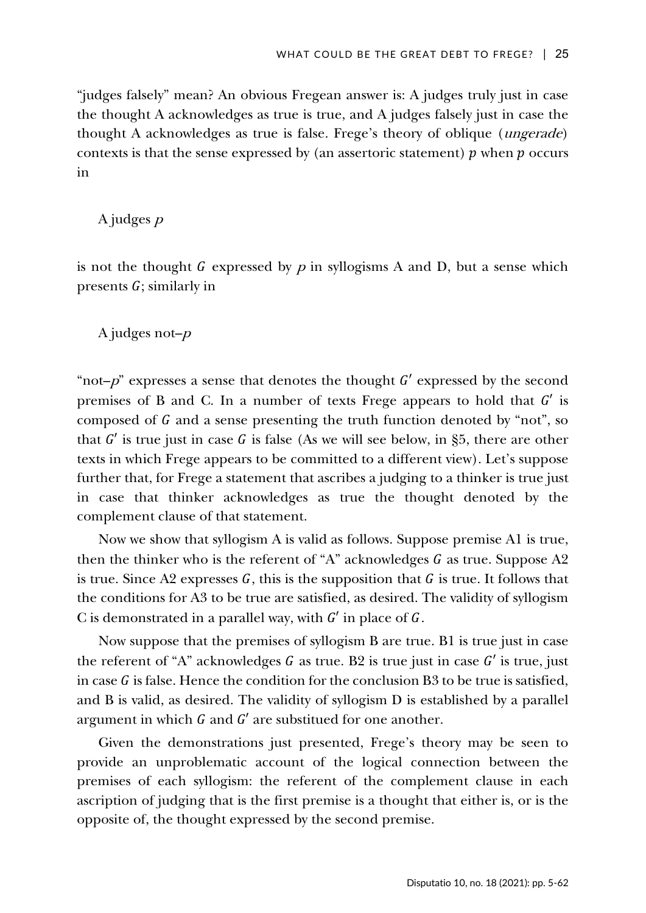"judges falsely" mean? An obvious Fregean answer is: A judges truly just in case the thought A acknowledges as true is true, and A judges falsely just in case the thought A acknowledges as true is false. Frege's theory of oblique (*ungerade*) contexts is that the sense expressed by (an assertoric statement) $p$ when $p$ occurs in

A judges $p$

is not the thought $G$ expressed by $p$ in syllogisms A and D, but a sense which presents $G$; similarly in

A judges not–$p$

"not–$p$" expresses a sense that denotes the thought $G'$ expressed by the second premises of B and C. In a number of texts Frege appears to hold that $G'$ is composed of $G$ and a sense presenting the truth function denoted by "not", so that $G'$ is true just in case $G$ is false (As we will see below, in §5, there are other texts in which Frege appears to be committed to a different view). Let's suppose further that, for Frege a statement that ascribes a judging to a thinker is true just in case that thinker acknowledges as true the thought denoted by the complement clause of that statement.

Now we show that syllogism A is valid as follows. Suppose premise A1 is true, then the thinker who is the referent of "A" acknowledges $G$ as true. Suppose A2 is true. Since A2 expresses $G$, this is the supposition that $G$ is true. It follows that the conditions for A3 to be true are satisfied, as desired. The validity of syllogism C is demonstrated in a parallel way, with $G'$ in place of $G$.

Now suppose that the premises of syllogism B are true. B1 is true just in case the referent of "A" acknowledges $G$ as true. B2 is true just in case $G'$ is true, just in case $G$ is false. Hence the condition for the conclusion B3 to be true is satisfied, and B is valid, as desired. The validity of syllogism D is established by a parallel argument in which $G$ and $G'$ are substitued for one another.

Given the demonstrations just presented, Frege's theory may be seen to provide an unproblematic account of the logical connection between the premises of each syllogism: the referent of the complement clause in each ascription of judging that is the first premise is a thought that either is, or is the opposite of, the thought expressed by the second premise.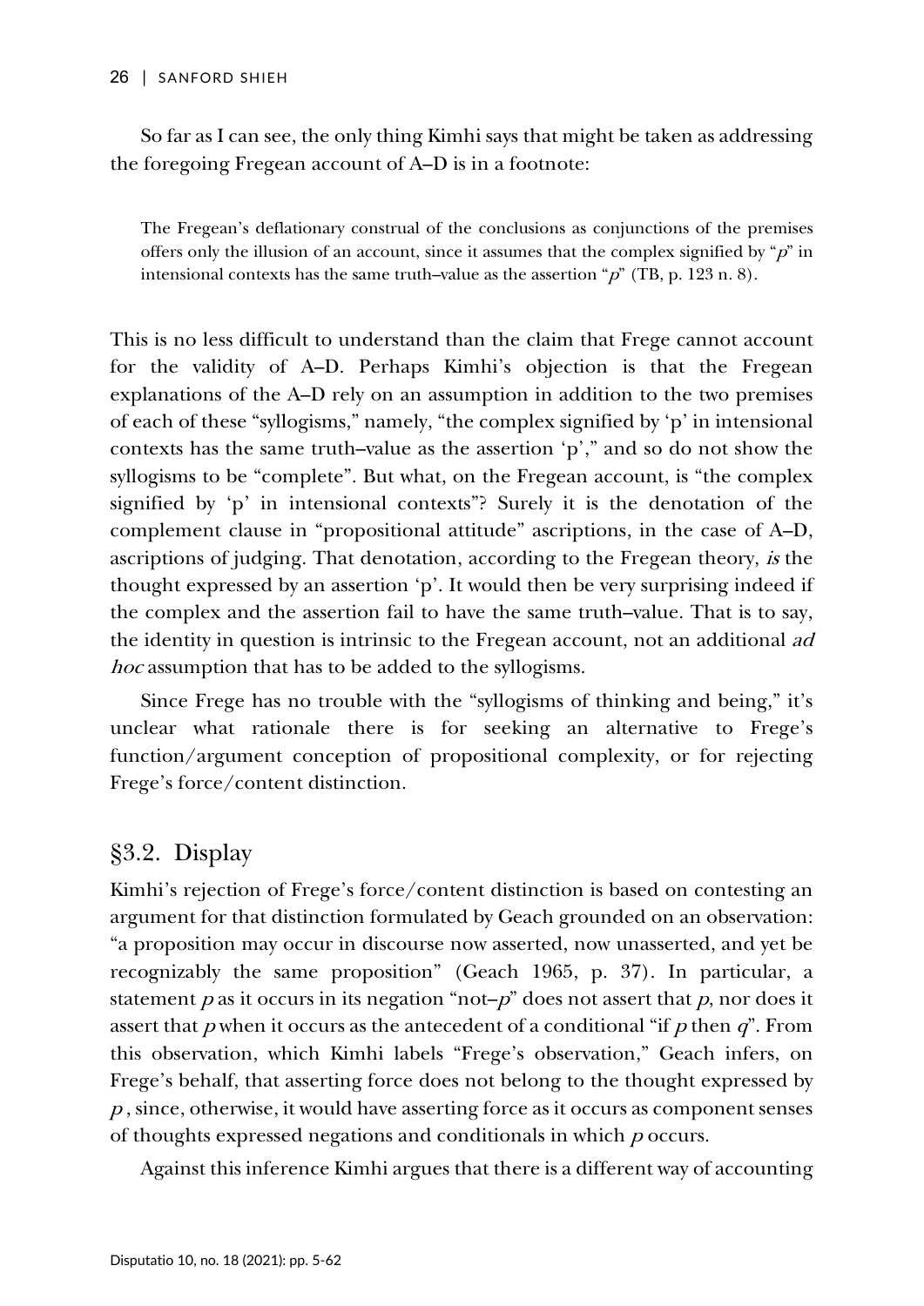So far as I can see, the only thing Kimhi says that might be taken as addressing the foregoing Fregean account of A–D is in a footnote:

> The Fregean's deflationary construal of the conclusions as conjunctions of the premises offers only the illusion of an account, since it assumes that the complex signified by "*p*" in intensional contexts has the same truth–value as the assertion "*p*" (TB, p. 123 n. 8).

This is no less difficult to understand than the claim that Frege cannot account for the validity of A–D. Perhaps Kimhi's objection is that the Fregean explanations of the A–D rely on an assumption in addition to the two premises of each of these "syllogisms," namely, "the complex signified by 'p' in intensional contexts has the same truth–value as the assertion 'p'," and so do not show the syllogisms to be "complete". But what, on the Fregean account, is "the complex signified by 'p' in intensional contexts"? Surely it is the denotation of the complement clause in "propositional attitude" ascriptions, in the case of A–D, ascriptions of judging. That denotation, according to the Fregean theory, *is* the thought expressed by an assertion 'p'. It would then be very surprising indeed if the complex and the assertion fail to have the same truth–value. That is to say, the identity in question is intrinsic to the Fregean account, not an additional *ad hoc* assumption that has to be added to the syllogisms.

Since Frege has no trouble with the "syllogisms of thinking and being," it's unclear what rationale there is for seeking an alternative to Frege's function/argument conception of propositional complexity, or for rejecting Frege's force/content distinction.

## §3.2. Display

Kimhi's rejection of Frege's force/content distinction is based on contesting an argument for that distinction formulated by Geach grounded on an observation: "a proposition may occur in discourse now asserted, now unasserted, and yet be recognizably the same proposition" (Geach 1965, p. 37). In particular, a statement *p* as it occurs in its negation "not–*p*" does not assert that *p*, nor does it assert that *p* when it occurs as the antecedent of a conditional "if *p* then *q*". From this observation, which Kimhi labels "Frege's observation," Geach infers, on Frege's behalf, that asserting force does not belong to the thought expressed by *p* , since, otherwise, it would have asserting force as it occurs as component senses of thoughts expressed negations and conditionals in which *p* occurs.

Against this inference Kimhi argues that there is a different way of accounting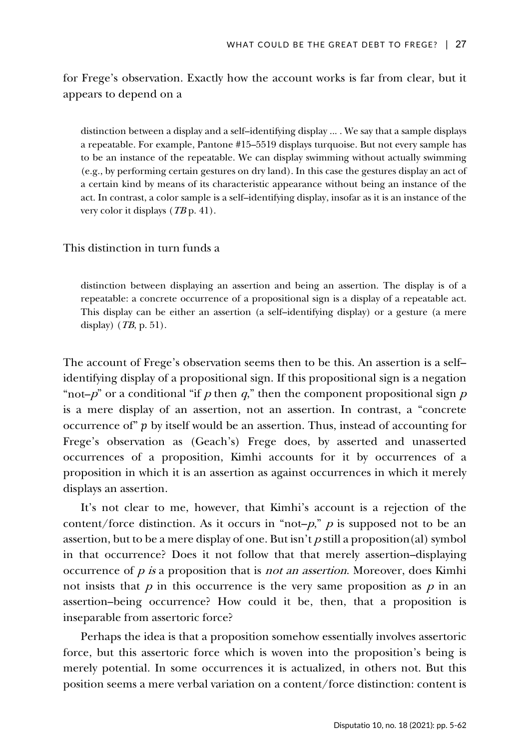for Frege's observation. Exactly how the account works is far from clear, but it appears to depend on a

> distinction between a display and a self–identifying display ... . We say that a sample displays a repeatable. For example, Pantone #15–5519 displays turquoise. But not every sample has to be an instance of the repeatable. We can display swimming without actually swimming (e.g., by performing certain gestures on dry land). In this case the gestures display an act of a certain kind by means of its characteristic appearance without being an instance of the act. In contrast, a color sample is a self–identifying display, insofar as it is an instance of the very color it displays (*TB* p. 41).

This distinction in turn funds a

> distinction between displaying an assertion and being an assertion. The display is of a repeatable: a concrete occurrence of a propositional sign is a display of a repeatable act. This display can be either an assertion (a self–identifying display) or a gesture (a mere display) (*TB*, p. 51).

The account of Frege's observation seems then to be this. An assertion is a self–identifying display of a propositional sign. If this propositional sign is a negation "not–*p*" or a conditional "if *p* then *q*," then the component propositional sign *p* is a mere display of an assertion, not an assertion. In contrast, a "concrete occurrence of" *p* by itself would be an assertion. Thus, instead of accounting for Frege's observation as (Geach's) Frege does, by asserted and unasserted occurrences of a proposition, Kimhi accounts for it by occurrences of a proposition in which it is an assertion as against occurrences in which it merely displays an assertion.

It's not clear to me, however, that Kimhi's account is a rejection of the content/force distinction. As it occurs in "not–*p*," *p* is supposed not to be an assertion, but to be a mere display of one. But isn't *p* still a proposition(al) symbol in that occurrence? Does it not follow that that merely assertion–displaying occurrence of *p is* a proposition that is *not an assertion*. Moreover, does Kimhi not insists that *p* in this occurrence is the very same proposition as *p* in an assertion–being occurrence? How could it be, then, that a proposition is inseparable from assertoric force?

Perhaps the idea is that a proposition somehow essentially involves assertoric force, but this assertoric force which is woven into the proposition's being is merely potential. In some occurrences it is actualized, in others not. But this position seems a mere verbal variation on a content/force distinction: content is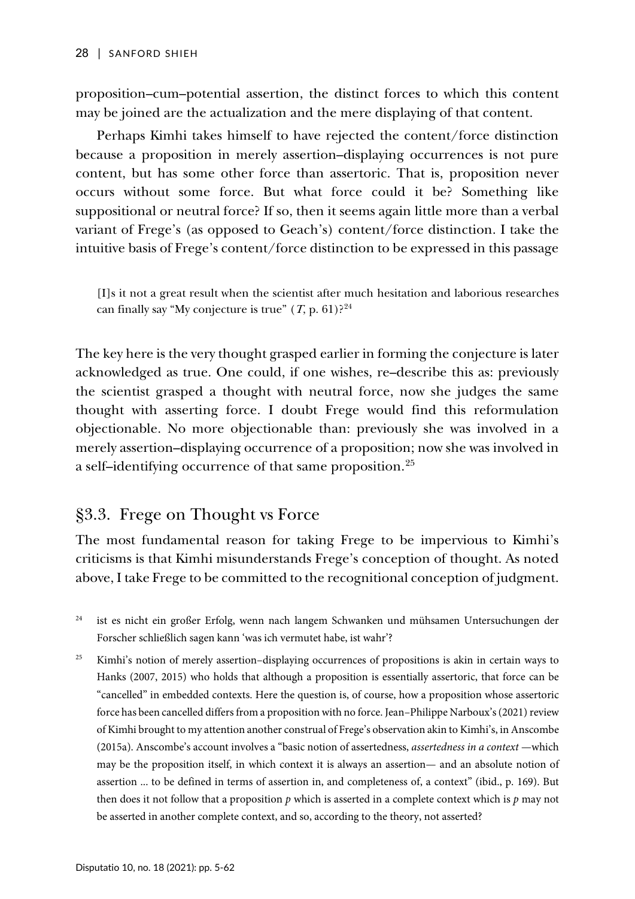proposition–cum–potential assertion, the distinct forces to which this content may be joined are the actualization and the mere displaying of that content.

Perhaps Kimhi takes himself to have rejected the content/force distinction because a proposition in merely assertion–displaying occurrences is not pure content, but has some other force than assertoric. That is, proposition never occurs without some force. But what force could it be? Something like suppositional or neutral force? If so, then it seems again little more than a verbal variant of Frege's (as opposed to Geach's) content/force distinction. I take the intuitive basis of Frege's content/force distinction to be expressed in this passage

> [I]s it not a great result when the scientist after much hesitation and laborious researches can finally say "My conjecture is true" (*T*, p. 61)?[24]

The key here is the very thought grasped earlier in forming the conjecture is later acknowledged as true. One could, if one wishes, re–describe this as: previously the scientist grasped a thought with neutral force, now she judges the same thought with asserting force. I doubt Frege would find this reformulation objectionable. No more objectionable than: previously she was involved in a merely assertion–displaying occurrence of a proposition; now she was involved in a self–identifying occurrence of that same proposition.[25]

## §3.3. Frege on Thought vs Force

The most fundamental reason for taking Frege to be impervious to Kimhi's criticisms is that Kimhi misunderstands Frege's conception of thought. As noted above, I take Frege to be committed to the recognitional conception of judgment.

[24] ist es nicht ein großer Erfolg, wenn nach langem Schwanken und mühsamen Untersuchungen der Forscher schließlich sagen kann 'was ich vermutet habe, ist wahr'?

[25] Kimhi's notion of merely assertion–displaying occurrences of propositions is akin in certain ways to Hanks (2007, 2015) who holds that although a proposition is essentially assertoric, that force can be "cancelled" in embedded contexts. Here the question is, of course, how a proposition whose assertoric force has been cancelled differs from a proposition with no force. Jean–Philippe Narboux's (2021) review of Kimhi brought to my attention another construal of Frege's observation akin to Kimhi's, in Anscombe (2015a). Anscombe's account involves a "basic notion of assertedness, *assertedness in a context* —which may be the proposition itself, in which context it is always an assertion— and an absolute notion of assertion ... to be defined in terms of assertion in, and completeness of, a context" (ibid., p. 169). But then does it not follow that a proposition *p* which is asserted in a complete context which is *p* may not be asserted in another complete context, and so, according to the theory, not asserted?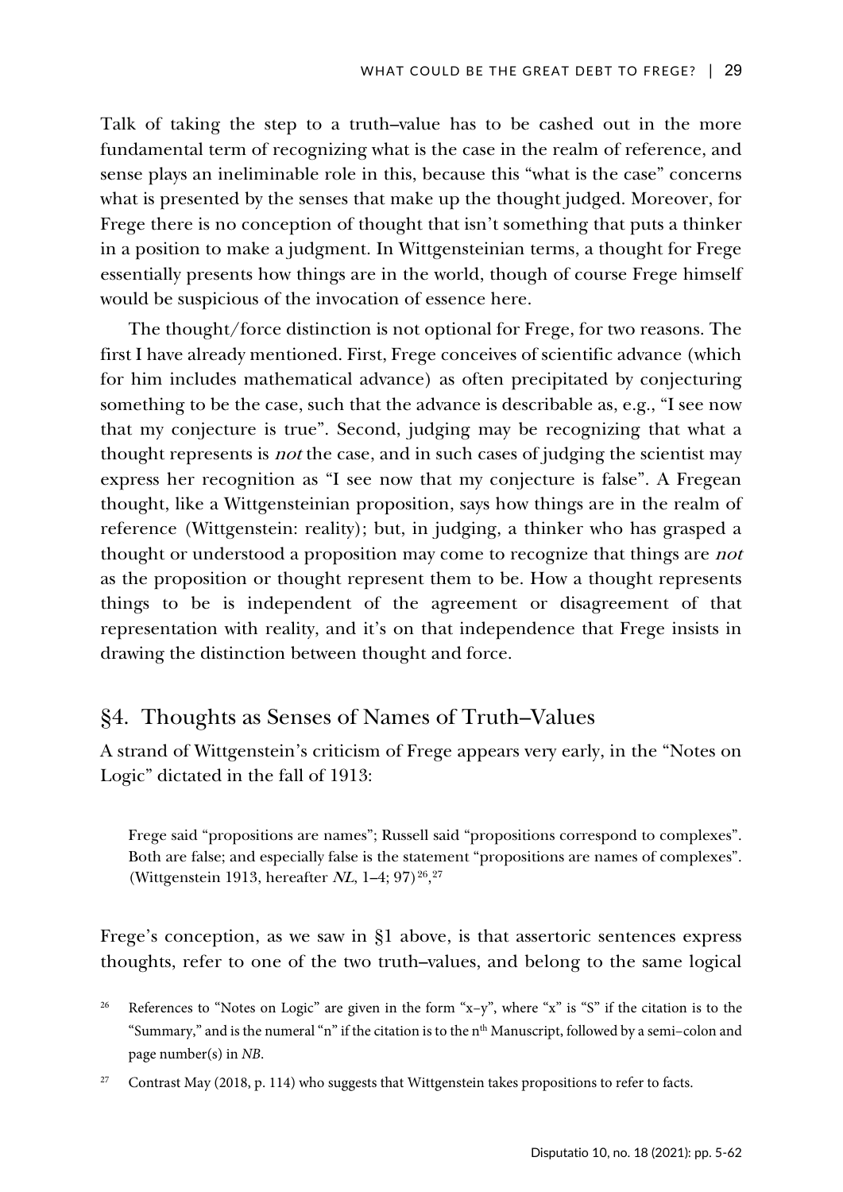Talk of taking the step to a truth–value has to be cashed out in the more fundamental term of recognizing what is the case in the realm of reference, and sense plays an ineliminable role in this, because this "what is the case" concerns what is presented by the senses that make up the thought judged. Moreover, for Frege there is no conception of thought that isn't something that puts a thinker in a position to make a judgment. In Wittgensteinian terms, a thought for Frege essentially presents how things are in the world, though of course Frege himself would be suspicious of the invocation of essence here.

The thought/force distinction is not optional for Frege, for two reasons. The first I have already mentioned. First, Frege conceives of scientific advance (which for him includes mathematical advance) as often precipitated by conjecturing something to be the case, such that the advance is describable as, e.g., "I see now that my conjecture is true". Second, judging may be recognizing that what a thought represents is *not* the case, and in such cases of judging the scientist may express her recognition as "I see now that my conjecture is false". A Fregean thought, like a Wittgensteinian proposition, says how things are in the realm of reference (Wittgenstein: reality); but, in judging, a thinker who has grasped a thought or understood a proposition may come to recognize that things are *not* as the proposition or thought represent them to be. How a thought represents things to be is independent of the agreement or disagreement of that representation with reality, and it's on that independence that Frege insists in drawing the distinction between thought and force.

## §4. Thoughts as Senses of Names of Truth–Values

A strand of Wittgenstein's criticism of Frege appears very early, in the "Notes on Logic" dictated in the fall of 1913:

> Frege said "propositions are names"; Russell said "propositions correspond to complexes". Both are false; and especially false is the statement "propositions are names of complexes". (Wittgenstein 1913, hereafter *NL*, 1–4; 97)[26],[27]

Frege's conception, as we saw in §1 above, is that assertoric sentences express thoughts, refer to one of the two truth–values, and belong to the same logical

[26] References to "Notes on Logic" are given in the form "x–y", where "x" is "S" if the citation is to the "Summary," and is the numeral "n" if the citation is to the nth Manuscript, followed by a semi–colon and page number(s) in *NB*.

[27] Contrast May (2018, p. 114) who suggests that Wittgenstein takes propositions to refer to facts.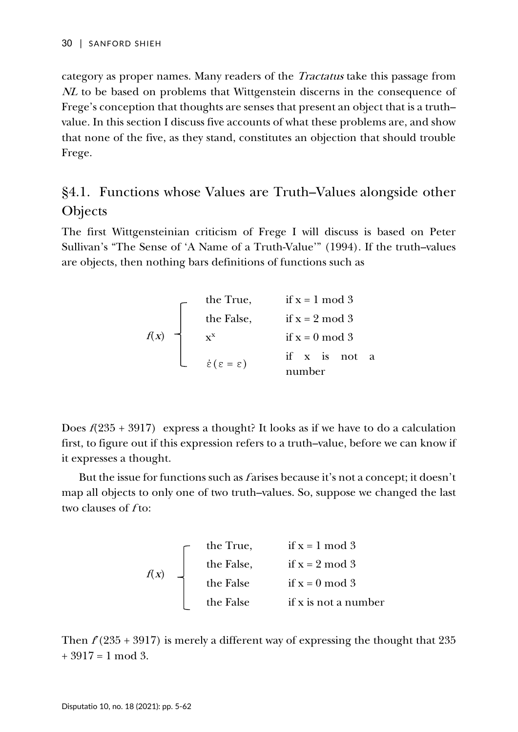category as proper names. Many readers of the *Tractatus* take this passage from *NL* to be based on problems that Wittgenstein discerns in the consequence of Frege's conception that thoughts are senses that present an object that is a truth–value. In this section I discuss five accounts of what these problems are, and show that none of the five, as they stand, constitutes an objection that should trouble Frege.

## §4.1. Functions whose Values are Truth–Values alongside other Objects

The first Wittgensteinian criticism of Frege I will discuss is based on Peter Sullivan's "The Sense of 'A Name of a Truth-Value'" (1994). If the truth–values are objects, then nothing bars definitions of functions such as

$$f(x) \begin{cases} \text{the True,} & \text{if } x = 1 \text{ mod } 3 \\ \text{the False,} & \text{if } x = 2 \text{ mod } 3 \\ x^x & \text{if } x = 0 \text{ mod } 3 \\ \dot{\varepsilon}(\varepsilon = \varepsilon) & \text{if } x \text{ is not a number} \end{cases}$$

Does $f(235 + 3917)$ express a thought? It looks as if we have to do a calculation first, to figure out if this expression refers to a truth–value, before we can know if it expresses a thought.

But the issue for functions such as $f$ arises because it's not a concept; it doesn't map all objects to only one of two truth–values. So, suppose we changed the last two clauses of $f$ to:

$$f(x) \begin{cases} \text{the True,} & \text{if } x = 1 \text{ mod } 3 \\ \text{the False,} & \text{if } x = 2 \text{ mod } 3 \\ \text{the False} & \text{if } x = 0 \text{ mod } 3 \\ \text{the False} & \text{if } x \text{ is not a number} \end{cases}$$

Then $f'(235 + 3917)$ is merely a different way of expressing the thought that $235 + 3917 = 1 \text{ mod } 3$.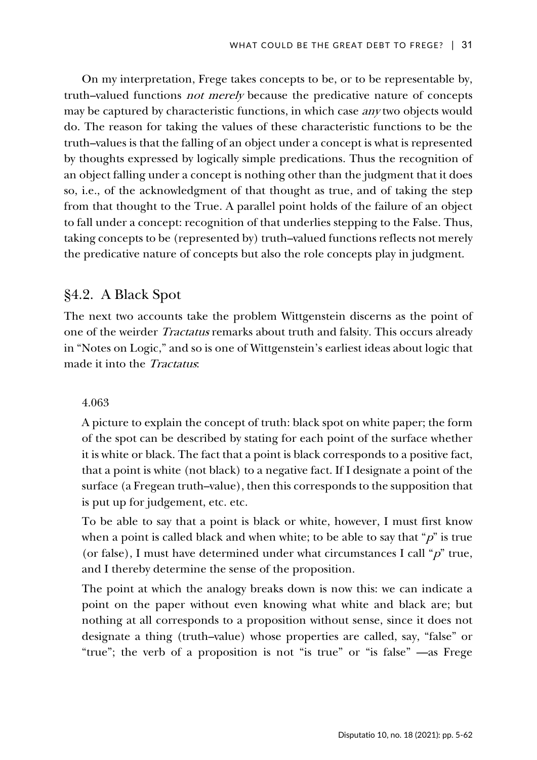On my interpretation, Frege takes concepts to be, or to be representable by, truth–valued functions *not merely* because the predicative nature of concepts may be captured by characteristic functions, in which case *any* two objects would do. The reason for taking the values of these characteristic functions to be the truth–values is that the falling of an object under a concept is what is represented by thoughts expressed by logically simple predications. Thus the recognition of an object falling under a concept is nothing other than the judgment that it does so, i.e., of the acknowledgment of that thought as true, and of taking the step from that thought to the True. A parallel point holds of the failure of an object to fall under a concept: recognition of that underlies stepping to the False. Thus, taking concepts to be (represented by) truth–valued functions reflects not merely the predicative nature of concepts but also the role concepts play in judgment.

## §4.2. A Black Spot

The next two accounts take the problem Wittgenstein discerns as the point of one of the weirder *Tractatus* remarks about truth and falsity. This occurs already in "Notes on Logic," and so is one of Wittgenstein's earliest ideas about logic that made it into the *Tractatus*:

> 4.063
>
> A picture to explain the concept of truth: black spot on white paper; the form of the spot can be described by stating for each point of the surface whether it is white or black. The fact that a point is black corresponds to a positive fact, that a point is white (not black) to a negative fact. If I designate a point of the surface (a Fregean truth–value), then this corresponds to the supposition that is put up for judgement, etc. etc.
>
> To be able to say that a point is black or white, however, I must first know when a point is called black and when white; to be able to say that "*p*" is true (or false), I must have determined under what circumstances I call "*p*" true, and I thereby determine the sense of the proposition.
>
> The point at which the analogy breaks down is now this: we can indicate a point on the paper without even knowing what white and black are; but nothing at all corresponds to a proposition without sense, since it does not designate a thing (truth–value) whose properties are called, say, "false" or "true"; the verb of a proposition is not "is true" or "is false" —as Frege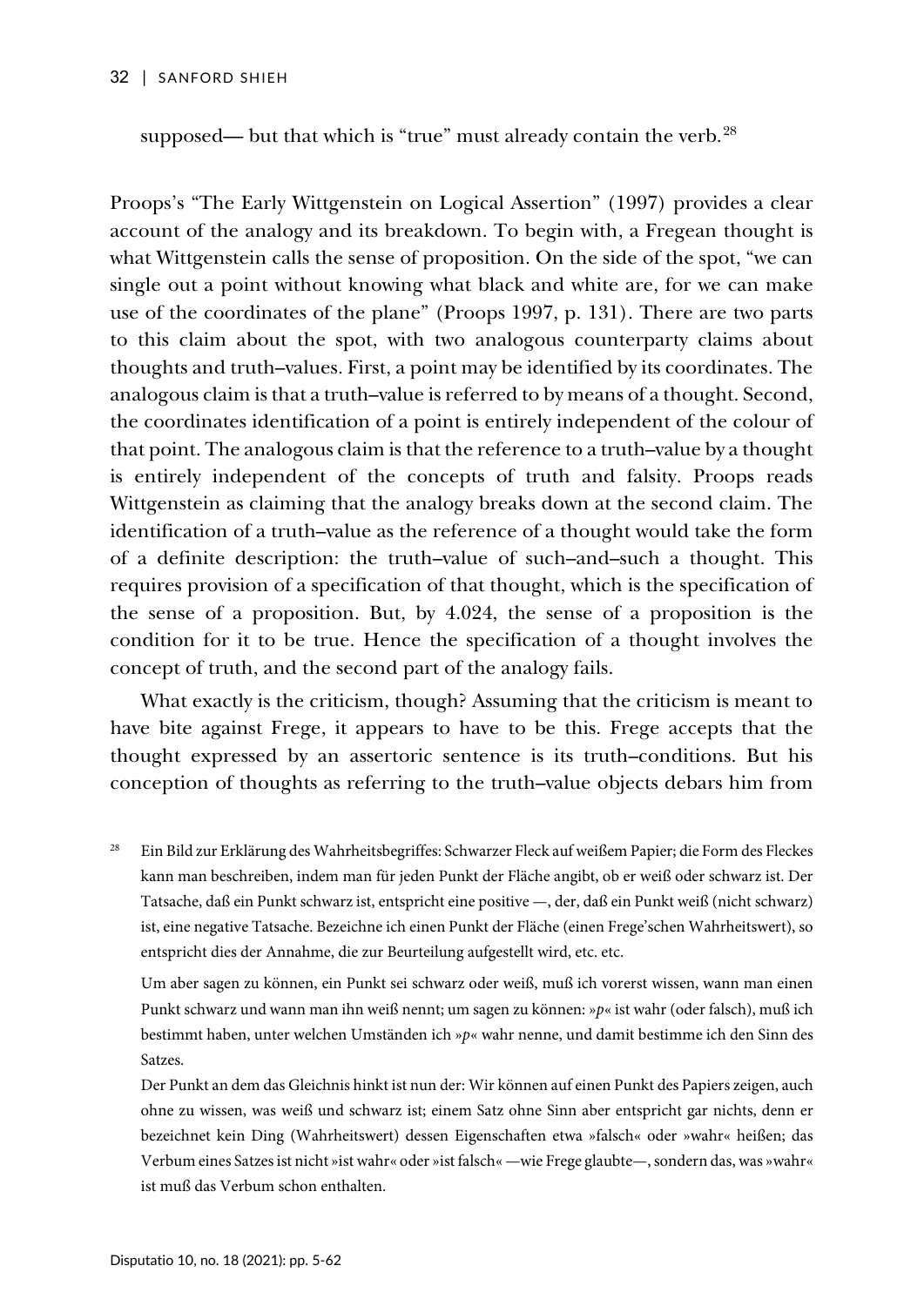supposed— but that which is "true" must already contain the verb.[28]

Proops's "The Early Wittgenstein on Logical Assertion" (1997) provides a clear account of the analogy and its breakdown. To begin with, a Fregean thought is what Wittgenstein calls the sense of proposition. On the side of the spot, "we can single out a point without knowing what black and white are, for we can make use of the coordinates of the plane" (Proops 1997, p. 131). There are two parts to this claim about the spot, with two analogous counterparty claims about thoughts and truth–values. First, a point may be identified by its coordinates. The analogous claim is that a truth–value is referred to by means of a thought. Second, the coordinates identification of a point is entirely independent of the colour of that point. The analogous claim is that the reference to a truth–value by a thought is entirely independent of the concepts of truth and falsity. Proops reads Wittgenstein as claiming that the analogy breaks down at the second claim. The identification of a truth–value as the reference of a thought would take the form of a definite description: the truth–value of such–and–such a thought. This requires provision of a specification of that thought, which is the specification of the sense of a proposition. But, by 4.024, the sense of a proposition is the condition for it to be true. Hence the specification of a thought involves the concept of truth, and the second part of the analogy fails.

What exactly is the criticism, though? Assuming that the criticism is meant to have bite against Frege, it appears to have to be this. Frege accepts that the thought expressed by an assertoric sentence is its truth–conditions. But his conception of thoughts as referring to the truth–value objects debars him from

[28] Ein Bild zur Erklärung des Wahrheitsbegriffes: Schwarzer Fleck auf weißem Papier; die Form des Fleckes kann man beschreiben, indem man für jeden Punkt der Fläche angibt, ob er weiß oder schwarz ist. Der Tatsache, daß ein Punkt schwarz ist, entspricht eine positive —, der, daß ein Punkt weiß (nicht schwarz) ist, eine negative Tatsache. Bezeichne ich einen Punkt der Fläche (einen Frege'schen Wahrheitswert), so entspricht dies der Annahme, die zur Beurteilung aufgestellt wird, etc. etc.

Um aber sagen zu können, ein Punkt sei schwarz oder weiß, muß ich vorerst wissen, wann man einen Punkt schwarz und wann man ihn weiß nennt; um sagen zu können: »*p*« ist wahr (oder falsch), muß ich bestimmt haben, unter welchen Umständen ich »*p*« wahr nenne, und damit bestimme ich den Sinn des Satzes.

Der Punkt an dem das Gleichnis hinkt ist nun der: Wir können auf einen Punkt des Papiers zeigen, auch ohne zu wissen, was weiß und schwarz ist; einem Satz ohne Sinn aber entspricht gar nichts, denn er bezeichnet kein Ding (Wahrheitswert) dessen Eigenschaften etwa »falsch« oder »wahr« heißen; das Verbum eines Satzes ist nicht »ist wahr« oder »ist falsch« —wie Frege glaubte—, sondern das, was »wahr« ist muß das Verbum schon enthalten.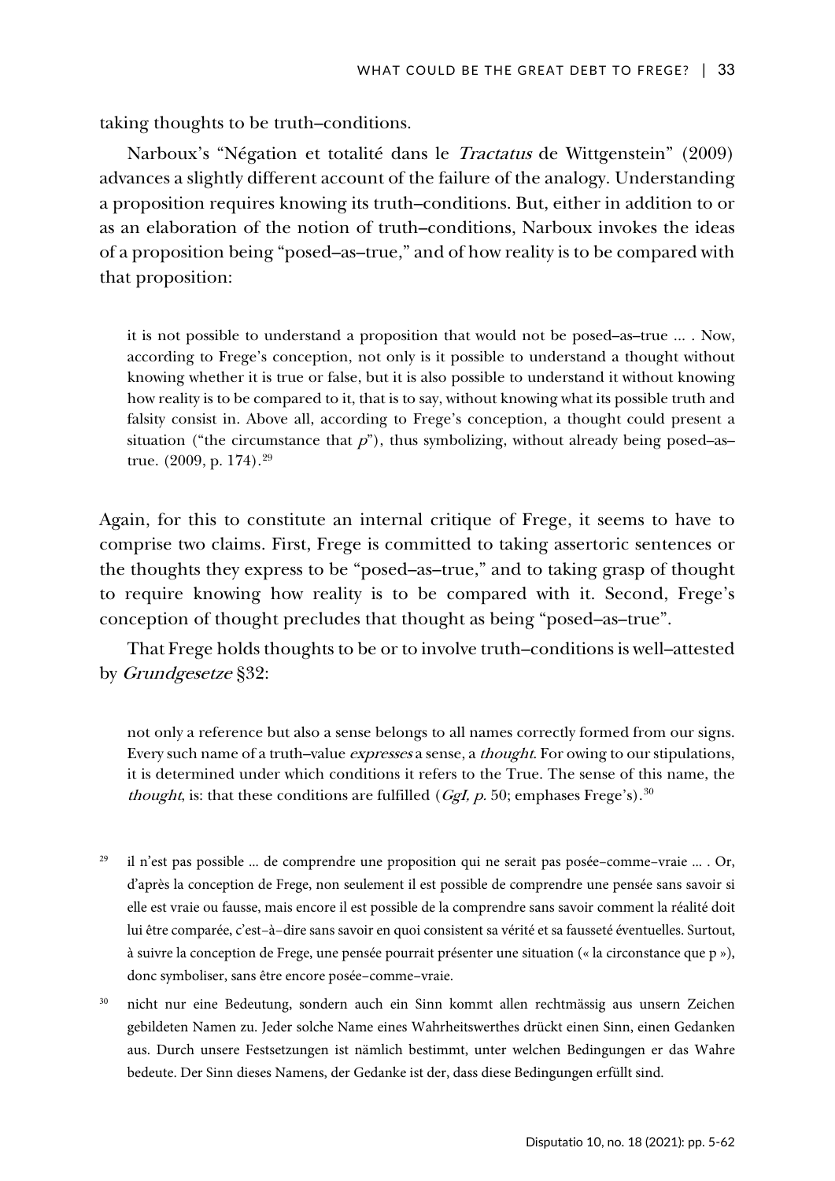taking thoughts to be truth–conditions.

Narboux's "Négation et totalité dans le *Tractatus* de Wittgenstein" (2009) advances a slightly different account of the failure of the analogy. Understanding a proposition requires knowing its truth–conditions. But, either in addition to or as an elaboration of the notion of truth–conditions, Narboux invokes the ideas of a proposition being "posed–as–true," and of how reality is to be compared with that proposition:

> it is not possible to understand a proposition that would not be posed–as–true ... . Now, according to Frege's conception, not only is it possible to understand a thought without knowing whether it is true or false, but it is also possible to understand it without knowing how reality is to be compared to it, that is to say, without knowing what its possible truth and falsity consist in. Above all, according to Frege's conception, a thought could present a situation ("the circumstance that *p*"), thus symbolizing, without already being posed–as–true. (2009, p. 174).[29]

Again, for this to constitute an internal critique of Frege, it seems to have to comprise two claims. First, Frege is committed to taking assertoric sentences or the thoughts they express to be "posed–as–true," and to taking grasp of thought to require knowing how reality is to be compared with it. Second, Frege's conception of thought precludes that thought as being "posed–as–true".

That Frege holds thoughts to be or to involve truth–conditions is well–attested by *Grundgesetze* §32:

> not only a reference but also a sense belongs to all names correctly formed from our signs. Every such name of a truth–value *expresses* a sense, a *thought*. For owing to our stipulations, it is determined under which conditions it refers to the True. The sense of this name, the *thought*, is: that these conditions are fulfilled (*GgI, p.* 50; emphases Frege's).[30]

[29] il n'est pas possible ... de comprendre une proposition qui ne serait pas posée–comme–vraie ... . Or, d'après la conception de Frege, non seulement il est possible de comprendre une pensée sans savoir si elle est vraie ou fausse, mais encore il est possible de la comprendre sans savoir comment la réalité doit lui être comparée, c'est–à–dire sans savoir en quoi consistent sa vérité et sa fausseté éventuelles. Surtout, à suivre la conception de Frege, une pensée pourrait présenter une situation (« la circonstance que p »), donc symboliser, sans être encore posée–comme–vraie.

[30] nicht nur eine Bedeutung, sondern auch ein Sinn kommt allen rechtmässig aus unsern Zeichen gebildeten Namen zu. Jeder solche Name eines Wahrheitswerthes drückt einen Sinn, einen Gedanken aus. Durch unsere Festsetzungen ist nämlich bestimmt, unter welchen Bedingungen er das Wahre bedeute. Der Sinn dieses Namens, der Gedanke ist der, dass diese Bedingungen erfüllt sind.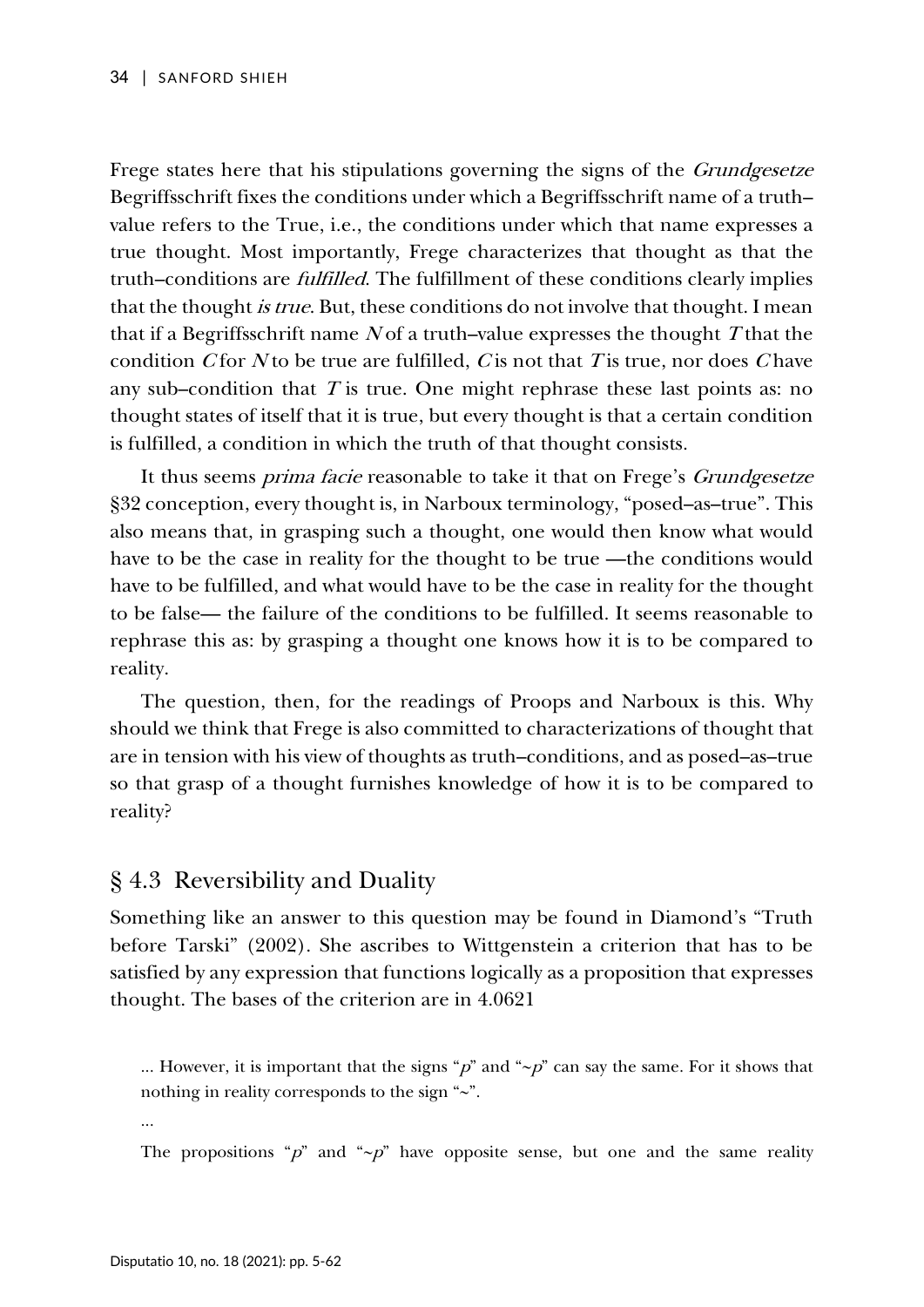Frege states here that his stipulations governing the signs of the *Grundgesetze* Begriffsschrift fixes the conditions under which a Begriffsschrift name of a truth–value refers to the True, i.e., the conditions under which that name expresses a true thought. Most importantly, Frege characterizes that thought as that the truth–conditions are *fulfilled*. The fulfillment of these conditions clearly implies that the thought *is true*. But, these conditions do not involve that thought. I mean that if a Begriffsschrift name *N* of a truth–value expresses the thought *T* that the condition *C* for *N* to be true are fulfilled, *C* is not that *T* is true, nor does *C* have any sub–condition that *T* is true. One might rephrase these last points as: no thought states of itself that it is true, but every thought is that a certain condition is fulfilled, a condition in which the truth of that thought consists.

It thus seems *prima facie* reasonable to take it that on Frege's *Grundgesetze* §32 conception, every thought is, in Narboux terminology, "posed–as–true". This also means that, in grasping such a thought, one would then know what would have to be the case in reality for the thought to be true —the conditions would have to be fulfilled, and what would have to be the case in reality for the thought to be false— the failure of the conditions to be fulfilled. It seems reasonable to rephrase this as: by grasping a thought one knows how it is to be compared to reality.

The question, then, for the readings of Proops and Narboux is this. Why should we think that Frege is also committed to characterizations of thought that are in tension with his view of thoughts as truth–conditions, and as posed–as–true so that grasp of a thought furnishes knowledge of how it is to be compared to reality?

## § 4.3 Reversibility and Duality

Something like an answer to this question may be found in Diamond's "Truth before Tarski" (2002). She ascribes to Wittgenstein a criterion that has to be satisfied by any expression that functions logically as a proposition that expresses thought. The bases of the criterion are in 4.0621

> ... However, it is important that the signs "*p*" and "~*p*" can say the same. For it shows that nothing in reality corresponds to the sign "~".
>
> ...
>
> The propositions "*p*" and "~*p*" have opposite sense, but one and the same reality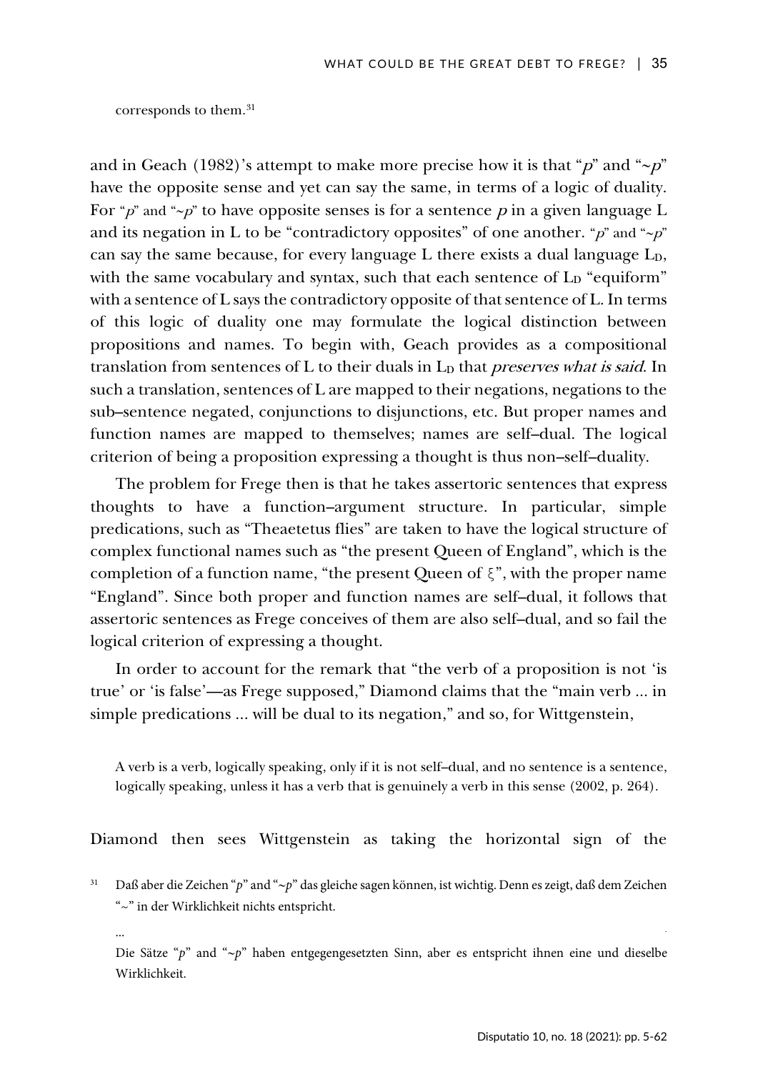corresponds to them.[31]

and in Geach (1982)'s attempt to make more precise how it is that "*p*" and "~*p*" have the opposite sense and yet can say the same, in terms of a logic of duality. For "*p*" and "~*p*" to have opposite senses is for a sentence *p* in a given language L and its negation in L to be "contradictory opposites" of one another. "*p*" and "~*p*" can say the same because, for every language L there exists a dual language $L_D$, with the same vocabulary and syntax, such that each sentence of $L_D$ "equiform" with a sentence of L says the contradictory opposite of that sentence of L. In terms of this logic of duality one may formulate the logical distinction between propositions and names. To begin with, Geach provides as a compositional translation from sentences of L to their duals in $L_D$ that *preserves what is said*. In such a translation, sentences of L are mapped to their negations, negations to the sub–sentence negated, conjunctions to disjunctions, etc. But proper names and function names are mapped to themselves; names are self–dual. The logical criterion of being a proposition expressing a thought is thus non–self–duality.

The problem for Frege then is that he takes assertoric sentences that express thoughts to have a function–argument structure. In particular, simple predications, such as "Theaetetus flies" are taken to have the logical structure of complex functional names such as "the present Queen of England", which is the completion of a function name, "the present Queen of ξ", with the proper name "England". Since both proper and function names are self–dual, it follows that assertoric sentences as Frege conceives of them are also self–dual, and so fail the logical criterion of expressing a thought.

In order to account for the remark that "the verb of a proposition is not 'is true' or 'is false'—as Frege supposed," Diamond claims that the "main verb ... in simple predications ... will be dual to its negation," and so, for Wittgenstein,

> A verb is a verb, logically speaking, only if it is not self–dual, and no sentence is a sentence, logically speaking, unless it has a verb that is genuinely a verb in this sense (2002, p. 264).

Diamond then sees Wittgenstein as taking the horizontal sign of the

[31] Daß aber die Zeichen "*p*" and "~*p*" das gleiche sagen können, ist wichtig. Denn es zeigt, daß dem Zeichen "~" in der Wirklichkeit nichts entspricht.

...

Die Sätze "*p*" and "~*p*" haben entgegengesetzten Sinn, aber es entspricht ihnen eine und dieselbe Wirklichkeit.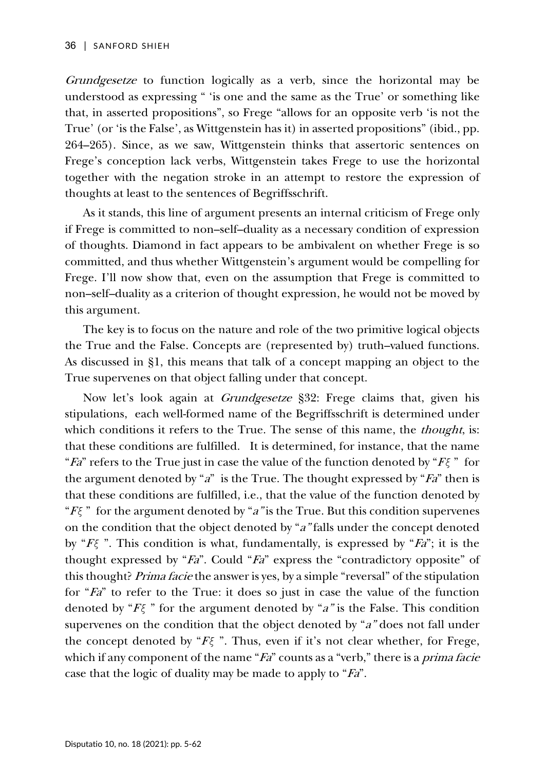*Grundgesetze* to function logically as a verb, since the horizontal may be understood as expressing " 'is one and the same as the True' or something like that, in asserted propositions", so Frege "allows for an opposite verb 'is not the True' (or 'is the False', as Wittgenstein has it) in asserted propositions" (ibid., pp. 264–265). Since, as we saw, Wittgenstein thinks that assertoric sentences on Frege's conception lack verbs, Wittgenstein takes Frege to use the horizontal together with the negation stroke in an attempt to restore the expression of thoughts at least to the sentences of Begriffsschrift.

As it stands, this line of argument presents an internal criticism of Frege only if Frege is committed to non–self–duality as a necessary condition of expression of thoughts. Diamond in fact appears to be ambivalent on whether Frege is so committed, and thus whether Wittgenstein's argument would be compelling for Frege. I'll now show that, even on the assumption that Frege is committed to non–self–duality as a criterion of thought expression, he would not be moved by this argument.

The key is to focus on the nature and role of the two primitive logical objects the True and the False. Concepts are (represented by) truth–valued functions. As discussed in §1, this means that talk of a concept mapping an object to the True supervenes on that object falling under that concept.

Now let's look again at *Grundgesetze* §32: Frege claims that, given his stipulations, each well-formed name of the Begriffsschrift is determined under which conditions it refers to the True. The sense of this name, the *thought*, is: that these conditions are fulfilled. It is determined, for instance, that the name "*Fa*" refers to the True just in case the value of the function denoted by "$F\xi$" for the argument denoted by "*a*" is the True. The thought expressed by "*Fa*" then is that these conditions are fulfilled, i.e., that the value of the function denoted by "$F\xi$" for the argument denoted by "*a*" is the True. But this condition supervenes on the condition that the object denoted by "*a*" falls under the concept denoted by "$F\xi$". This condition is what, fundamentally, is expressed by "*Fa*"; it is the thought expressed by "*Fa*". Could "*Fa*" express the "contradictory opposite" of this thought? *Prima facie* the answer is yes, by a simple "reversal" of the stipulation for "*Fa*" to refer to the True: it does so just in case the value of the function denoted by "$F\xi$" for the argument denoted by "*a*" is the False. This condition supervenes on the condition that the object denoted by "*a*" does not fall under the concept denoted by "$F\xi$". Thus, even if it's not clear whether, for Frege, which if any component of the name "*Fa*" counts as a "verb," there is a *prima facie* case that the logic of duality may be made to apply to "*Fa*".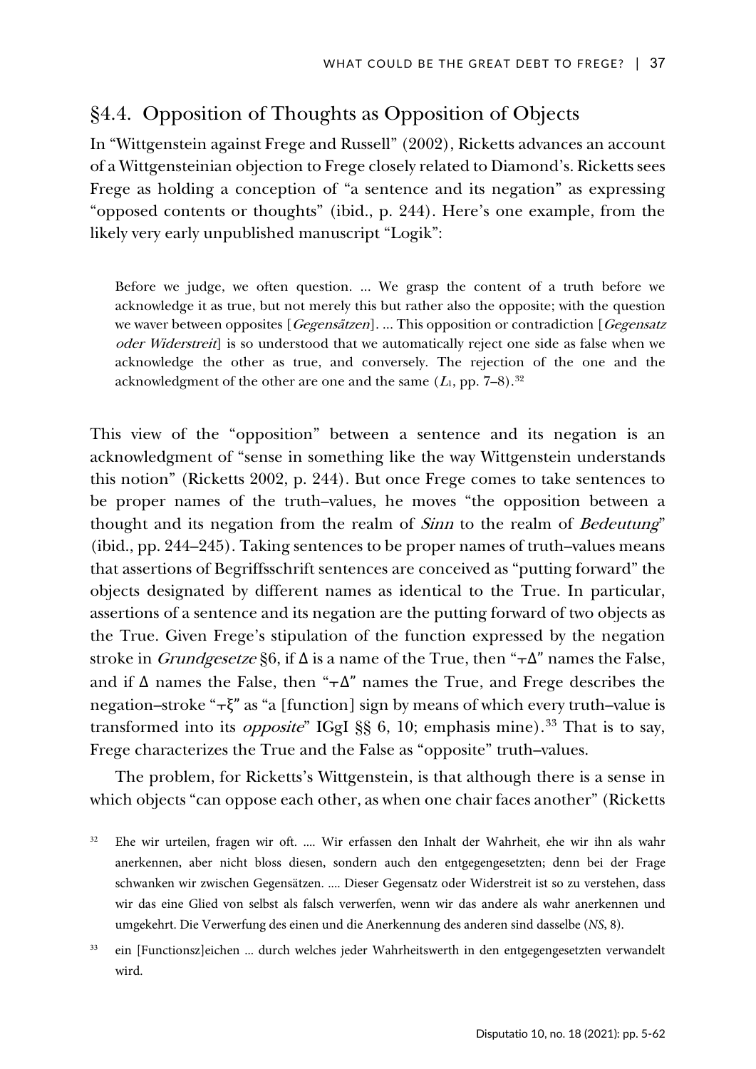## §4.4. Opposition of Thoughts as Opposition of Objects

In "Wittgenstein against Frege and Russell" (2002), Ricketts advances an account of a Wittgensteinian objection to Frege closely related to Diamond's. Ricketts sees Frege as holding a conception of "a sentence and its negation" as expressing "opposed contents or thoughts" (ibid., p. 244). Here's one example, from the likely very early unpublished manuscript "Logik":

> Before we judge, we often question. ... We grasp the content of a truth before we acknowledge it as true, but not merely this but rather also the opposite; with the question we waver between opposites [*Gegensätzen*]. ... This opposition or contradiction [*Gegensatz oder Widerstreit*] is so understood that we automatically reject one side as false when we acknowledge the other as true, and conversely. The rejection of the one and the acknowledgment of the other are one and the same ($L_1$, pp. 7–8).[32]

This view of the "opposition" between a sentence and its negation is an acknowledgment of "sense in something like the way Wittgenstein understands this notion" (Ricketts 2002, p. 244). But once Frege comes to take sentences to be proper names of the truth–values, he moves "the opposition between a thought and its negation from the realm of *Sinn* to the realm of *Bedeutung*" (ibid., pp. 244–245). Taking sentences to be proper names of truth–values means that assertions of Begriffsschrift sentences are conceived as "putting forward" the objects designated by different names as identical to the True. In particular, assertions of a sentence and its negation are the putting forward of two objects as the True. Given Frege's stipulation of the function expressed by the negation stroke in *Grundgesetze* §6, if Δ is a name of the True, then "⫟Δ" names the False, and if Δ names the False, then "⫟Δ" names the True, and Frege describes the negation–stroke "⫟ξ" as "a [function] sign by means of which every truth–value is transformed into its *opposite*" IGgI §§ 6, 10; emphasis mine).[33] That is to say, Frege characterizes the True and the False as "opposite" truth–values.

The problem, for Ricketts's Wittgenstein, is that although there is a sense in which objects "can oppose each other, as when one chair faces another" (Ricketts

[32] Ehe wir urteilen, fragen wir oft. .... Wir erfassen den Inhalt der Wahrheit, ehe wir ihn als wahr anerkennen, aber nicht bloss diesen, sondern auch den entgegengesetzten; denn bei der Frage schwanken wir zwischen Gegensätzen. .... Dieser Gegensatz oder Widerstreit ist so zu verstehen, dass wir das eine Glied von selbst als falsch verwerfen, wenn wir das andere als wahr anerkennen und umgekehrt. Die Verwerfung des einen und die Anerkennung des anderen sind dasselbe (*NS*, 8).

[33] ein [Functionsz]eichen ... durch welches jeder Wahrheitswerth in den entgegengesetzten verwandelt wird.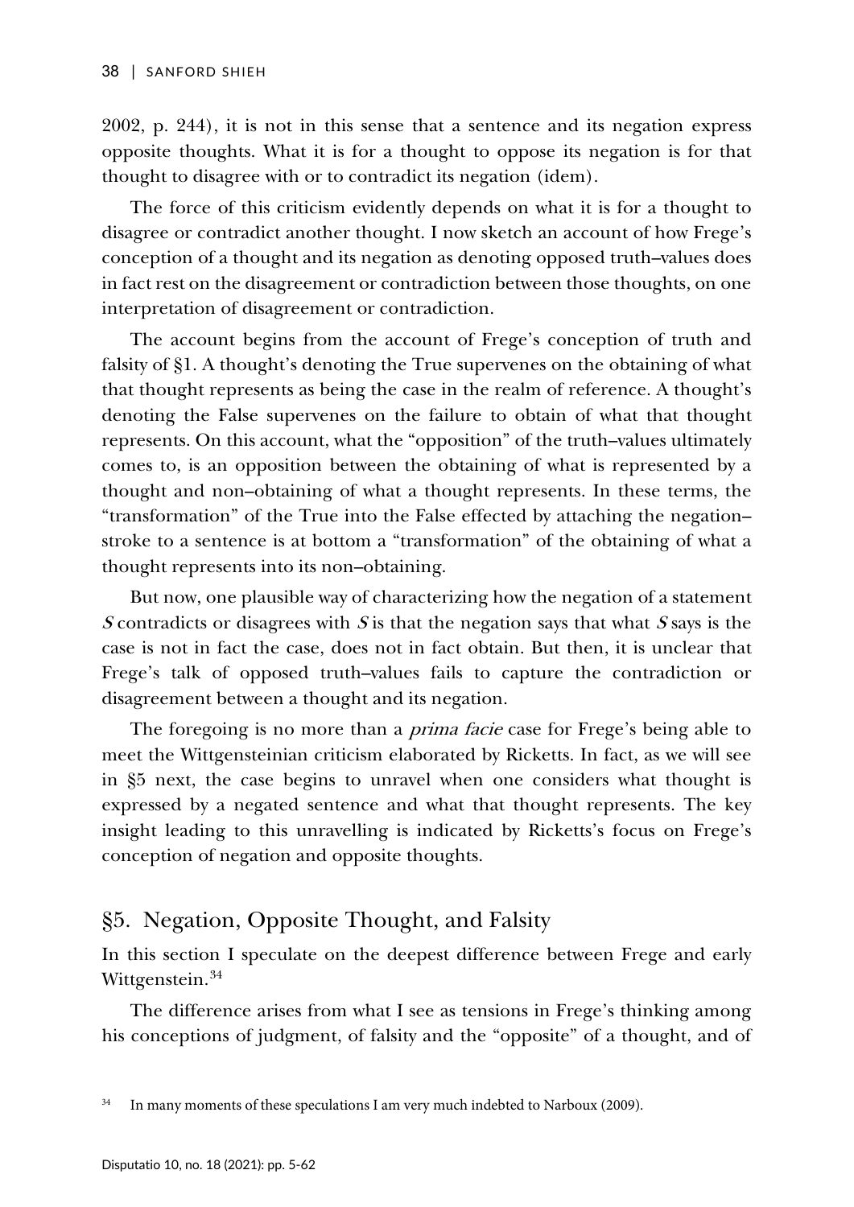2002, p. 244), it is not in this sense that a sentence and its negation express opposite thoughts. What it is for a thought to oppose its negation is for that thought to disagree with or to contradict its negation (idem).

The force of this criticism evidently depends on what it is for a thought to disagree or contradict another thought. I now sketch an account of how Frege's conception of a thought and its negation as denoting opposed truth–values does in fact rest on the disagreement or contradiction between those thoughts, on one interpretation of disagreement or contradiction.

The account begins from the account of Frege's conception of truth and falsity of §1. A thought's denoting the True supervenes on the obtaining of what that thought represents as being the case in the realm of reference. A thought's denoting the False supervenes on the failure to obtain of what that thought represents. On this account, what the "opposition" of the truth–values ultimately comes to, is an opposition between the obtaining of what is represented by a thought and non–obtaining of what a thought represents. In these terms, the "transformation" of the True into the False effected by attaching the negation–stroke to a sentence is at bottom a "transformation" of the obtaining of what a thought represents into its non–obtaining.

But now, one plausible way of characterizing how the negation of a statement *S* contradicts or disagrees with *S* is that the negation says that what *S* says is the case is not in fact the case, does not in fact obtain. But then, it is unclear that Frege's talk of opposed truth–values fails to capture the contradiction or disagreement between a thought and its negation.

The foregoing is no more than a *prima facie* case for Frege's being able to meet the Wittgensteinian criticism elaborated by Ricketts. In fact, as we will see in §5 next, the case begins to unravel when one considers what thought is expressed by a negated sentence and what that thought represents. The key insight leading to this unravelling is indicated by Ricketts's focus on Frege's conception of negation and opposite thoughts.

## §5. Negation, Opposite Thought, and Falsity

In this section I speculate on the deepest difference between Frege and early Wittgenstein.[34]

The difference arises from what I see as tensions in Frege's thinking among his conceptions of judgment, of falsity and the "opposite" of a thought, and of

[34] In many moments of these speculations I am very much indebted to Narboux (2009).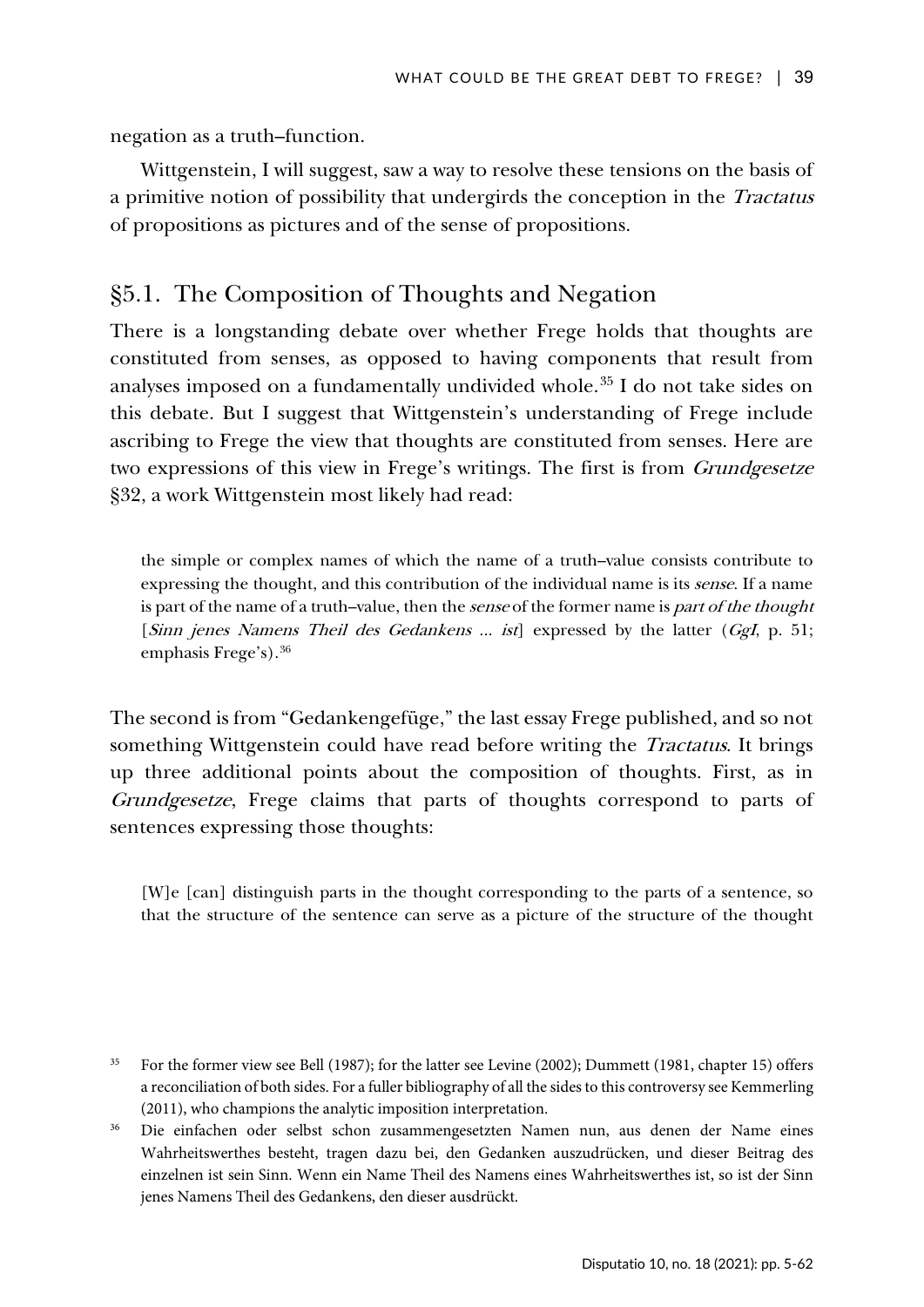negation as a truth–function.

Wittgenstein, I will suggest, saw a way to resolve these tensions on the basis of a primitive notion of possibility that undergirds the conception in the *Tractatus* of propositions as pictures and of the sense of propositions.

## §5.1. The Composition of Thoughts and Negation

There is a longstanding debate over whether Frege holds that thoughts are constituted from senses, as opposed to having components that result from analyses imposed on a fundamentally undivided whole.[35] I do not take sides on this debate. But I suggest that Wittgenstein's understanding of Frege include ascribing to Frege the view that thoughts are constituted from senses. Here are two expressions of this view in Frege's writings. The first is from *Grundgesetze* §32, a work Wittgenstein most likely had read:

> the simple or complex names of which the name of a truth–value consists contribute to expressing the thought, and this contribution of the individual name is its *sense*. If a name is part of the name of a truth–value, then the *sense* of the former name is *part of the thought* [*Sinn jenes Namens Theil des Gedankens ... ist*] expressed by the latter (*GgI*, p. 51; emphasis Frege's).[36]

The second is from "Gedankengefüge," the last essay Frege published, and so not something Wittgenstein could have read before writing the *Tractatus*. It brings up three additional points about the composition of thoughts. First, as in *Grundgesetze*, Frege claims that parts of thoughts correspond to parts of sentences expressing those thoughts:

> [W]e [can] distinguish parts in the thought corresponding to the parts of a sentence, so that the structure of the sentence can serve as a picture of the structure of the thought

---

[35] For the former view see Bell (1987); for the latter see Levine (2002); Dummett (1981, chapter 15) offers a reconciliation of both sides. For a fuller bibliography of all the sides to this controversy see Kemmerling (2011), who champions the analytic imposition interpretation.

[36] Die einfachen oder selbst schon zusammengesetzten Namen nun, aus denen der Name eines Wahrheitswerthes besteht, tragen dazu bei, den Gedanken auszudrücken, und dieser Beitrag des einzelnen ist sein Sinn. Wenn ein Name Theil des Namens eines Wahrheitswerthes ist, so ist der Sinn jenes Namens Theil des Gedankens, den dieser ausdrückt.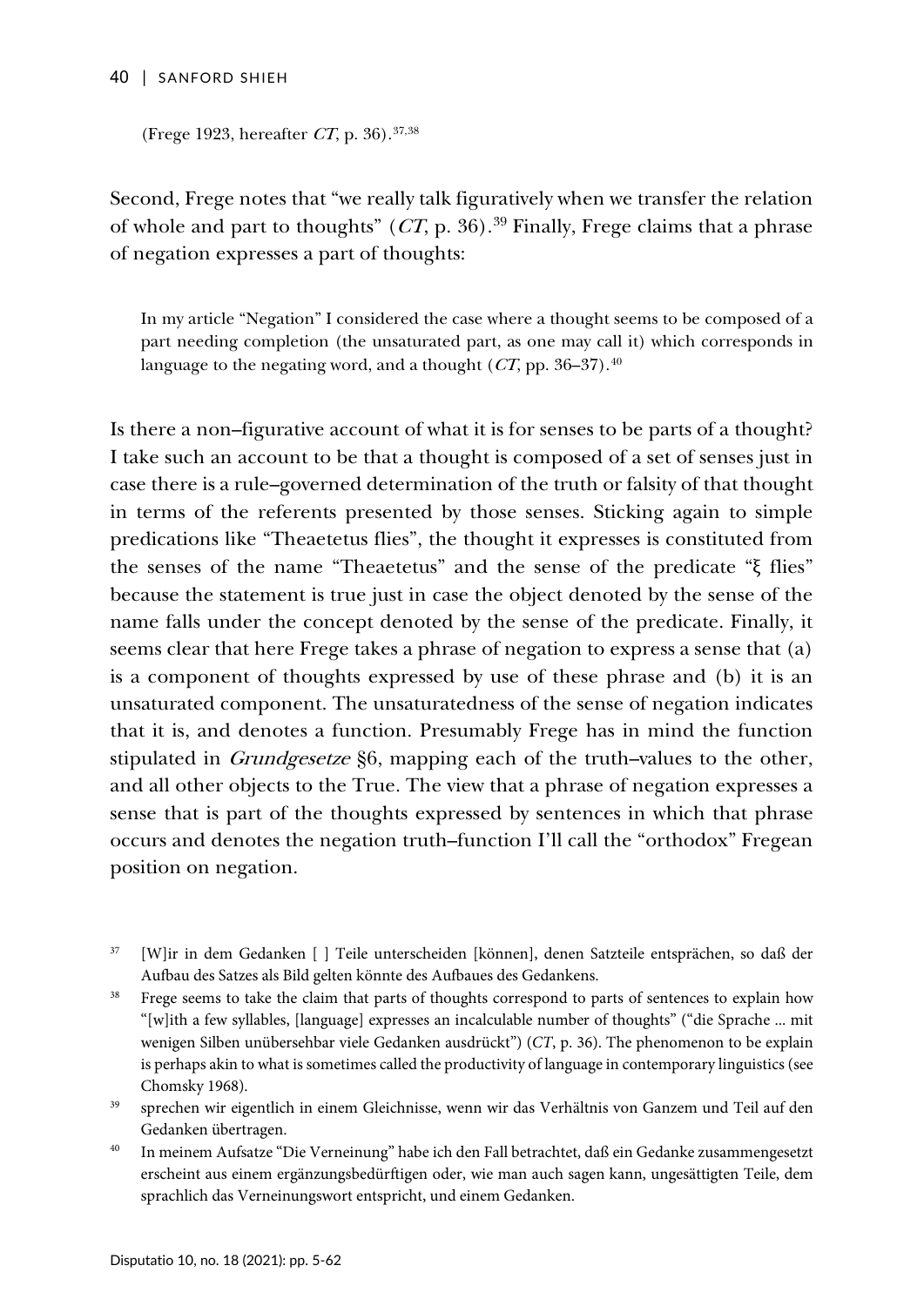(Frege 1923, hereafter *CT*, p. 36).[37,38]

Second, Frege notes that "we really talk figuratively when we transfer the relation of whole and part to thoughts" (*CT*, p. 36).[39] Finally, Frege claims that a phrase of negation expresses a part of thoughts:

> In my article "Negation" I considered the case where a thought seems to be composed of a part needing completion (the unsaturated part, as one may call it) which corresponds in language to the negating word, and a thought (*CT*, pp. 36–37).[40]

Is there a non–figurative account of what it is for senses to be parts of a thought? I take such an account to be that a thought is composed of a set of senses just in case there is a rule–governed determination of the truth or falsity of that thought in terms of the referents presented by those senses. Sticking again to simple predications like "Theaetetus flies", the thought it expresses is constituted from the senses of the name "Theaetetus" and the sense of the predicate "ξ flies" because the statement is true just in case the object denoted by the sense of the name falls under the concept denoted by the sense of the predicate. Finally, it seems clear that here Frege takes a phrase of negation to express a sense that (a) is a component of thoughts expressed by use of these phrase and (b) it is an unsaturated component. The unsaturatedness of the sense of negation indicates that it is, and denotes a function. Presumably Frege has in mind the function stipulated in *Grundgesetze* §6, mapping each of the truth–values to the other, and all other objects to the True. The view that a phrase of negation expresses a sense that is part of the thoughts expressed by sentences in which that phrase occurs and denotes the negation truth–function I'll call the "orthodox" Fregean position on negation.

---

[37] [W]ir in dem Gedanken [ ] Teile unterscheiden [können], denen Satzteile entsprächen, so daß der Aufbau des Satzes als Bild gelten könnte des Aufbaues des Gedankens.

[38] Frege seems to take the claim that parts of thoughts correspond to parts of sentences to explain how "[w]ith a few syllables, [language] expresses an incalculable number of thoughts" ("die Sprache ... mit wenigen Silben unübersehbar viele Gedanken ausdrückt") (*CT*, p. 36). The phenomenon to be explain is perhaps akin to what is sometimes called the productivity of language in contemporary linguistics (see Chomsky 1968).

[39] sprechen wir eigentlich in einem Gleichnisse, wenn wir das Verhältnis von Ganzem und Teil auf den Gedanken übertragen.

[40] In meinem Aufsatze "Die Verneinung" habe ich den Fall betrachtet, daß ein Gedanke zusammengesetzt erscheint aus einem ergänzungsbedürftigen oder, wie man auch sagen kann, ungesättigten Teile, dem sprachlich das Verneinungswort entspricht, und einem Gedanken.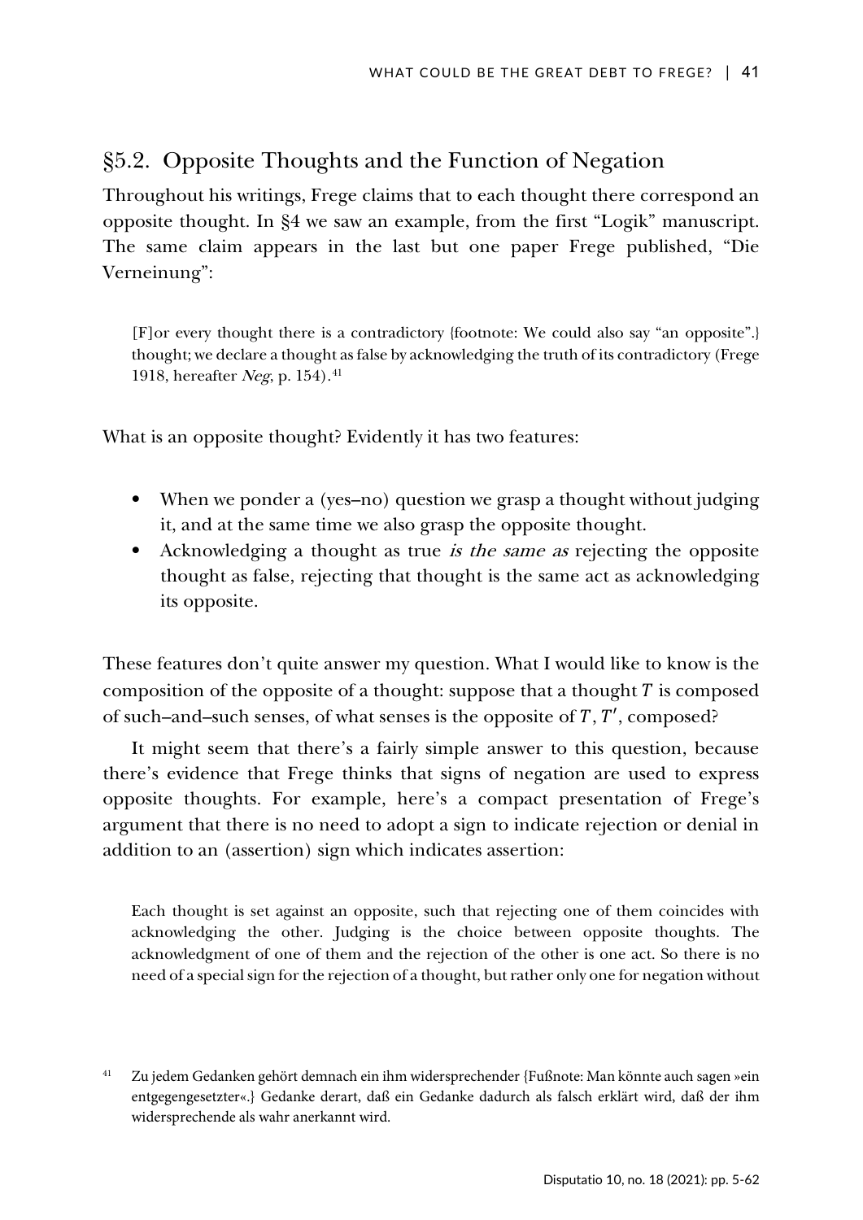## §5.2. Opposite Thoughts and the Function of Negation

Throughout his writings, Frege claims that to each thought there correspond an opposite thought. In §4 we saw an example, from the first "Logik" manuscript. The same claim appears in the last but one paper Frege published, "Die Verneinung":

> [F]or every thought there is a contradictory {footnote: We could also say "an opposite".} thought; we declare a thought as false by acknowledging the truth of its contradictory (Frege 1918, hereafter *Neg*, p. 154).[41]

What is an opposite thought? Evidently it has two features:

- When we ponder a (yes–no) question we grasp a thought without judging it, and at the same time we also grasp the opposite thought.
- Acknowledging a thought as true *is the same as* rejecting the opposite thought as false, rejecting that thought is the same act as acknowledging its opposite.

These features don't quite answer my question. What I would like to know is the composition of the opposite of a thought: suppose that a thought $T$ is composed of such–and–such senses, of what senses is the opposite of $T$, $T'$, composed?

It might seem that there's a fairly simple answer to this question, because there's evidence that Frege thinks that signs of negation are used to express opposite thoughts. For example, here's a compact presentation of Frege's argument that there is no need to adopt a sign to indicate rejection or denial in addition to an (assertion) sign which indicates assertion:

> Each thought is set against an opposite, such that rejecting one of them coincides with acknowledging the other. Judging is the choice between opposite thoughts. The acknowledgment of one of them and the rejection of the other is one act. So there is no need of a special sign for the rejection of a thought, but rather only one for negation without

[41] Zu jedem Gedanken gehört demnach ein ihm widersprechender {Fußnote: Man könnte auch sagen »ein entgegengesetzter«.} Gedanke derart, daß ein Gedanke dadurch als falsch erklärt wird, daß der ihm widersprechende als wahr anerkannt wird.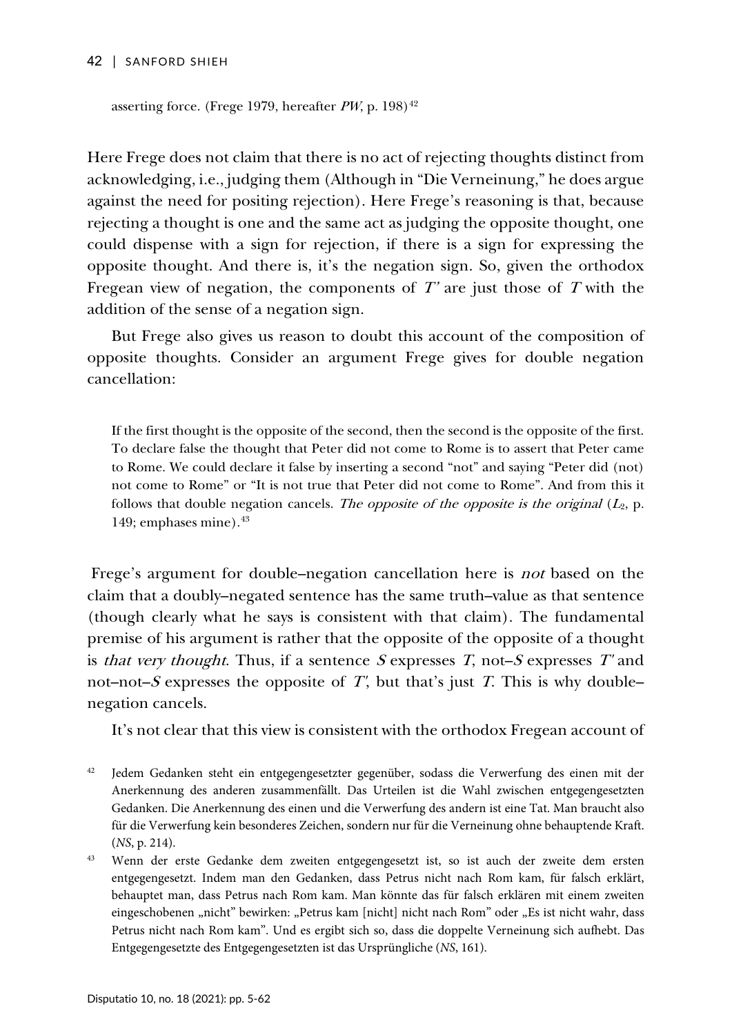asserting force. (Frege 1979, hereafter *PW*, p. 198)[42]

Here Frege does not claim that there is no act of rejecting thoughts distinct from acknowledging, i.e., judging them (Although in "Die Verneinung," he does argue against the need for positing rejection). Here Frege's reasoning is that, because rejecting a thought is one and the same act as judging the opposite thought, one could dispense with a sign for rejection, if there is a sign for expressing the opposite thought. And there is, it's the negation sign. So, given the orthodox Fregean view of negation, the components of *T'* are just those of *T* with the addition of the sense of a negation sign.

But Frege also gives us reason to doubt this account of the composition of opposite thoughts. Consider an argument Frege gives for double negation cancellation:

> If the first thought is the opposite of the second, then the second is the opposite of the first. To declare false the thought that Peter did not come to Rome is to assert that Peter came to Rome. We could declare it false by inserting a second "not" and saying "Peter did (not) not come to Rome" or "It is not true that Peter did not come to Rome". And from this it follows that double negation cancels. *The opposite of the opposite is the original* ($L_2$, p. 149; emphases mine).[43]

Frege's argument for double–negation cancellation here is *not* based on the claim that a doubly–negated sentence has the same truth–value as that sentence (though clearly what he says is consistent with that claim). The fundamental premise of his argument is rather that the opposite of the opposite of a thought is *that very thought*. Thus, if a sentence *S* expresses *T*, not–*S* expresses *T'* and not–not–*S* expresses the opposite of *T'*, but that's just *T*. This is why double–negation cancels.

It's not clear that this view is consistent with the orthodox Fregean account of

[42] Jedem Gedanken steht ein entgegengesetzter gegenüber, sodass die Verwerfung des einen mit der Anerkennung des anderen zusammenfällt. Das Urteilen ist die Wahl zwischen entgegengesetzten Gedanken. Die Anerkennung des einen und die Verwerfung des andern ist eine Tat. Man braucht also für die Verwerfung kein besonderes Zeichen, sondern nur für die Verneinung ohne behauptende Kraft. (*NS*, p. 214).

[43] Wenn der erste Gedanke dem zweiten entgegengesetzt ist, so ist auch der zweite dem ersten entgegengesetzt. Indem man den Gedanken, dass Petrus nicht nach Rom kam, für falsch erklärt, behauptet man, dass Petrus nach Rom kam. Man könnte das für falsch erklären mit einem zweiten eingeschobenen „nicht" bewirken: „Petrus kam [nicht] nicht nach Rom" oder „Es ist nicht wahr, dass Petrus nicht nach Rom kam". Und es ergibt sich so, dass die doppelte Verneinung sich aufhebt. Das Entgegengesetzte des Entgegengesetzten ist das Ursprüngliche (*NS*, 161).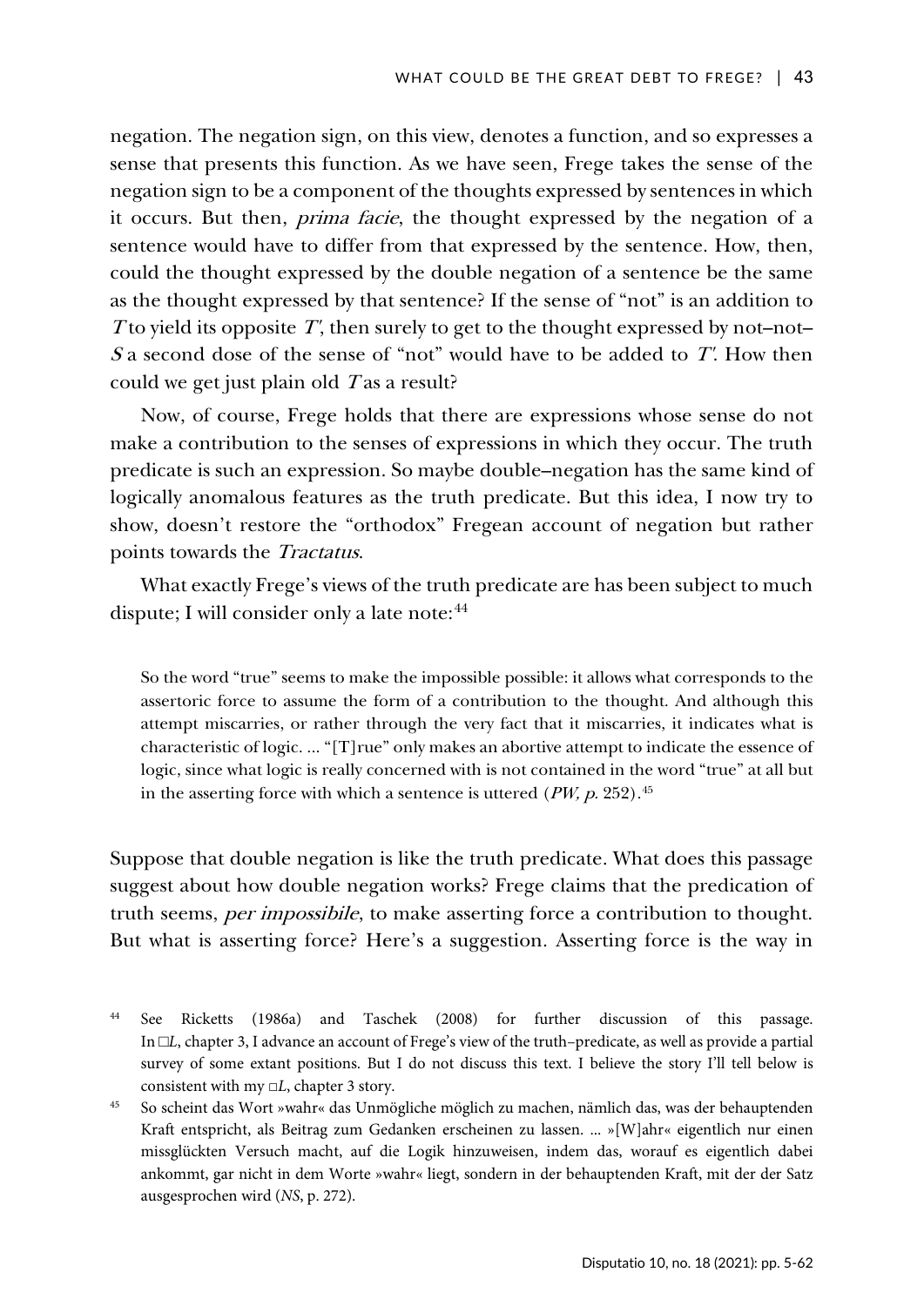negation. The negation sign, on this view, denotes a function, and so expresses a sense that presents this function. As we have seen, Frege takes the sense of the negation sign to be a component of the thoughts expressed by sentences in which it occurs. But then, *prima facie*, the thought expressed by the negation of a sentence would have to differ from that expressed by the sentence. How, then, could the thought expressed by the double negation of a sentence be the same as the thought expressed by that sentence? If the sense of "not" is an addition to *T* to yield its opposite *T'*, then surely to get to the thought expressed by not–not–*S* a second dose of the sense of "not" would have to be added to *T'*. How then could we get just plain old *T* as a result?

Now, of course, Frege holds that there are expressions whose sense do not make a contribution to the senses of expressions in which they occur. The truth predicate is such an expression. So maybe double–negation has the same kind of logically anomalous features as the truth predicate. But this idea, I now try to show, doesn't restore the "orthodox" Fregean account of negation but rather points towards the *Tractatus*.

What exactly Frege's views of the truth predicate are has been subject to much dispute; I will consider only a late note:[44]

> So the word "true" seems to make the impossible possible: it allows what corresponds to the assertoric force to assume the form of a contribution to the thought. And although this attempt miscarries, or rather through the very fact that it miscarries, it indicates what is characteristic of logic. ... "[T]rue" only makes an abortive attempt to indicate the essence of logic, since what logic is really concerned with is not contained in the word "true" at all but in the asserting force with which a sentence is uttered (*PW, p.* 252).[45]

Suppose that double negation is like the truth predicate. What does this passage suggest about how double negation works? Frege claims that the predication of truth seems, *per impossibile*, to make asserting force a contribution to thought. But what is asserting force? Here's a suggestion. Asserting force is the way in

[44] See Ricketts (1986a) and Taschek (2008) for further discussion of this passage. In □*L*, chapter 3, I advance an account of Frege's view of the truth–predicate, as well as provide a partial survey of some extant positions. But I do not discuss this text. I believe the story I'll tell below is consistent with my □*L*, chapter 3 story.

[45] So scheint das Wort »wahr« das Unmögliche möglich zu machen, nämlich das, was der behauptenden Kraft entspricht, als Beitrag zum Gedanken erscheinen zu lassen. ... »[W]ahr« eigentlich nur einen missglückten Versuch macht, auf die Logik hinzuweisen, indem das, worauf es eigentlich dabei ankommt, gar nicht in dem Worte »wahr« liegt, sondern in der behauptenden Kraft, mit der der Satz ausgesprochen wird (*NS*, p. 272).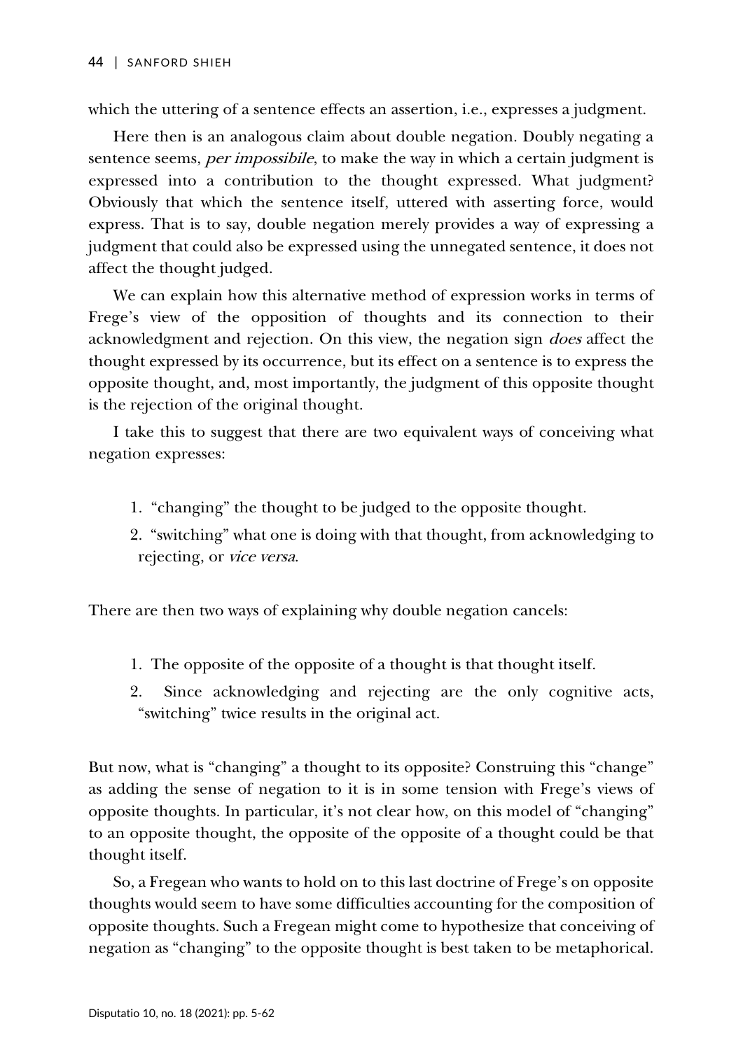which the uttering of a sentence effects an assertion, i.e., expresses a judgment.

Here then is an analogous claim about double negation. Doubly negating a sentence seems, *per impossibile*, to make the way in which a certain judgment is expressed into a contribution to the thought expressed. What judgment? Obviously that which the sentence itself, uttered with asserting force, would express. That is to say, double negation merely provides a way of expressing a judgment that could also be expressed using the unnegated sentence, it does not affect the thought judged.

We can explain how this alternative method of expression works in terms of Frege's view of the opposition of thoughts and its connection to their acknowledgment and rejection. On this view, the negation sign *does* affect the thought expressed by its occurrence, but its effect on a sentence is to express the opposite thought, and, most importantly, the judgment of this opposite thought is the rejection of the original thought.

I take this to suggest that there are two equivalent ways of conceiving what negation expresses:

1. "changing" the thought to be judged to the opposite thought.
2. "switching" what one is doing with that thought, from acknowledging to rejecting, or *vice versa*.

There are then two ways of explaining why double negation cancels:

1. The opposite of the opposite of a thought is that thought itself.
2. Since acknowledging and rejecting are the only cognitive acts, "switching" twice results in the original act.

But now, what is "changing" a thought to its opposite? Construing this "change" as adding the sense of negation to it is in some tension with Frege's views of opposite thoughts. In particular, it's not clear how, on this model of "changing" to an opposite thought, the opposite of the opposite of a thought could be that thought itself.

So, a Fregean who wants to hold on to this last doctrine of Frege's on opposite thoughts would seem to have some difficulties accounting for the composition of opposite thoughts. Such a Fregean might come to hypothesize that conceiving of negation as "changing" to the opposite thought is best taken to be metaphorical.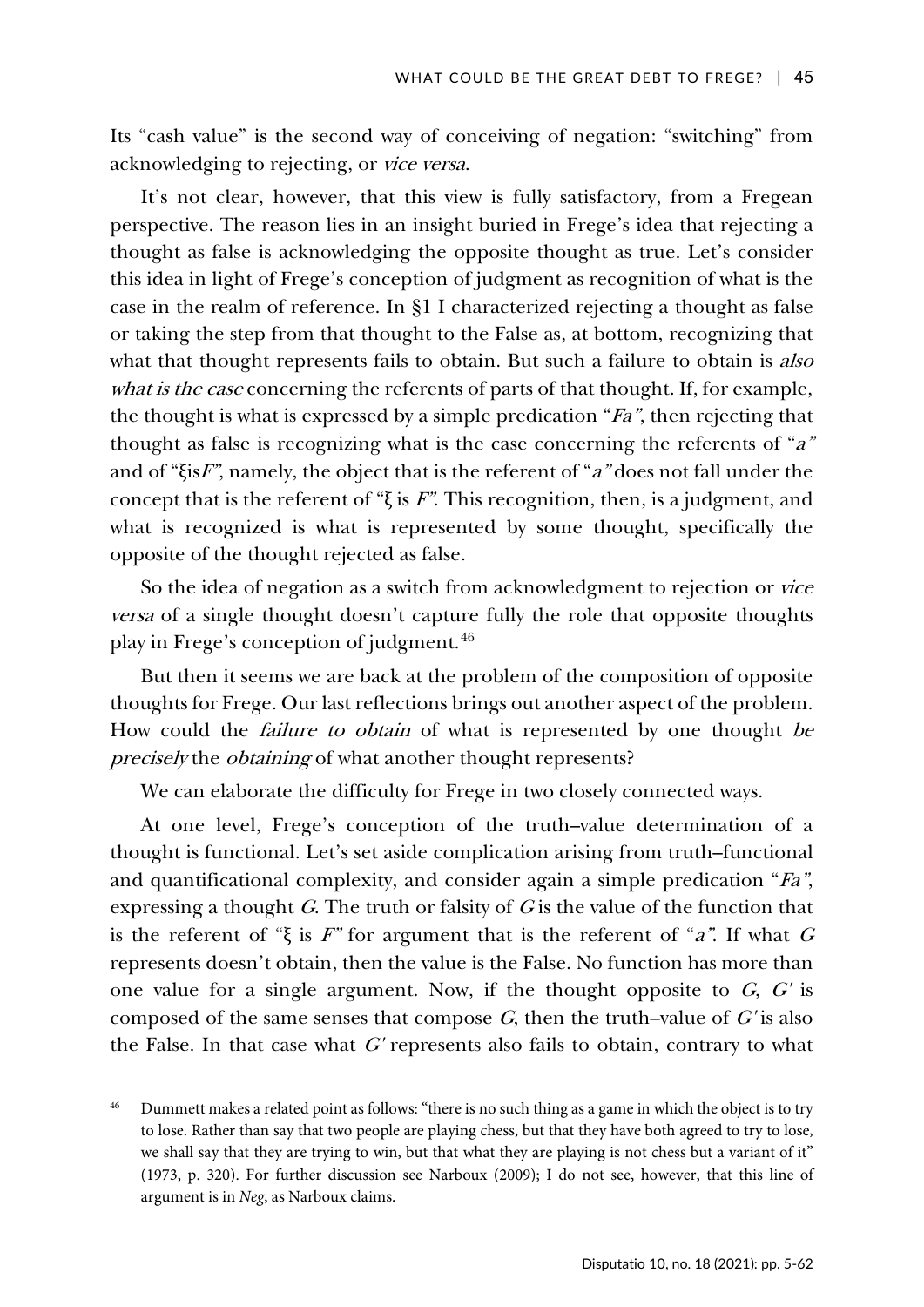Its "cash value" is the second way of conceiving of negation: "switching" from acknowledging to rejecting, or *vice versa*.

It's not clear, however, that this view is fully satisfactory, from a Fregean perspective. The reason lies in an insight buried in Frege's idea that rejecting a thought as false is acknowledging the opposite thought as true. Let's consider this idea in light of Frege's conception of judgment as recognition of what is the case in the realm of reference. In §1 I characterized rejecting a thought as false or taking the step from that thought to the False as, at bottom, recognizing that what that thought represents fails to obtain. But such a failure to obtain is *also what is the case* concerning the referents of parts of that thought. If, for example, the thought is what is expressed by a simple predication "*Fa*", then rejecting that thought as false is recognizing what is the case concerning the referents of "*a*" and of "ξis*F*", namely, the object that is the referent of "*a*" does not fall under the concept that is the referent of "ξ is *F*". This recognition, then, is a judgment, and what is recognized is what is represented by some thought, specifically the opposite of the thought rejected as false.

So the idea of negation as a switch from acknowledgment to rejection or *vice versa* of a single thought doesn't capture fully the role that opposite thoughts play in Frege's conception of judgment.[46]

But then it seems we are back at the problem of the composition of opposite thoughts for Frege. Our last reflections brings out another aspect of the problem. How could the *failure to obtain* of what is represented by one thought *be precisely* the *obtaining* of what another thought represents?

We can elaborate the difficulty for Frege in two closely connected ways.

At one level, Frege's conception of the truth–value determination of a thought is functional. Let's set aside complication arising from truth–functional and quantificational complexity, and consider again a simple predication "*Fa*", expressing a thought *G*. The truth or falsity of *G* is the value of the function that is the referent of "ξ is *F*" for argument that is the referent of "*a*". If what *G* represents doesn't obtain, then the value is the False. No function has more than one value for a single argument. Now, if the thought opposite to *G*, *G′* is composed of the same senses that compose *G*, then the truth–value of *G′* is also the False. In that case what *G′* represents also fails to obtain, contrary to what

[46] Dummett makes a related point as follows: "there is no such thing as a game in which the object is to try to lose. Rather than say that two people are playing chess, but that they have both agreed to try to lose, we shall say that they are trying to win, but that what they are playing is not chess but a variant of it" (1973, p. 320). For further discussion see Narboux (2009); I do not see, however, that this line of argument is in *Neg*, as Narboux claims.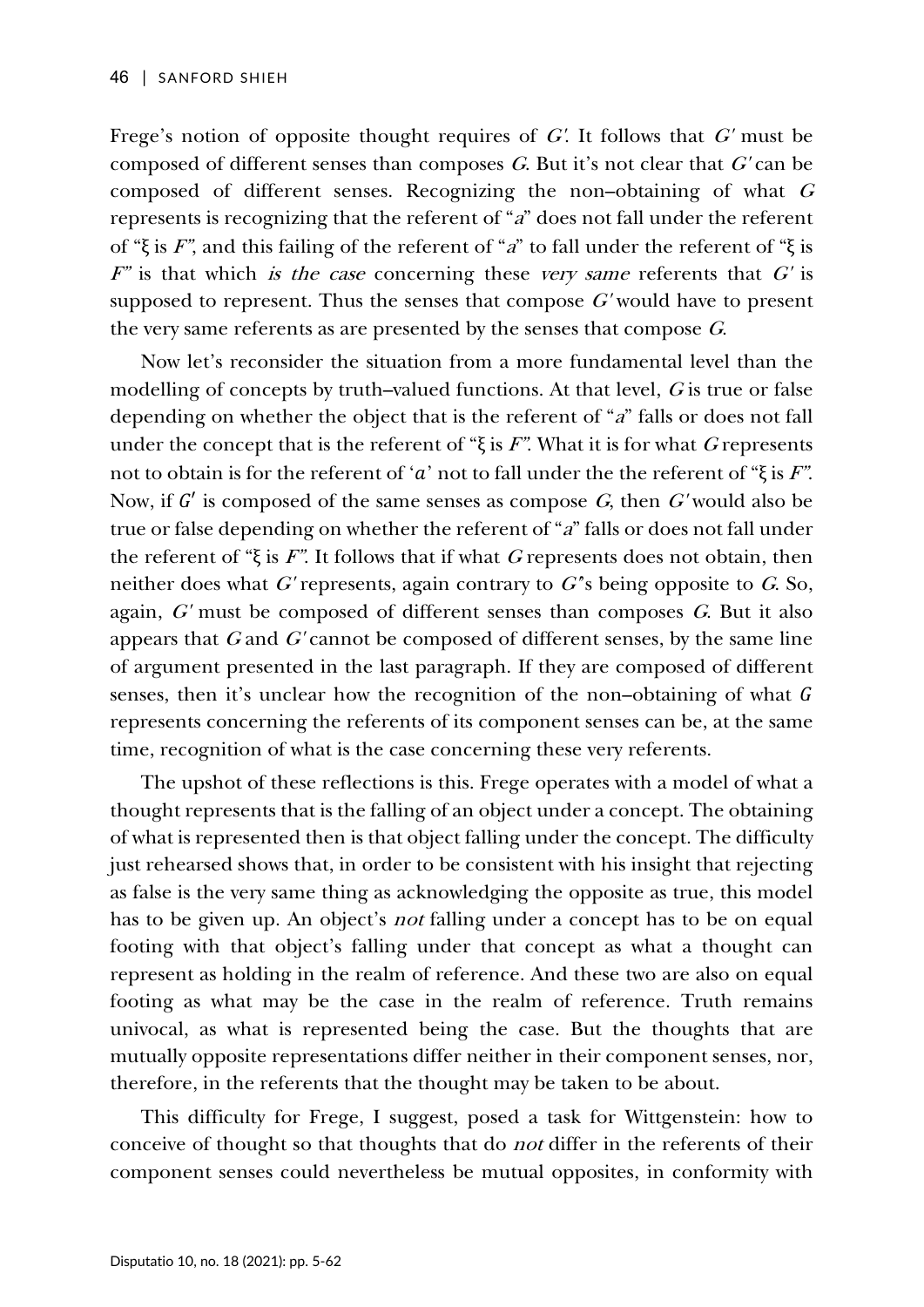Frege's notion of opposite thought requires of *G'*. It follows that *G'* must be composed of different senses than composes *G*. But it's not clear that *G'* can be composed of different senses. Recognizing the non–obtaining of what *G* represents is recognizing that the referent of "*a*" does not fall under the referent of "ξ is *F*", and this failing of the referent of "*a*" to fall under the referent of "ξ is *F*" is that which *is the case* concerning these *very same* referents that *G'* is supposed to represent. Thus the senses that compose *G'* would have to present the very same referents as are presented by the senses that compose *G*.

Now let's reconsider the situation from a more fundamental level than the modelling of concepts by truth–valued functions. At that level, *G* is true or false depending on whether the object that is the referent of "*a*" falls or does not fall under the concept that is the referent of "ξ is *F*". What it is for what *G* represents not to obtain is for the referent of '$a$' not to fall under the the referent of "ξ is *F*". Now, if $G'$ is composed of the same senses as compose *G*, then *G'* would also be true or false depending on whether the referent of "*a*" falls or does not fall under the referent of "ξ is *F*". It follows that if what *G* represents does not obtain, then neither does what *G'* represents, again contrary to *G'*'s being opposite to *G*. So, again, *G'* must be composed of different senses than composes *G*. But it also appears that *G* and *G'* cannot be composed of different senses, by the same line of argument presented in the last paragraph. If they are composed of different senses, then it's unclear how the recognition of the non–obtaining of what $G$ represents concerning the referents of its component senses can be, at the same time, recognition of what is the case concerning these very referents.

The upshot of these reflections is this. Frege operates with a model of what a thought represents that is the falling of an object under a concept. The obtaining of what is represented then is that object falling under the concept. The difficulty just rehearsed shows that, in order to be consistent with his insight that rejecting as false is the very same thing as acknowledging the opposite as true, this model has to be given up. An object's *not* falling under a concept has to be on equal footing with that object's falling under that concept as what a thought can represent as holding in the realm of reference. And these two are also on equal footing as what may be the case in the realm of reference. Truth remains univocal, as what is represented being the case. But the thoughts that are mutually opposite representations differ neither in their component senses, nor, therefore, in the referents that the thought may be taken to be about.

This difficulty for Frege, I suggest, posed a task for Wittgenstein: how to conceive of thought so that thoughts that do *not* differ in the referents of their component senses could nevertheless be mutual opposites, in conformity with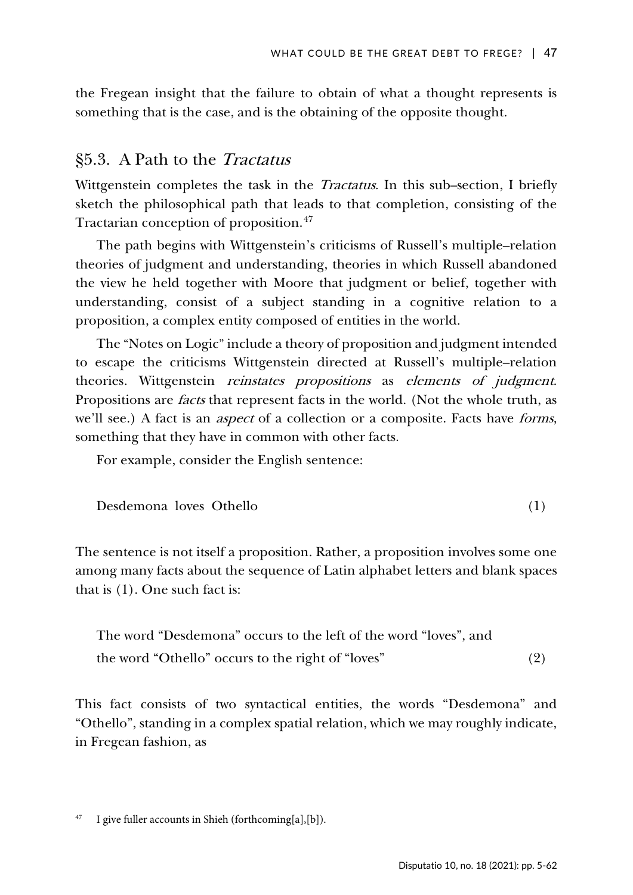the Fregean insight that the failure to obtain of what a thought represents is something that is the case, and is the obtaining of the opposite thought.

## §5.3. A Path to the *Tractatus*

Wittgenstein completes the task in the *Tractatus*. In this sub–section, I briefly sketch the philosophical path that leads to that completion, consisting of the Tractarian conception of proposition.[47]

The path begins with Wittgenstein's criticisms of Russell's multiple–relation theories of judgment and understanding, theories in which Russell abandoned the view he held together with Moore that judgment or belief, together with understanding, consist of a subject standing in a cognitive relation to a proposition, a complex entity composed of entities in the world.

The "Notes on Logic" include a theory of proposition and judgment intended to escape the criticisms Wittgenstein directed at Russell's multiple–relation theories. Wittgenstein *reinstates propositions* as *elements of judgment*. Propositions are *facts* that represent facts in the world. (Not the whole truth, as we'll see.) A fact is an *aspect* of a collection or a composite. Facts have *forms*, something that they have in common with other facts.

For example, consider the English sentence:

Desdemona loves Othello (1)

The sentence is not itself a proposition. Rather, a proposition involves some one among many facts about the sequence of Latin alphabet letters and blank spaces that is (1). One such fact is:

The word "Desdemona" occurs to the left of the word "loves", and
the word "Othello" occurs to the right of "loves" (2)

This fact consists of two syntactical entities, the words "Desdemona" and "Othello", standing in a complex spatial relation, which we may roughly indicate, in Fregean fashion, as

[47] I give fuller accounts in Shieh (forthcoming[a],[b]).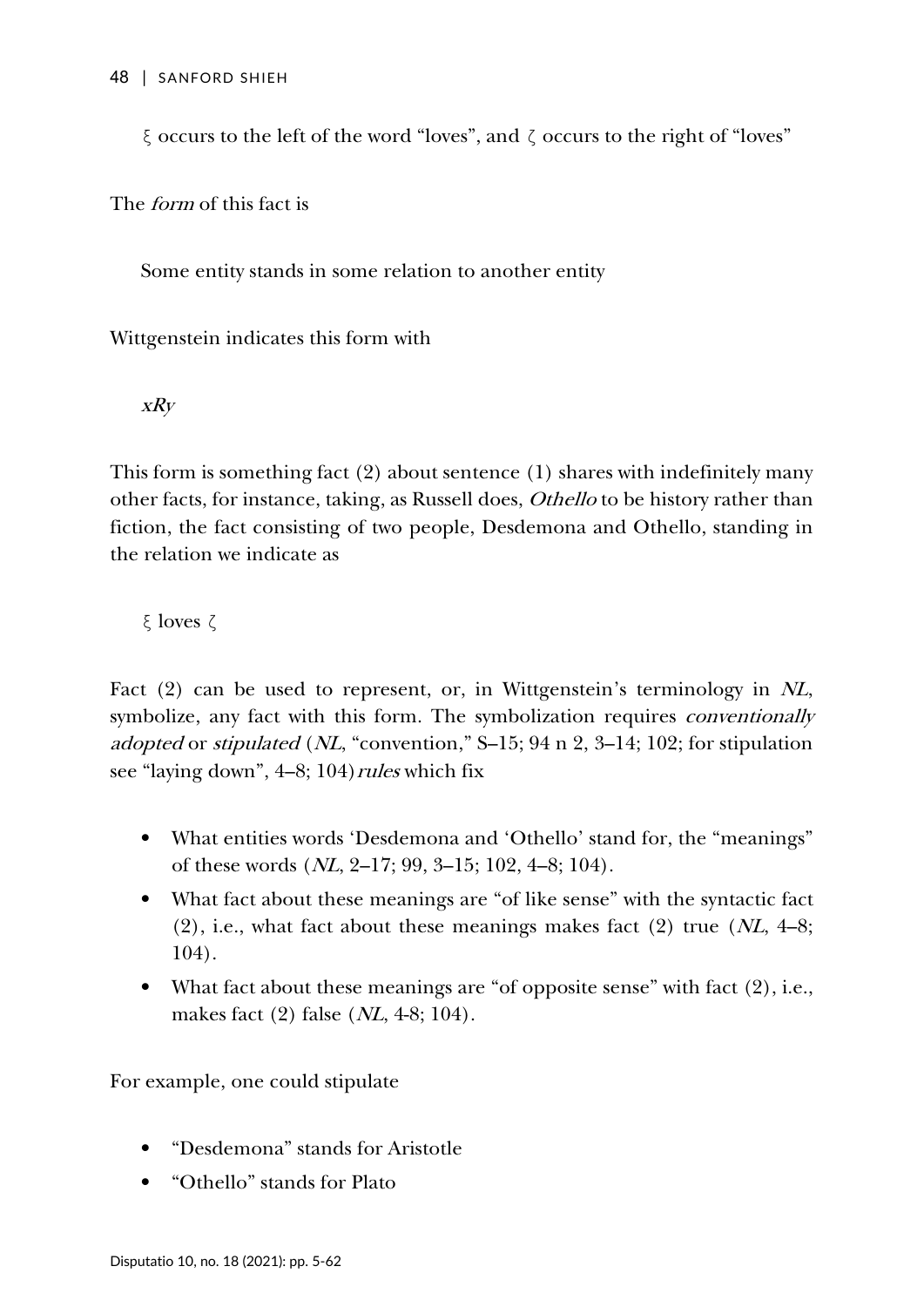$\xi$ occurs to the left of the word "loves", and $\zeta$ occurs to the right of "loves"

The *form* of this fact is

Some entity stands in some relation to another entity

Wittgenstein indicates this form with

$xRy$

This form is something fact (2) about sentence (1) shares with indefinitely many other facts, for instance, taking, as Russell does, *Othello* to be history rather than fiction, the fact consisting of two people, Desdemona and Othello, standing in the relation we indicate as

$\xi$ loves $\zeta$

Fact (2) can be used to represent, or, in Wittgenstein's terminology in *NL*, symbolize, any fact with this form. The symbolization requires *conventionally adopted* or *stipulated* (*NL*, "convention," S–15; 94 n 2, 3–14; 102; for stipulation see "laying down", 4–8; 104) *rules* which fix

- What entities words 'Desdemona and 'Othello' stand for, the "meanings" of these words (*NL*, 2–17; 99, 3–15; 102, 4–8; 104).
- What fact about these meanings are "of like sense" with the syntactic fact (2), i.e., what fact about these meanings makes fact (2) true (*NL*, 4–8; 104).
- What fact about these meanings are "of opposite sense" with fact (2), i.e., makes fact (2) false (*NL*, 4-8; 104).

For example, one could stipulate

- "Desdemona" stands for Aristotle
- "Othello" stands for Plato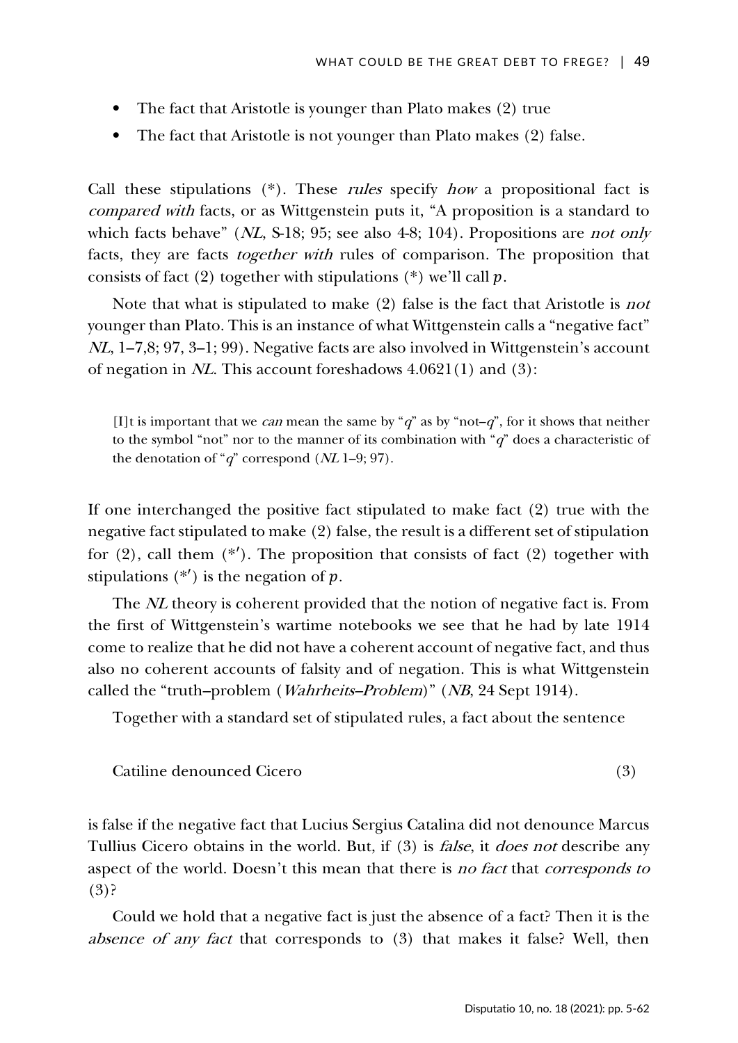- The fact that Aristotle is younger than Plato makes (2) true
- The fact that Aristotle is not younger than Plato makes (2) false.

Call these stipulations (*). These *rules* specify *how* a propositional fact is *compared with* facts, or as Wittgenstein puts it, "A proposition is a standard to which facts behave" (*NL*, S-18; 95; see also 4-8; 104). Propositions are *not only* facts, they are facts *together with* rules of comparison. The proposition that consists of fact (2) together with stipulations (*) we'll call $p$.

Note that what is stipulated to make (2) false is the fact that Aristotle is *not* younger than Plato. This is an instance of what Wittgenstein calls a "negative fact" *NL*, 1–7,8; 97, 3–1; 99). Negative facts are also involved in Wittgenstein's account of negation in *NL*. This account foreshadows 4.0621(1) and (3):

> [I]t is important that we *can* mean the same by "*q*" as by "not–*q*", for it shows that neither to the symbol "not" nor to the manner of its combination with "*q*" does a characteristic of the denotation of "*q*" correspond (*NL* 1–9; 97).

If one interchanged the positive fact stipulated to make fact (2) true with the negative fact stipulated to make (2) false, the result is a different set of stipulation for (2), call them (*′). The proposition that consists of fact (2) together with stipulations (*′) is the negation of $p$.

The *NL* theory is coherent provided that the notion of negative fact is. From the first of Wittgenstein's wartime notebooks we see that he had by late 1914 come to realize that he did not have a coherent account of negative fact, and thus also no coherent accounts of falsity and of negation. This is what Wittgenstein called the "truth–problem (*Wahrheits–Problem*)" (*NB*, 24 Sept 1914).

Together with a standard set of stipulated rules, a fact about the sentence

Catiline denounced Cicero (3)

is false if the negative fact that Lucius Sergius Catalina did not denounce Marcus Tullius Cicero obtains in the world. But, if (3) is *false*, it *does not* describe any aspect of the world. Doesn't this mean that there is *no fact* that *corresponds to* (3)?

Could we hold that a negative fact is just the absence of a fact? Then it is the *absence of any fact* that corresponds to (3) that makes it false? Well, then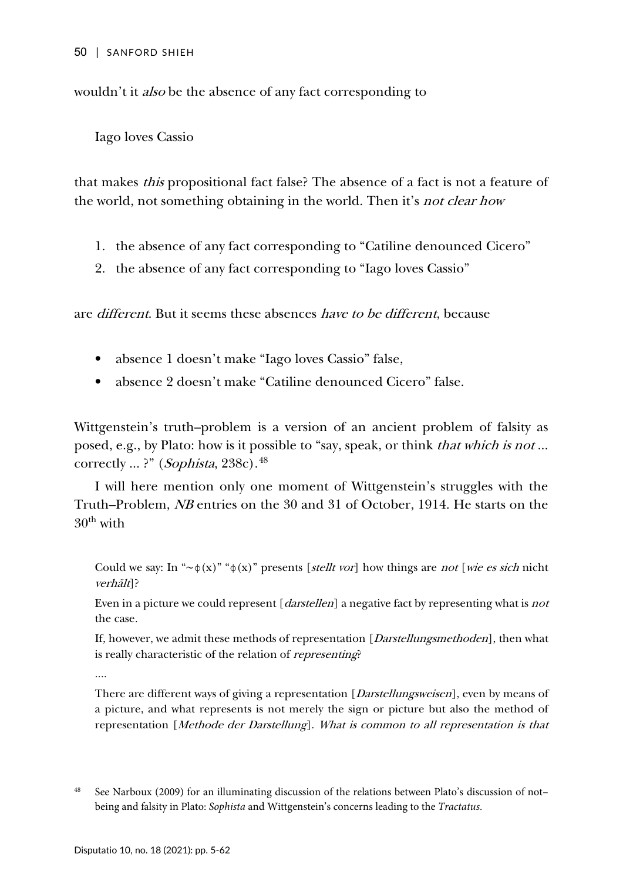wouldn't it *also* be the absence of any fact corresponding to

Iago loves Cassio

that makes *this* propositional fact false? The absence of a fact is not a feature of the world, not something obtaining in the world. Then it's *not clear how*

1. the absence of any fact corresponding to "Catiline denounced Cicero"
2. the absence of any fact corresponding to "Iago loves Cassio"

are *different*. But it seems these absences *have to be different*, because

- absence 1 doesn't make "Iago loves Cassio" false,
- absence 2 doesn't make "Catiline denounced Cicero" false.

Wittgenstein's truth–problem is a version of an ancient problem of falsity as posed, e.g., by Plato: how is it possible to "say, speak, or think *that which is not* … correctly … ?" (*Sophista*, 238c).[48]

I will here mention only one moment of Wittgenstein's struggles with the Truth–Problem, *NB* entries on the 30 and 31 of October, 1914. He starts on the 30th with

> Could we say: In "∼ϕ(x)" "ϕ(x)" presents [*stellt vor*] how things are *not* [*wie es sich* nicht *verhält*]?
>
> Even in a picture we could represent [*darstellen*] a negative fact by representing what is *not* the case.
>
> If, however, we admit these methods of representation [*Darstellungsmethoden*], then what is really characteristic of the relation of *representing*?
>
> ….
>
> There are different ways of giving a representation [*Darstellungsweisen*], even by means of a picture, and what represents is not merely the sign or picture but also the method of representation [*Methode der Darstellung*]. *What is common to all representation is that*

[48] See Narboux (2009) for an illuminating discussion of the relations between Plato's discussion of not–being and falsity in Plato: *Sophista* and Wittgenstein's concerns leading to the *Tractatus*.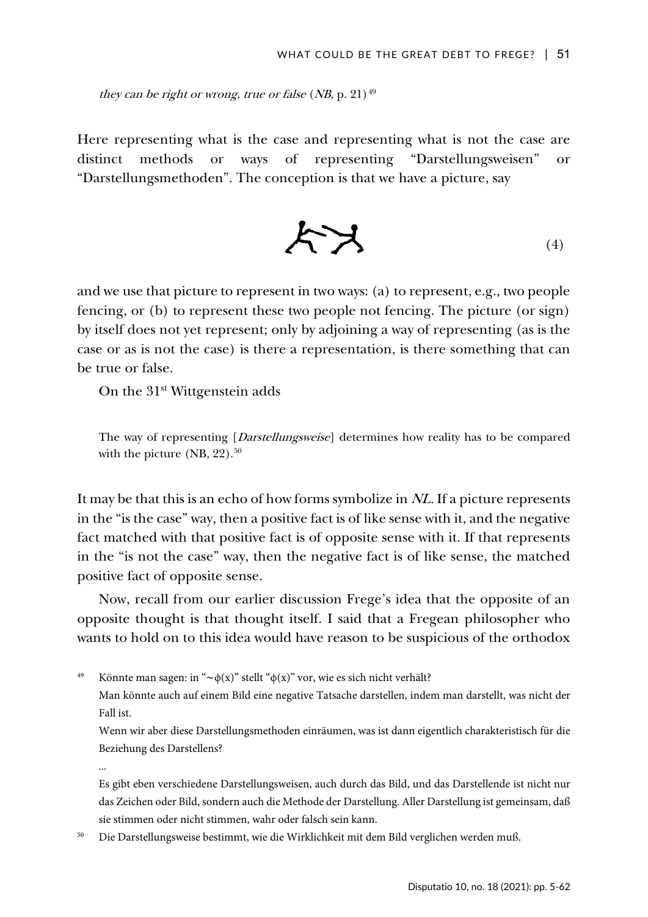*they can be right or wrong, true or false* (*NB*, p. 21)[49]

Here representing what is the case and representing what is not the case are distinct methods or ways of representing "Darstellungsweisen" or "Darstellungsmethoden". The conception is that we have a picture, say

(4)

and we use that picture to represent in two ways: (a) to represent, e.g., two people fencing, or (b) to represent these two people not fencing. The picture (or sign) by itself does not yet represent; only by adjoining a way of representing (as is the case or as is not the case) is there a representation, is there something that can be true or false.

On the 31st Wittgenstein adds

> The way of representing [*Darstellungsweise*] determines how reality has to be compared with the picture (NB, 22).[50]

It may be that this is an echo of how forms symbolize in *NL*. If a picture represents in the "is the case" way, then a positive fact is of like sense with it, and the negative fact matched with that positive fact is of opposite sense with it. If that represents in the "is not the case" way, then the negative fact is of like sense, the matched positive fact of opposite sense.

Now, recall from our earlier discussion Frege's idea that the opposite of an opposite thought is that thought itself. I said that a Fregean philosopher who wants to hold on to this idea would have reason to be suspicious of the orthodox

---

[49] Könnte man sagen: in "$\sim\phi(x)$" stellt "$\phi(x)$" vor, wie es sich nicht verhält?

Man könnte auch auf einem Bild eine negative Tatsache darstellen, indem man darstellt, was nicht der Fall ist.

Wenn wir aber diese Darstellungsmethoden einräumen, was ist dann eigentlich charakteristisch für die Beziehung des Darstellens?

...

Es gibt eben verschiedene Darstellungsweisen, auch durch das Bild, und das Darstellende ist nicht nur das Zeichen oder Bild, sondern auch die Methode der Darstellung. Aller Darstellung ist gemeinsam, daß sie stimmen oder nicht stimmen, wahr oder falsch sein kann.

[50] Die Darstellungsweise bestimmt, wie die Wirklichkeit mit dem Bild verglichen werden muß.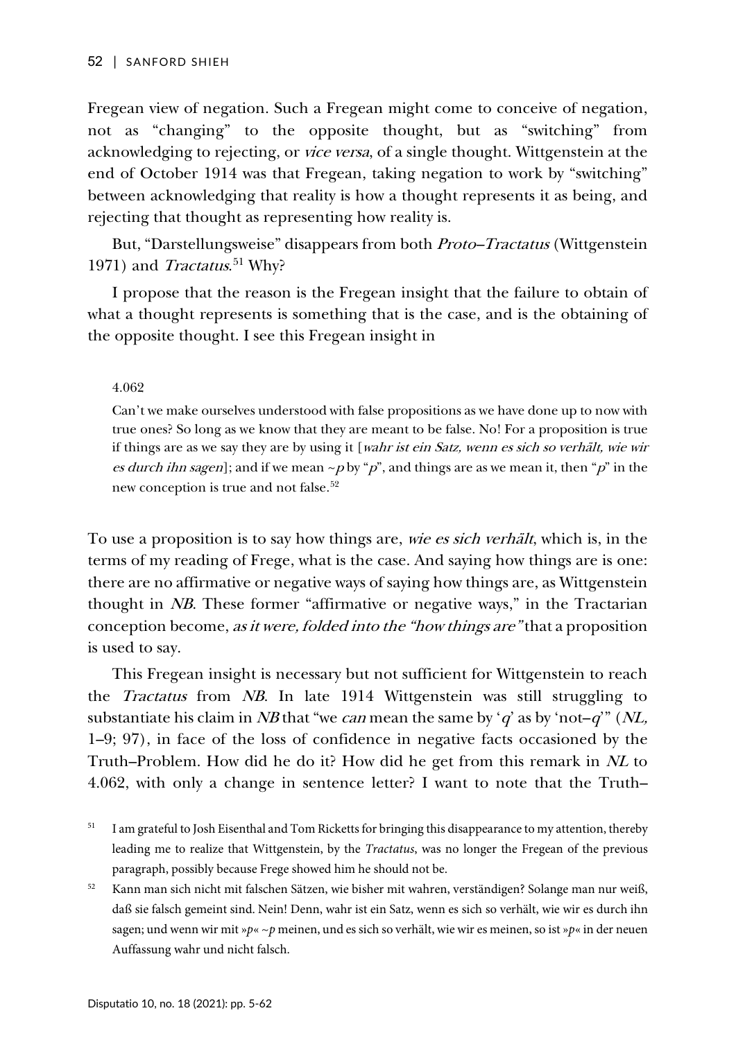Fregean view of negation. Such a Fregean might come to conceive of negation, not as "changing" to the opposite thought, but as "switching" from acknowledging to rejecting, or *vice versa*, of a single thought. Wittgenstein at the end of October 1914 was that Fregean, taking negation to work by "switching" between acknowledging that reality is how a thought represents it as being, and rejecting that thought as representing how reality is.

But, "Darstellungsweise" disappears from both *Proto–Tractatus* (Wittgenstein 1971) and *Tractatus*.[51] Why?

I propose that the reason is the Fregean insight that the failure to obtain of what a thought represents is something that is the case, and is the obtaining of the opposite thought. I see this Fregean insight in

> 4.062
>
> Can't we make ourselves understood with false propositions as we have done up to now with true ones? So long as we know that they are meant to be false. No! For a proposition is true if things are as we say they are by using it [*wahr ist ein Satz, wenn es sich so verhält, wie wir es durch ihn sagen*]; and if we mean ~*p* by "*p*", and things are as we mean it, then "*p*" in the new conception is true and not false.[52]

To use a proposition is to say how things are, *wie es sich verhält*, which is, in the terms of my reading of Frege, what is the case. And saying how things are is one: there are no affirmative or negative ways of saying how things are, as Wittgenstein thought in *NB*. These former "affirmative or negative ways," in the Tractarian conception become, *as it were, folded into the "how things are"* that a proposition is used to say.

This Fregean insight is necessary but not sufficient for Wittgenstein to reach the *Tractatus* from *NB*. In late 1914 Wittgenstein was still struggling to substantiate his claim in *NB* that "we *can* mean the same by '*q*' as by 'not–*q*'" (*NL,* 1–9; 97), in face of the loss of confidence in negative facts occasioned by the Truth–Problem. How did he do it? How did he get from this remark in *NL* to 4.062, with only a change in sentence letter? I want to note that the Truth–

[51] I am grateful to Josh Eisenthal and Tom Ricketts for bringing this disappearance to my attention, thereby leading me to realize that Wittgenstein, by the *Tractatus*, was no longer the Fregean of the previous paragraph, possibly because Frege showed him he should not be.

[52] Kann man sich nicht mit falschen Sätzen, wie bisher mit wahren, verständigen? Solange man nur weiß, daß sie falsch gemeint sind. Nein! Denn, wahr ist ein Satz, wenn es sich so verhält, wie wir es durch ihn sagen; und wenn wir mit »*p*« ~*p* meinen, und es sich so verhält, wie wir es meinen, so ist »*p*« in der neuen Auffassung wahr und nicht falsch.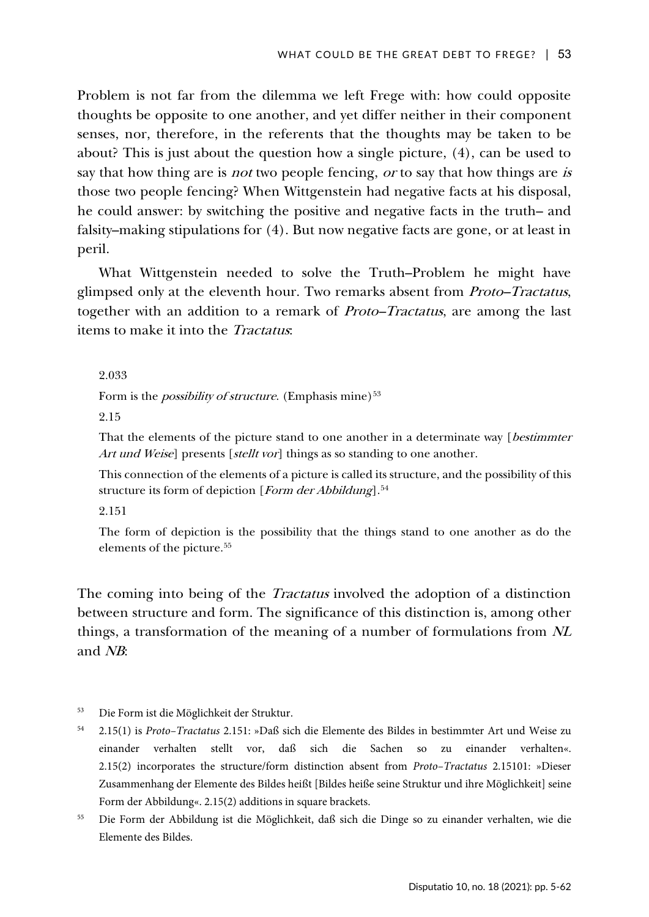Problem is not far from the dilemma we left Frege with: how could opposite thoughts be opposite to one another, and yet differ neither in their component senses, nor, therefore, in the referents that the thoughts may be taken to be about? This is just about the question how a single picture, (4), can be used to say that how thing are is *not* two people fencing, *or* to say that how things are *is* those two people fencing? When Wittgenstein had negative facts at his disposal, he could answer: by switching the positive and negative facts in the truth– and falsity–making stipulations for (4). But now negative facts are gone, or at least in peril.

What Wittgenstein needed to solve the Truth–Problem he might have glimpsed only at the eleventh hour. Two remarks absent from *Proto–Tractatus*, together with an addition to a remark of *Proto–Tractatus*, are among the last items to make it into the *Tractatus*:

> 2.033
>
> Form is the *possibility of structure*. (Emphasis mine)[53]
>
> 2.15
>
> That the elements of the picture stand to one another in a determinate way [*bestimmter Art und Weise*] presents [*stellt vor*] things as so standing to one another.
>
> This connection of the elements of a picture is called its structure, and the possibility of this structure its form of depiction [*Form der Abbildung*].[54]
>
> 2.151
>
> The form of depiction is the possibility that the things stand to one another as do the elements of the picture.[55]

The coming into being of the *Tractatus* involved the adoption of a distinction between structure and form. The significance of this distinction is, among other things, a transformation of the meaning of a number of formulations from *NL* and *NB*:

---

[53] Die Form ist die Möglichkeit der Struktur.

[54] 2.15(1) is *Proto–Tractatus* 2.151: »Daß sich die Elemente des Bildes in bestimmter Art und Weise zu einander verhalten stellt vor, daß sich die Sachen so zu einander verhalten«. 2.15(2) incorporates the structure/form distinction absent from *Proto–Tractatus* 2.15101: »Dieser Zusammenhang der Elemente des Bildes heißt [Bildes heiße seine Struktur und ihre Möglichkeit] seine Form der Abbildung«. 2.15(2) additions in square brackets.

[55] Die Form der Abbildung ist die Möglichkeit, daß sich die Dinge so zu einander verhalten, wie die Elemente des Bildes.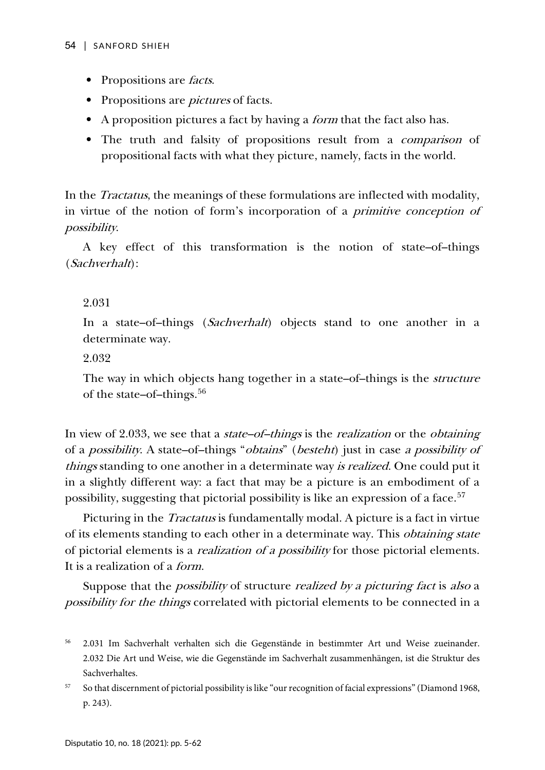- Propositions are *facts*.
- Propositions are *pictures* of facts.
- A proposition pictures a fact by having a *form* that the fact also has.
- The truth and falsity of propositions result from a *comparison* of propositional facts with what they picture, namely, facts in the world.

In the *Tractatus*, the meanings of these formulations are inflected with modality, in virtue of the notion of form's incorporation of a *primitive conception of possibility*.

A key effect of this transformation is the notion of state–of–things (*Sachverhalt*):

> 2.031
>
> In a state–of–things (*Sachverhalt*) objects stand to one another in a determinate way.
>
> 2.032
>
> The way in which objects hang together in a state–of–things is the *structure* of the state–of–things.[56]

In view of 2.033, we see that a *state–of–things* is the *realization* or the *obtaining* of a *possibility*. A state–of–things "*obtains*" (*besteht*) just in case *a possibility of things* standing to one another in a determinate way *is realized*. One could put it in a slightly different way: a fact that may be a picture is an embodiment of a possibility, suggesting that pictorial possibility is like an expression of a face.[57]

Picturing in the *Tractatus* is fundamentally modal. A picture is a fact in virtue of its elements standing to each other in a determinate way. This *obtaining state* of pictorial elements is a *realization of a possibility* for those pictorial elements. It is a realization of a *form*.

Suppose that the *possibility* of structure *realized by a picturing fact* is *also* a *possibility for the things* correlated with pictorial elements to be connected in a

---

[56] 2.031 Im Sachverhalt verhalten sich die Gegenstände in bestimmter Art und Weise zueinander. 2.032 Die Art und Weise, wie die Gegenstände im Sachverhalt zusammenhängen, ist die Struktur des Sachverhaltes.

[57] So that discernment of pictorial possibility is like "our recognition of facial expressions" (Diamond 1968, p. 243).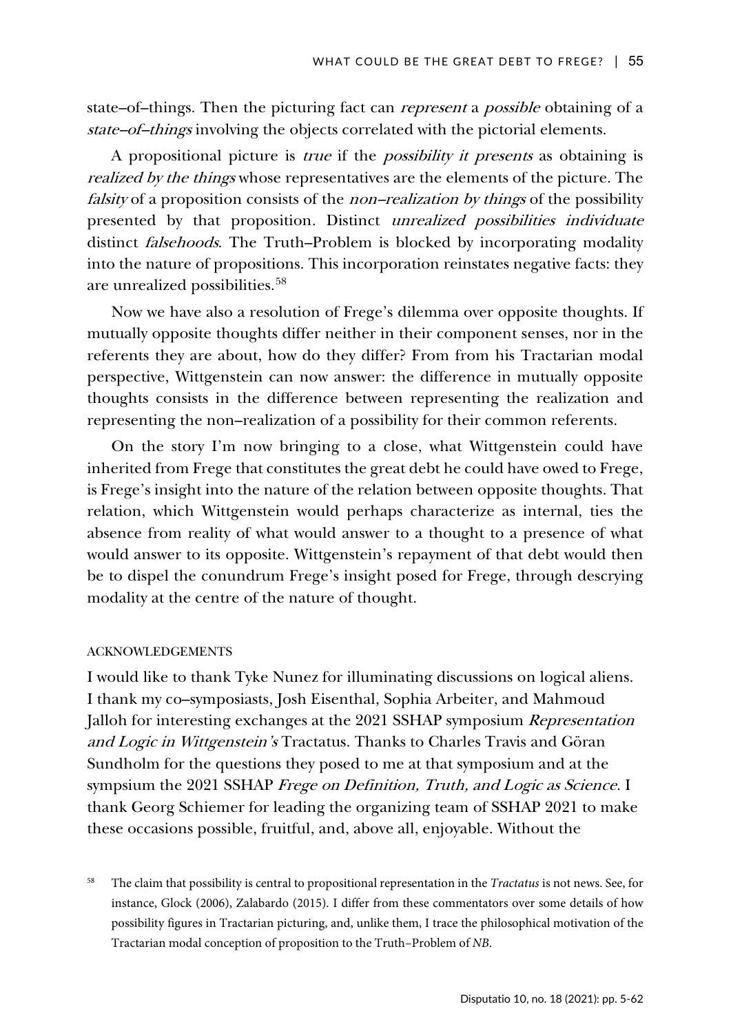state–of–things. Then the picturing fact can *represent* a *possible* obtaining of a *state–of–things* involving the objects correlated with the pictorial elements.

A propositional picture is *true* if the *possibility it presents* as obtaining is *realized by the things* whose representatives are the elements of the picture. The *falsity* of a proposition consists of the *non–realization by things* of the possibility presented by that proposition. Distinct *unrealized possibilities individuate* distinct *falsehoods*. The Truth–Problem is blocked by incorporating modality into the nature of propositions. This incorporation reinstates negative facts: they are unrealized possibilities.[58]

Now we have also a resolution of Frege's dilemma over opposite thoughts. If mutually opposite thoughts differ neither in their component senses, nor in the referents they are about, how do they differ? From from his Tractarian modal perspective, Wittgenstein can now answer: the difference in mutually opposite thoughts consists in the difference between representing the realization and representing the non–realization of a possibility for their common referents.

On the story I'm now bringing to a close, what Wittgenstein could have inherited from Frege that constitutes the great debt he could have owed to Frege, is Frege's insight into the nature of the relation between opposite thoughts. That relation, which Wittgenstein would perhaps characterize as internal, ties the absence from reality of what would answer to a thought to a presence of what would answer to its opposite. Wittgenstein's repayment of that debt would then be to dispel the conundrum Frege's insight posed for Frege, through descrying modality at the centre of the nature of thought.

#### ACKNOWLEDGEMENTS

I would like to thank Tyke Nunez for illuminating discussions on logical aliens. I thank my co–symposiasts, Josh Eisenthal, Sophia Arbeiter, and Mahmoud Jalloh for interesting exchanges at the 2021 SSHAP symposium *Representation and Logic in Wittgenstein's* Tractatus. Thanks to Charles Travis and Göran Sundholm for the questions they posed to me at that symposium and at the sympsium the 2021 SSHAP *Frege on Definition, Truth, and Logic as Science*. I thank Georg Schiemer for leading the organizing team of SSHAP 2021 to make these occasions possible, fruitful, and, above all, enjoyable. Without the

[58] The claim that possibility is central to propositional representation in the *Tractatus* is not news. See, for instance, Glock (2006), Zalabardo (2015). I differ from these commentators over some details of how possibility figures in Tractarian picturing, and, unlike them, I trace the philosophical motivation of the Tractarian modal conception of proposition to the Truth–Problem of *NB*.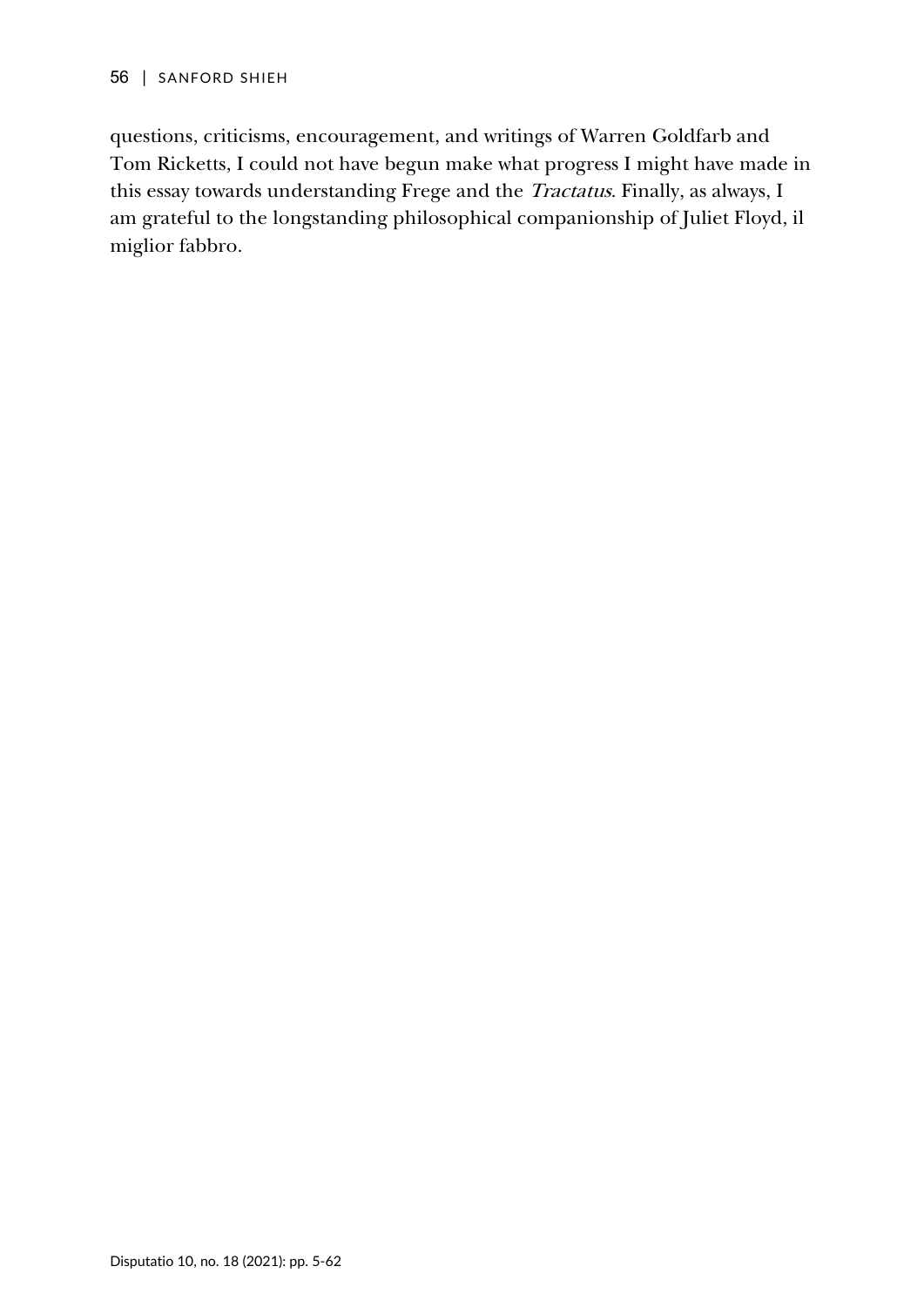questions, criticisms, encouragement, and writings of Warren Goldfarb and Tom Ricketts, I could not have begun make what progress I might have made in this essay towards understanding Frege and the *Tractatus*. Finally, as always, I am grateful to the longstanding philosophical companionship of Juliet Floyd, il miglior fabbro.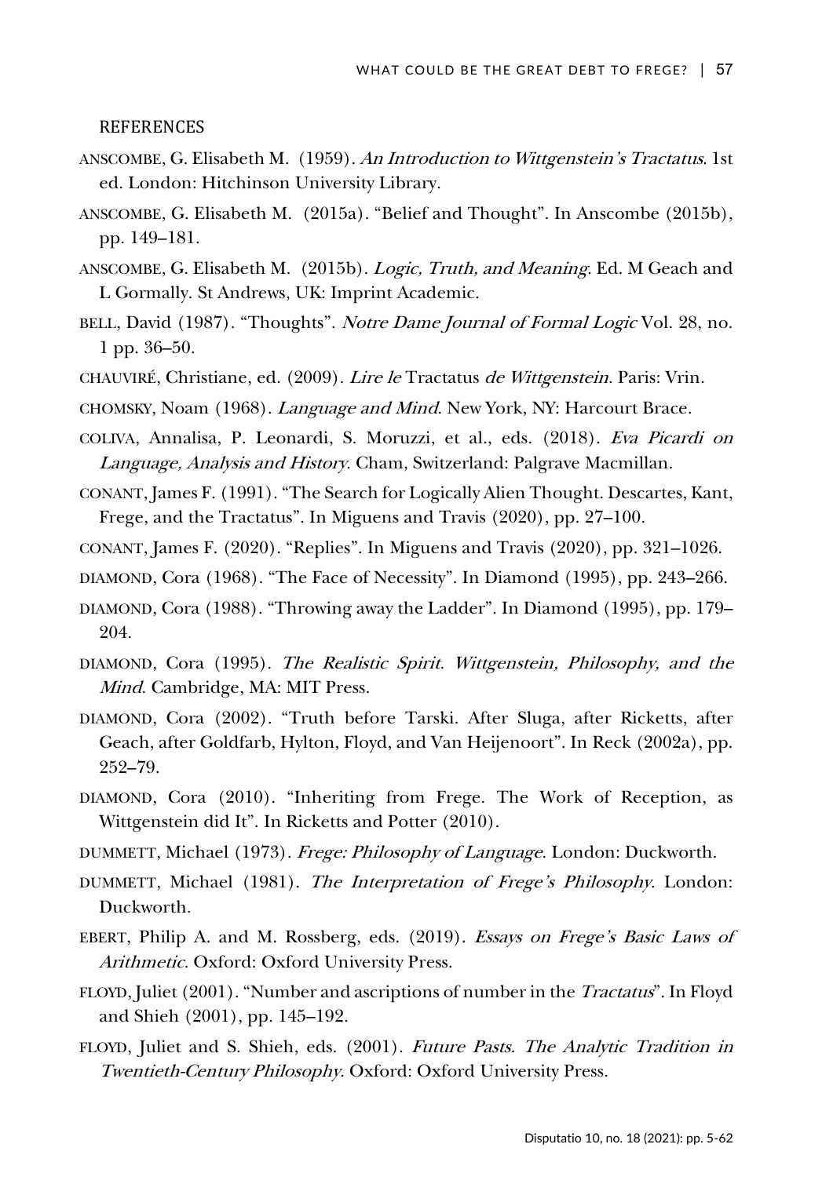## REFERENCES

ANSCOMBE, G. Elisabeth M. (1959). *An Introduction to Wittgenstein's Tractatus*. 1st ed. London: Hitchinson University Library.

ANSCOMBE, G. Elisabeth M. (2015a). "Belief and Thought". In Anscombe (2015b), pp. 149–181.

ANSCOMBE, G. Elisabeth M. (2015b). *Logic, Truth, and Meaning*. Ed. M Geach and L Gormally. St Andrews, UK: Imprint Academic.

BELL, David (1987). "Thoughts". *Notre Dame Journal of Formal Logic* Vol. 28, no. 1 pp. 36–50.

CHAUVIRÉ, Christiane, ed. (2009). *Lire le* Tractatus *de Wittgenstein*. Paris: Vrin.

CHOMSKY, Noam (1968). *Language and Mind*. New York, NY: Harcourt Brace.

COLIVA, Annalisa, P. Leonardi, S. Moruzzi, et al., eds. (2018). *Eva Picardi on Language, Analysis and History*. Cham, Switzerland: Palgrave Macmillan.

CONANT, James F. (1991). "The Search for Logically Alien Thought. Descartes, Kant, Frege, and the Tractatus". In Miguens and Travis (2020), pp. 27–100.

CONANT, James F. (2020). "Replies". In Miguens and Travis (2020), pp. 321–1026.

DIAMOND, Cora (1968). "The Face of Necessity". In Diamond (1995), pp. 243–266.

DIAMOND, Cora (1988). "Throwing away the Ladder". In Diamond (1995), pp. 179–204.

DIAMOND, Cora (1995). *The Realistic Spirit. Wittgenstein, Philosophy, and the Mind*. Cambridge, MA: MIT Press.

DIAMOND, Cora (2002). "Truth before Tarski. After Sluga, after Ricketts, after Geach, after Goldfarb, Hylton, Floyd, and Van Heijenoort". In Reck (2002a), pp. 252–79.

DIAMOND, Cora (2010). "Inheriting from Frege. The Work of Reception, as Wittgenstein did It". In Ricketts and Potter (2010).

DUMMETT, Michael (1973). *Frege: Philosophy of Language*. London: Duckworth.

DUMMETT, Michael (1981). *The Interpretation of Frege's Philosophy*. London: Duckworth.

EBERT, Philip A. and M. Rossberg, eds. (2019). *Essays on Frege's Basic Laws of Arithmetic*. Oxford: Oxford University Press.

FLOYD, Juliet (2001). "Number and ascriptions of number in the *Tractatus*". In Floyd and Shieh (2001), pp. 145–192.

FLOYD, Juliet and S. Shieh, eds. (2001). *Future Pasts. The Analytic Tradition in Twentieth-Century Philosophy*. Oxford: Oxford University Press.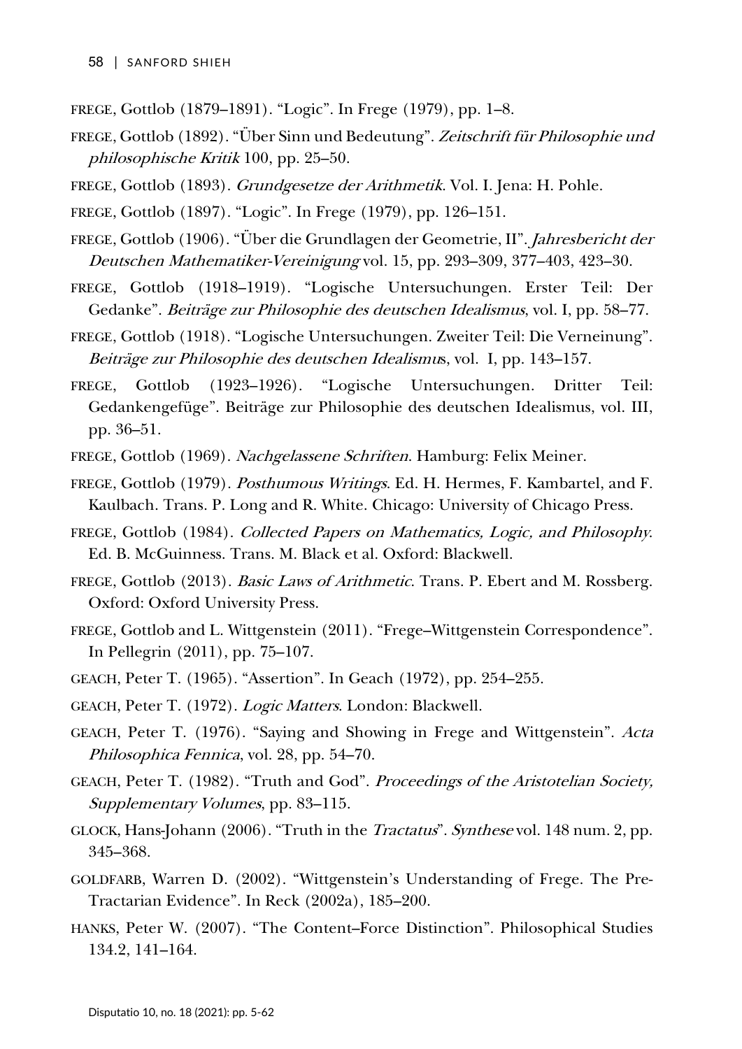FREGE, Gottlob (1879–1891). “Logic”. In Frege (1979), pp. 1–8.

FREGE, Gottlob (1892). “Über Sinn und Bedeutung”. *Zeitschrift für Philosophie und philosophische Kritik* 100, pp. 25–50.

FREGE, Gottlob (1893). *Grundgesetze der Arithmetik*. Vol. I. Jena: H. Pohle.

FREGE, Gottlob (1897). “Logic”. In Frege (1979), pp. 126–151.

FREGE, Gottlob (1906). “Über die Grundlagen der Geometrie, II”. *Jahresbericht der Deutschen Mathematiker-Vereinigung* vol. 15, pp. 293–309, 377–403, 423–30.

FREGE, Gottlob (1918–1919). “Logische Untersuchungen. Erster Teil: Der Gedanke”. *Beiträge zur Philosophie des deutschen Idealismus*, vol. I, pp. 58–77.

FREGE, Gottlob (1918). “Logische Untersuchungen. Zweiter Teil: Die Verneinung”. *Beiträge zur Philosophie des deutschen Idealismus*, vol. I, pp. 143–157.

FREGE, Gottlob (1923–1926). “Logische Untersuchungen. Dritter Teil: Gedankengefüge”. Beiträge zur Philosophie des deutschen Idealismus, vol. III, pp. 36–51.

FREGE, Gottlob (1969). *Nachgelassene Schriften*. Hamburg: Felix Meiner.

FREGE, Gottlob (1979). *Posthumous Writings*. Ed. H. Hermes, F. Kambartel, and F. Kaulbach. Trans. P. Long and R. White. Chicago: University of Chicago Press.

FREGE, Gottlob (1984). *Collected Papers on Mathematics, Logic, and Philosophy*. Ed. B. McGuinness. Trans. M. Black et al. Oxford: Blackwell.

FREGE, Gottlob (2013). *Basic Laws of Arithmetic*. Trans. P. Ebert and M. Rossberg. Oxford: Oxford University Press.

FREGE, Gottlob and L. Wittgenstein (2011). “Frege–Wittgenstein Correspondence”. In Pellegrin (2011), pp. 75–107.

GEACH, Peter T. (1965). “Assertion”. In Geach (1972), pp. 254–255.

GEACH, Peter T. (1972). *Logic Matters*. London: Blackwell.

GEACH, Peter T. (1976). “Saying and Showing in Frege and Wittgenstein”. *Acta Philosophica Fennica*, vol. 28, pp. 54–70.

GEACH, Peter T. (1982). “Truth and God”. *Proceedings of the Aristotelian Society, Supplementary Volumes*, pp. 83–115.

GLOCK, Hans-Johann (2006). “Truth in the *Tractatus*”. *Synthese* vol. 148 num. 2, pp. 345–368.

GOLDFARB, Warren D. (2002). “Wittgenstein’s Understanding of Frege. The Pre-Tractarian Evidence”. In Reck (2002a), 185–200.

HANKS, Peter W. (2007). “The Content–Force Distinction”. Philosophical Studies 134.2, 141–164.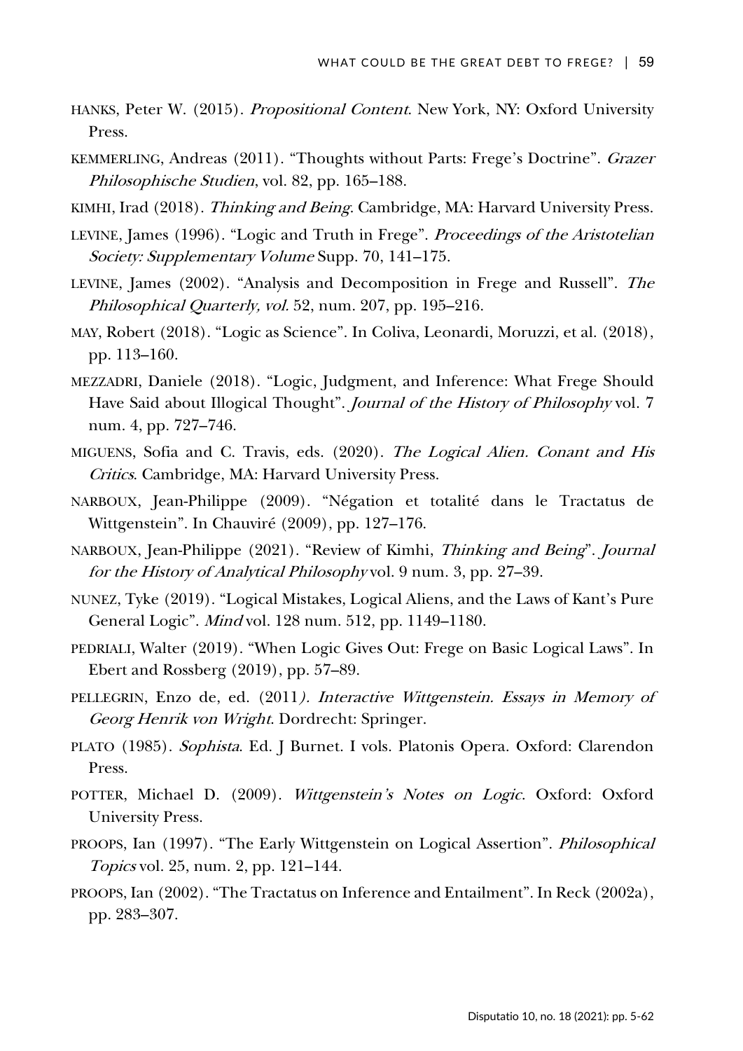HANKS, Peter W. (2015). *Propositional Content*. New York, NY: Oxford University Press.

KEMMERLING, Andreas (2011). "Thoughts without Parts: Frege's Doctrine". *Grazer Philosophische Studien*, vol. 82, pp. 165–188.

KIMHI, Irad (2018). *Thinking and Being*. Cambridge, MA: Harvard University Press.

LEVINE, James (1996). "Logic and Truth in Frege". *Proceedings of the Aristotelian Society: Supplementary Volume* Supp. 70, 141–175.

LEVINE, James (2002). "Analysis and Decomposition in Frege and Russell". *The Philosophical Quarterly, vol.* 52, num. 207, pp. 195–216.

MAY, Robert (2018). "Logic as Science". In Coliva, Leonardi, Moruzzi, et al. (2018), pp. 113–160.

MEZZADRI, Daniele (2018). "Logic, Judgment, and Inference: What Frege Should Have Said about Illogical Thought". *Journal of the History of Philosophy* vol. 7 num. 4, pp. 727–746.

MIGUENS, Sofia and C. Travis, eds. (2020). *The Logical Alien. Conant and His Critics*. Cambridge, MA: Harvard University Press.

NARBOUX, Jean-Philippe (2009). "Négation et totalité dans le Tractatus de Wittgenstein". In Chauviré (2009), pp. 127–176.

NARBOUX, Jean-Philippe (2021). "Review of Kimhi, *Thinking and Being*". *Journal for the History of Analytical Philosophy* vol. 9 num. 3, pp. 27–39.

NUNEZ, Tyke (2019). "Logical Mistakes, Logical Aliens, and the Laws of Kant's Pure General Logic". *Mind* vol. 128 num. 512, pp. 1149–1180.

PEDRIALI, Walter (2019). "When Logic Gives Out: Frege on Basic Logical Laws". In Ebert and Rossberg (2019), pp. 57–89.

PELLEGRIN, Enzo de, ed. (2011*). Interactive Wittgenstein. Essays in Memory of Georg Henrik von Wright*. Dordrecht: Springer.

PLATO (1985). *Sophista*. Ed. J Burnet. I vols. Platonis Opera. Oxford: Clarendon Press.

POTTER, Michael D. (2009). *Wittgenstein's Notes on Logic*. Oxford: Oxford University Press.

PROOPS, Ian (1997). "The Early Wittgenstein on Logical Assertion". *Philosophical Topics* vol. 25, num. 2, pp. 121–144.

PROOPS, Ian (2002). "The Tractatus on Inference and Entailment". In Reck (2002a), pp. 283–307.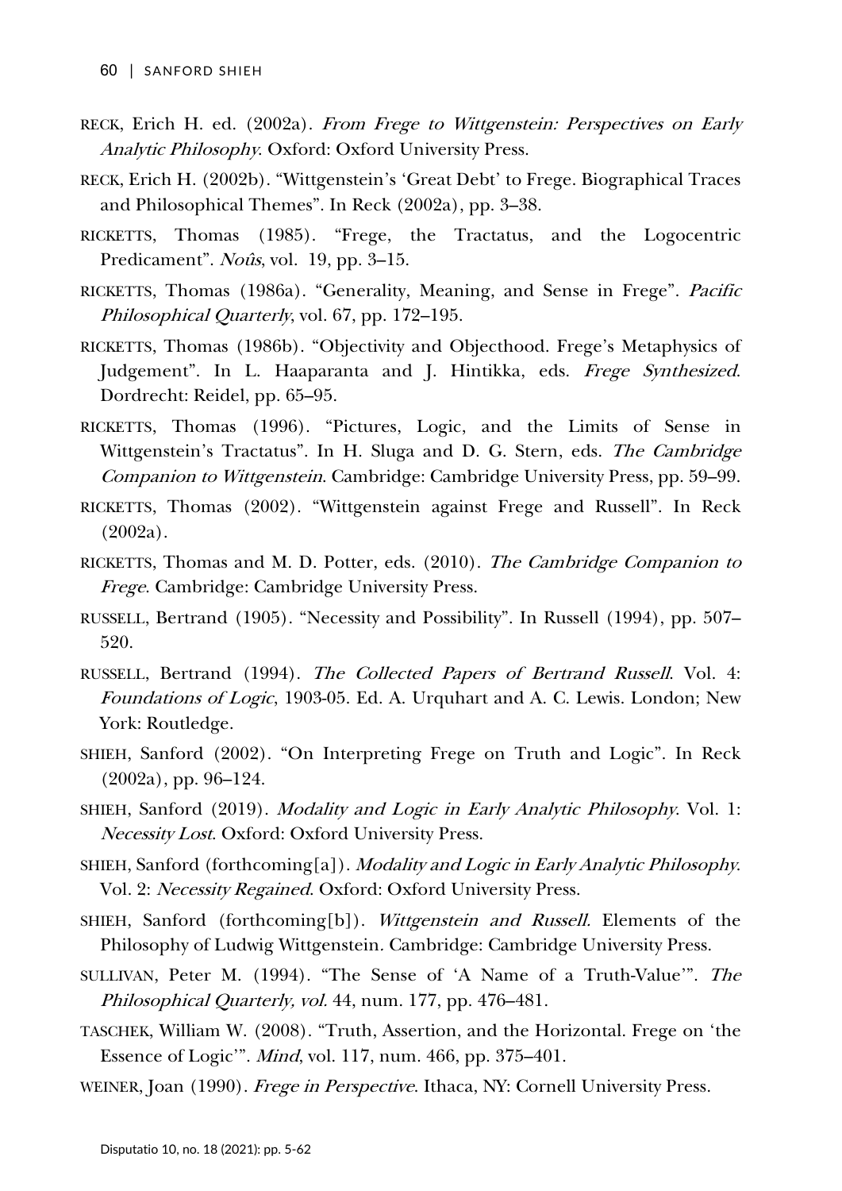RECK, Erich H. ed. (2002a). *From Frege to Wittgenstein: Perspectives on Early Analytic Philosophy*. Oxford: Oxford University Press.

RECK, Erich H. (2002b). "Wittgenstein's 'Great Debt' to Frege. Biographical Traces and Philosophical Themes". In Reck (2002a), pp. 3–38.

RICKETTS, Thomas (1985). "Frege, the Tractatus, and the Logocentric Predicament". *Noûs*, vol. 19, pp. 3–15.

RICKETTS, Thomas (1986a). "Generality, Meaning, and Sense in Frege". *Pacific Philosophical Quarterly*, vol. 67, pp. 172–195.

RICKETTS, Thomas (1986b). "Objectivity and Objecthood. Frege's Metaphysics of Judgement". In L. Haaparanta and J. Hintikka, eds. *Frege Synthesized*. Dordrecht: Reidel, pp. 65–95.

RICKETTS, Thomas (1996). "Pictures, Logic, and the Limits of Sense in Wittgenstein's Tractatus". In H. Sluga and D. G. Stern, eds. *The Cambridge Companion to Wittgenstein*. Cambridge: Cambridge University Press, pp. 59–99.

RICKETTS, Thomas (2002). "Wittgenstein against Frege and Russell". In Reck (2002a).

RICKETTS, Thomas and M. D. Potter, eds. (2010). *The Cambridge Companion to Frege*. Cambridge: Cambridge University Press.

RUSSELL, Bertrand (1905). "Necessity and Possibility". In Russell (1994), pp. 507–520.

RUSSELL, Bertrand (1994). *The Collected Papers of Bertrand Russell*. Vol. 4: *Foundations of Logic*, 1903-05. Ed. A. Urquhart and A. C. Lewis. London; New York: Routledge.

SHIEH, Sanford (2002). "On Interpreting Frege on Truth and Logic". In Reck (2002a), pp. 96–124.

SHIEH, Sanford (2019). *Modality and Logic in Early Analytic Philosophy*. Vol. 1: *Necessity Lost*. Oxford: Oxford University Press.

SHIEH, Sanford (forthcoming[a]). *Modality and Logic in Early Analytic Philosophy*. Vol. 2: *Necessity Regained*. Oxford: Oxford University Press.

SHIEH, Sanford (forthcoming[b]). *Wittgenstein and Russell*. Elements of the Philosophy of Ludwig Wittgenstein. Cambridge: Cambridge University Press.

SULLIVAN, Peter M. (1994). "The Sense of 'A Name of a Truth-Value'". *The Philosophical Quarterly, vol.* 44, num. 177, pp. 476–481.

TASCHEK, William W. (2008). "Truth, Assertion, and the Horizontal. Frege on 'the Essence of Logic'". *Mind*, vol. 117, num. 466, pp. 375–401.

WEINER, Joan (1990). *Frege in Perspective*. Ithaca, NY: Cornell University Press.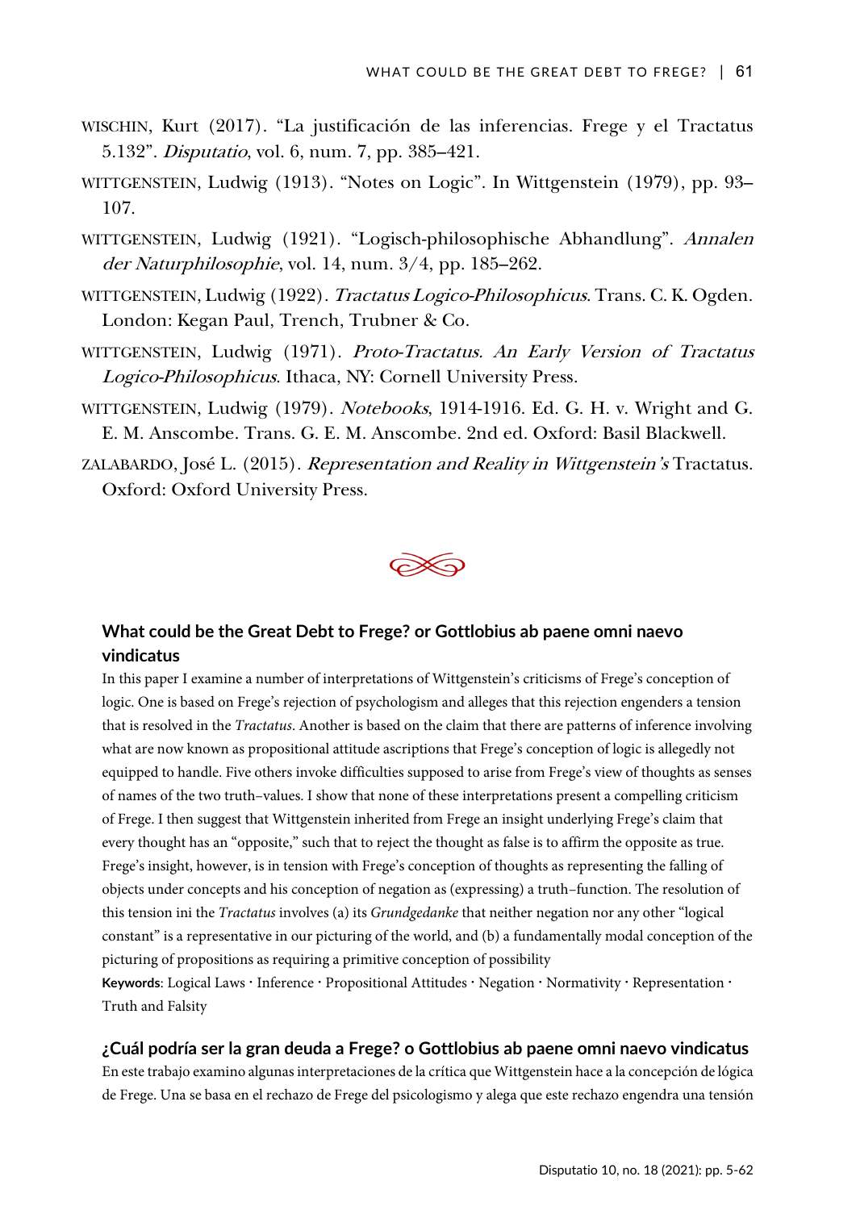WISCHIN, Kurt (2017). "La justificación de las inferencias. Frege y el Tractatus 5.132". *Disputatio*, vol. 6, num. 7, pp. 385–421.

WITTGENSTEIN, Ludwig (1913). "Notes on Logic". In Wittgenstein (1979), pp. 93–107.

WITTGENSTEIN, Ludwig (1921). "Logisch-philosophische Abhandlung". *Annalen der Naturphilosophie*, vol. 14, num. 3/4, pp. 185–262.

WITTGENSTEIN, Ludwig (1922). *Tractatus Logico-Philosophicus*. Trans. C. K. Ogden. London: Kegan Paul, Trench, Trubner & Co.

WITTGENSTEIN, Ludwig (1971). *Proto-Tractatus. An Early Version of Tractatus Logico-Philosophicus*. Ithaca, NY: Cornell University Press.

WITTGENSTEIN, Ludwig (1979). *Notebooks*, 1914-1916. Ed. G. H. v. Wright and G. E. M. Anscombe. Trans. G. E. M. Anscombe. 2nd ed. Oxford: Basil Blackwell.

ZALABARDO, José L. (2015). *Representation and Reality in Wittgenstein's* Tractatus. Oxford: Oxford University Press.

### What could be the Great Debt to Frege? or Gottlobius ab paene omni naevo vindicatus

In this paper I examine a number of interpretations of Wittgenstein's criticisms of Frege's conception of logic. One is based on Frege's rejection of psychologism and alleges that this rejection engenders a tension that is resolved in the *Tractatus*. Another is based on the claim that there are patterns of inference involving what are now known as propositional attitude ascriptions that Frege's conception of logic is allegedly not equipped to handle. Five others invoke difficulties supposed to arise from Frege's view of thoughts as senses of names of the two truth–values. I show that none of these interpretations present a compelling criticism of Frege. I then suggest that Wittgenstein inherited from Frege an insight underlying Frege's claim that every thought has an "opposite," such that to reject the thought as false is to affirm the opposite as true. Frege's insight, however, is in tension with Frege's conception of thoughts as representing the falling of objects under concepts and his conception of negation as (expressing) a truth–function. The resolution of this tension ini the *Tractatus* involves (a) its *Grundgedanke* that neither negation nor any other "logical constant" is a representative in our picturing of the world, and (b) a fundamentally modal conception of the picturing of propositions as requiring a primitive conception of possibility

**Keywords**: Logical Laws · Inference · Propositional Attitudes · Negation · Normativity · Representation · Truth and Falsity

### ¿Cuál podría ser la gran deuda a Frege? o Gottlobius ab paene omni naevo vindicatus

En este trabajo examino algunas interpretaciones de la crítica que Wittgenstein hace a la concepción de lógica de Frege. Una se basa en el rechazo de Frege del psicologismo y alega que este rechazo engendra una tensión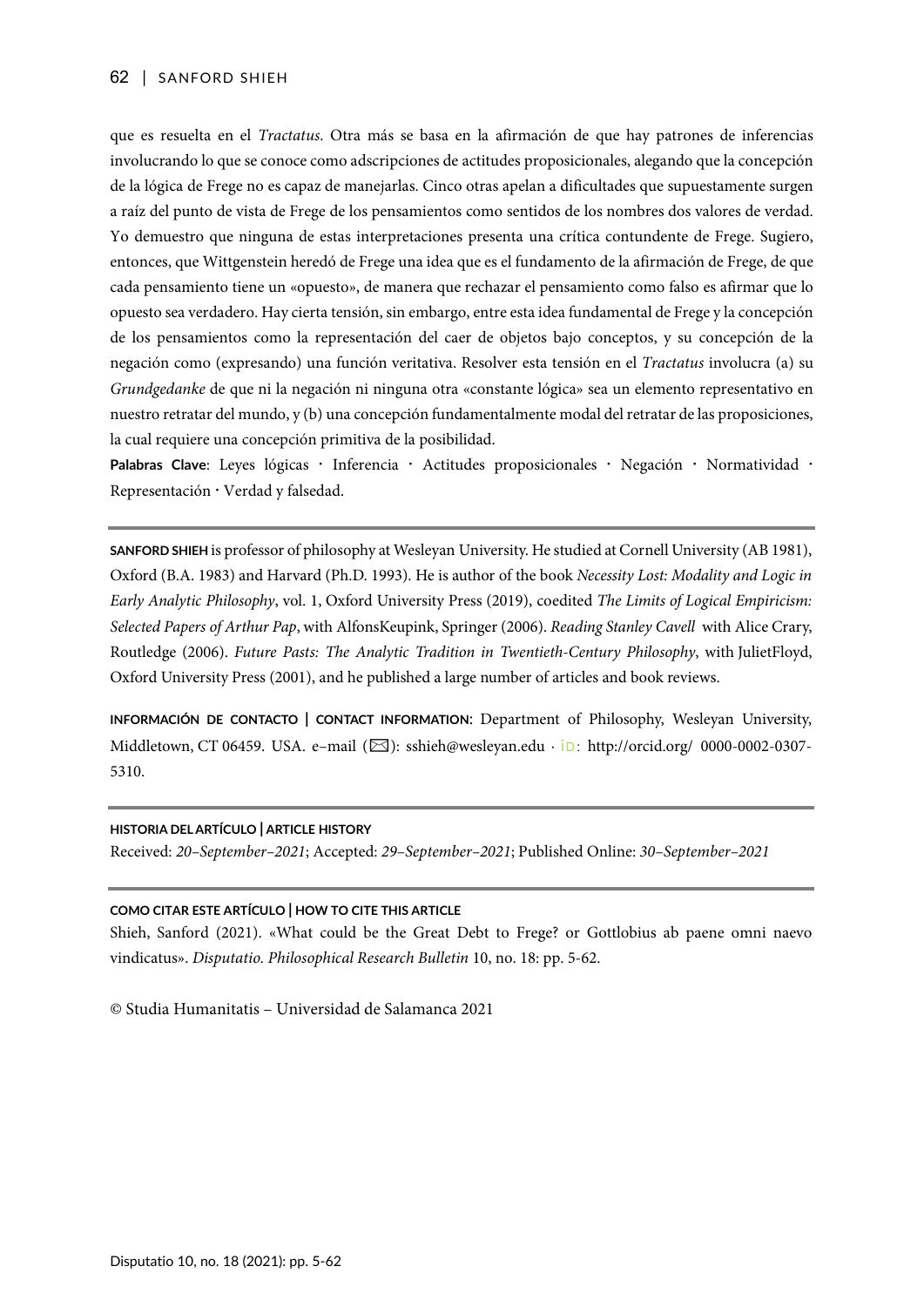que es resuelta en el *Tractatus*. Otra más se basa en la afirmación de que hay patrones de inferencias involucrando lo que se conoce como adscripciones de actitudes proposicionales, alegando que la concepción de la lógica de Frege no es capaz de manejarlas. Cinco otras apelan a dificultades que supuestamente surgen a raíz del punto de vista de Frege de los pensamientos como sentidos de los nombres dos valores de verdad. Yo demuestro que ninguna de estas interpretaciones presenta una crítica contundente de Frege. Sugiero, entonces, que Wittgenstein heredó de Frege una idea que es el fundamento de la afirmación de Frege, de que cada pensamiento tiene un «opuesto», de manera que rechazar el pensamiento como falso es afirmar que lo opuesto sea verdadero. Hay cierta tensión, sin embargo, entre esta idea fundamental de Frege y la concepción de los pensamientos como la representación del caer de objetos bajo conceptos, y su concepción de la negación como (expresando) una función veritativa. Resolver esta tensión en el *Tractatus* involucra (a) su *Grundgedanke* de que ni la negación ni ninguna otra «constante lógica» sea un elemento representativo en nuestro retratar del mundo, y (b) una concepción fundamentalmente modal del retratar de las proposiciones, la cual requiere una concepción primitiva de la posibilidad.

**Palabras Clave**: Leyes lógicas · Inferencia · Actitudes proposicionales · Negación · Normatividad · Representación · Verdad y falsedad.

---

**SANFORD SHIEH** is professor of philosophy at Wesleyan University. He studied at Cornell University (AB 1981), Oxford (B.A. 1983) and Harvard (Ph.D. 1993). He is author of the book *Necessity Lost: Modality and Logic in Early Analytic Philosophy*, vol. 1, Oxford University Press (2019), coedited *The Limits of Logical Empiricism: Selected Papers of Arthur Pap*, with AlfonsKeupink, Springer (2006). *Reading Stanley Cavell* with Alice Crary, Routledge (2006). *Future Pasts: The Analytic Tradition in Twentieth-Century Philosophy*, with JulietFloyd, Oxford University Press (2001), and he published a large number of articles and book reviews.

**INFORMACIÓN DE CONTACTO | CONTACT INFORMATION:** Department of Philosophy, Wesleyan University, Middletown, CT 06459. USA. e–mail (✉): sshieh@wesleyan.edu · iD: http://orcid.org/ 0000-0002-0307-5310.

---

**HISTORIA DEL ARTÍCULO | ARTICLE HISTORY**

Received: *20–September–2021*; Accepted: *29–September–2021*; Published Online: *30–September–2021*

---

**COMO CITAR ESTE ARTÍCULO | HOW TO CITE THIS ARTICLE**

Shieh, Sanford (2021). «What could be the Great Debt to Frege? or Gottlobius ab paene omni naevo vindicatus». *Disputatio. Philosophical Research Bulletin* 10, no. 18: pp. 5-62.

© Studia Humanitatis – Universidad de Salamanca 2021